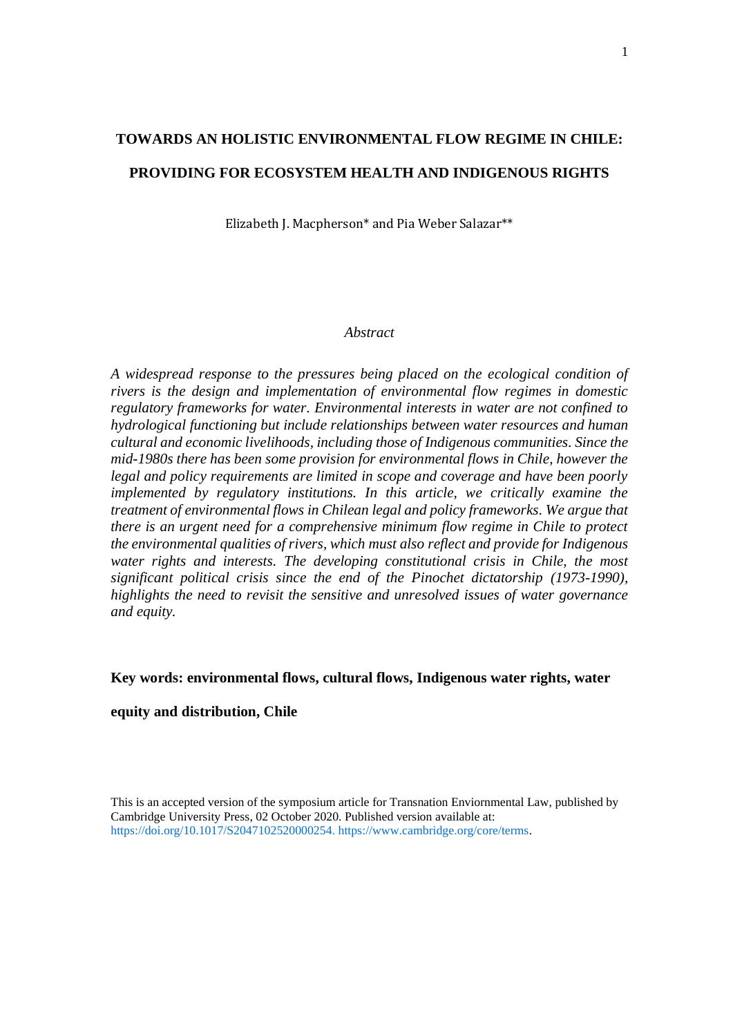# TOWARDS AN HOLISTIC ENVIRONMENTAL FLOW REGIME IN CHILE: PROVIDING FOR ECOSYSTEM HEALTH AND INDIGENOUS RIGHTS

Elizabeth J. Macpherson* and Pia Weber Salazar**

*Abstract*

*A widespread response to the pressures being placed on the ecological condition of rivers is the design and implementation of environmental flow regimes in domestic regulatory frameworks for water. Environmental interests in water are not confined to hydrological functioning but include relationships between water resources and human cultural and economic livelihoods, including those of Indigenous communities. Since the mid-1980s there has been some provision for environmental flows in Chile, however the legal and policy requirements are limited in scope and coverage and have been poorly implemented by regulatory institutions. In this article, we critically examine the treatment of environmental flows in Chilean legal and policy frameworks. We argue that there is an urgent need for a comprehensive minimum flow regime in Chile to protect the environmental qualities of rivers, which must also reflect and provide for Indigenous water rights and interests. The developing constitutional crisis in Chile, the most significant political crisis since the end of the Pinochet dictatorship (1973-1990), highlights the need to revisit the sensitive and unresolved issues of water governance and equity.*

**Key words: environmental flows, cultural flows, Indigenous water rights, water equity and distribution, Chile**

This is an accepted version of the symposium article for Transnation Enviornmental Law, published by Cambridge University Press, 02 October 2020. Published version available at: https://doi.org/10.1017/S2047102520000254. https://www.cambridge.org/core/terms.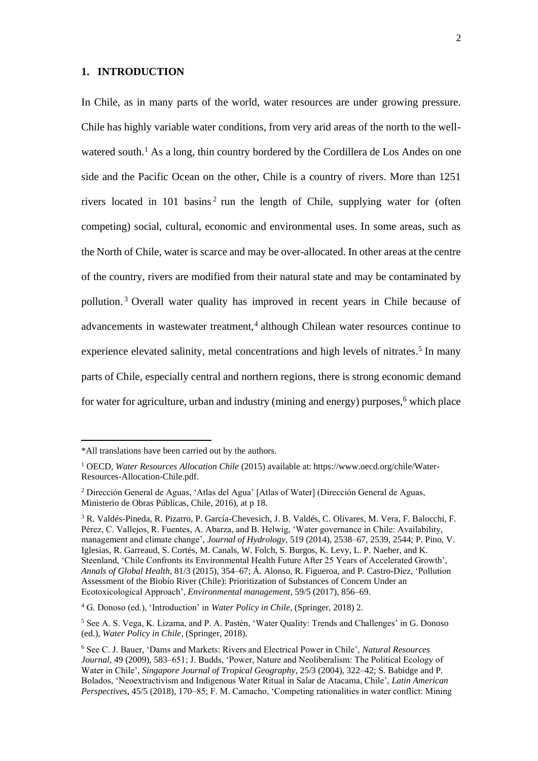## 1. INTRODUCTION

In Chile, as in many parts of the world, water resources are under growing pressure. Chile has highly variable water conditions, from very arid areas of the north to the well-watered south.[1] As a long, thin country bordered by the Cordillera de Los Andes on one side and the Pacific Ocean on the other, Chile is a country of rivers. More than 1251 rivers located in 101 basins[2] run the length of Chile, supplying water for (often competing) social, cultural, economic and environmental uses. In some areas, such as the North of Chile, water is scarce and may be over-allocated. In other areas at the centre of the country, rivers are modified from their natural state and may be contaminated by pollution.[3] Overall water quality has improved in recent years in Chile because of advancements in wastewater treatment,[4] although Chilean water resources continue to experience elevated salinity, metal concentrations and high levels of nitrates.[5] In many parts of Chile, especially central and northern regions, there is strong economic demand for water for agriculture, urban and industry (mining and energy) purposes,[6] which place

---

*All translations have been carried out by the authors.

[1] OECD, *Water Resources Allocation Chile* (2015) available at: https://www.oecd.org/chile/Water-Resources-Allocation-Chile.pdf.

[2] Dirección General de Aguas, 'Atlas del Agua' [Atlas of Water] (Dirección General de Aguas, Ministerio de Obras Públicas, Chile, 2016), at p 18.

[3] R. Valdés-Pineda, R. Pizarro, P. García-Chevesich, J. B. Valdés, C. Olivares, M. Vera, F. Balocchi, F. Pérez, C. Vallejos, R. Fuentes, A. Abarza, and B. Helwig, 'Water governance in Chile: Availability, management and climate change', *Journal of Hydrology*, 519 (2014), 2538–67, 2539, 2544; P. Pino, V. Iglesias, R. Garreaud, S. Cortés, M. Canals, W. Folch, S. Burgos, K. Levy, L. P. Naeher, and K. Steenland, 'Chile Confronts its Environmental Health Future After 25 Years of Accelerated Growth', *Annals of Global Health*, 81/3 (2015), 354–67; Á. Alonso, R. Figueroa, and P. Castro-Díez, 'Pollution Assessment of the Biobío River (Chile): Prioritization of Substances of Concern Under an Ecotoxicological Approach', *Environmental management*, 59/5 (2017), 856–69.

[4] G. Donoso (ed.), 'Introduction' in *Water Policy in Chile*, (Springer, 2018) 2.

[5] See A. S. Vega, K. Lizama, and P. A. Pastén, 'Water Quality: Trends and Challenges' in G. Donoso (ed.), *Water Policy in Chile*, (Springer, 2018).

[6] See C. J. Bauer, 'Dams and Markets: Rivers and Electrical Power in Chile', *Natural Resources Journal*, 49 (2009), 583–651; J. Budds, 'Power, Nature and Neoliberalism: The Political Ecology of Water in Chile', *Singapore Journal of Tropical Geography*, 25/3 (2004), 322–42; S. Babidge and P. Bolados, 'Neoextractivism and Indigenous Water Ritual in Salar de Atacama, Chile', *Latin American Perspectives*, 45/5 (2018), 170–85; F. M. Camacho, 'Competing rationalities in water conflict: Mining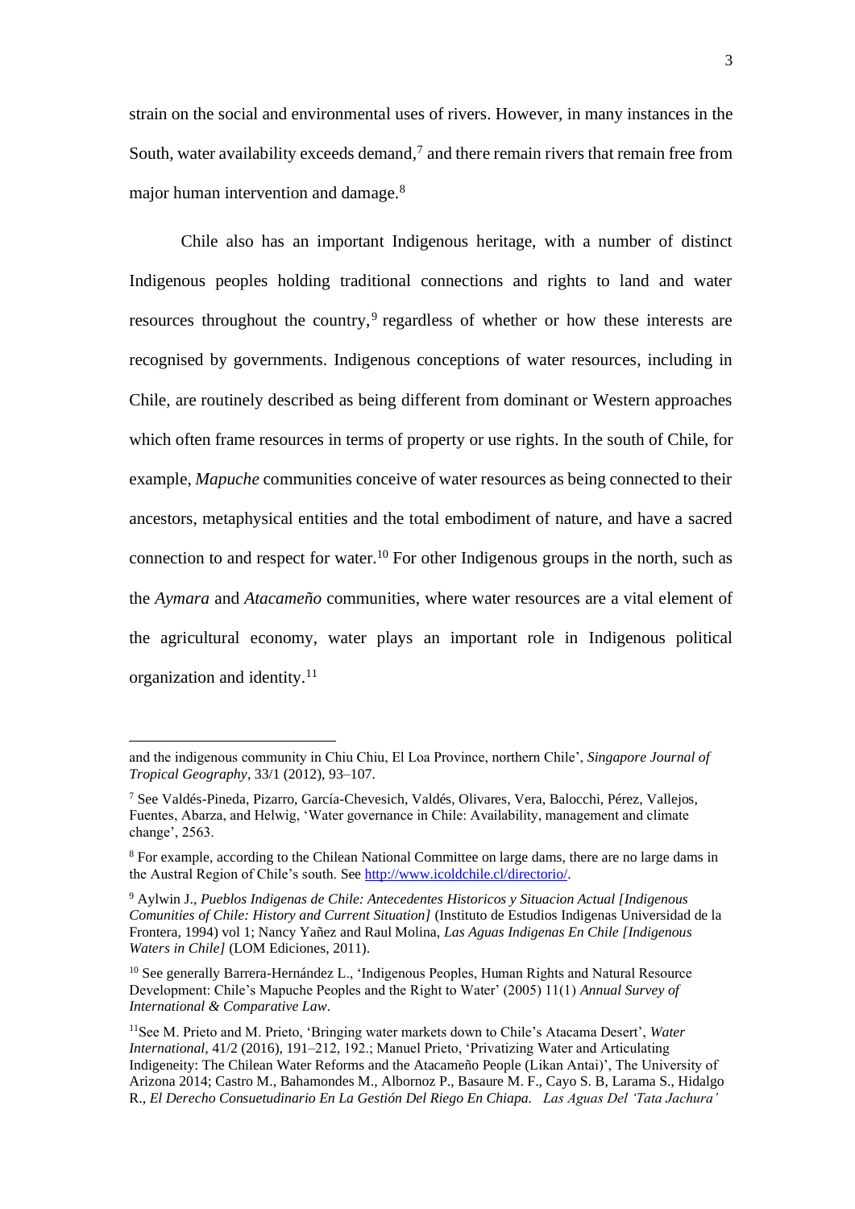strain on the social and environmental uses of rivers. However, in many instances in the South, water availability exceeds demand,[7] and there remain rivers that remain free from major human intervention and damage.[8]

Chile also has an important Indigenous heritage, with a number of distinct Indigenous peoples holding traditional connections and rights to land and water resources throughout the country,[9] regardless of whether or how these interests are recognised by governments. Indigenous conceptions of water resources, including in Chile, are routinely described as being different from dominant or Western approaches which often frame resources in terms of property or use rights. In the south of Chile, for example, *Mapuche* communities conceive of water resources as being connected to their ancestors, metaphysical entities and the total embodiment of nature, and have a sacred connection to and respect for water.[10] For other Indigenous groups in the north, such as the *Aymara* and *Atacameño* communities, where water resources are a vital element of the agricultural economy, water plays an important role in Indigenous political organization and identity.[11]

---

and the indigenous community in Chiu Chiu, El Loa Province, northern Chile', *Singapore Journal of Tropical Geography*, 33/1 (2012), 93–107.

[7] See Valdés-Pineda, Pizarro, García-Chevesich, Valdés, Olivares, Vera, Balocchi, Pérez, Vallejos, Fuentes, Abarza, and Helwig, 'Water governance in Chile: Availability, management and climate change', 2563.

[8] For example, according to the Chilean National Committee on large dams, there are no large dams in the Austral Region of Chile's south. See http://www.icoldchile.cl/directorio/.

[9] Aylwin J., *Pueblos Indigenas de Chile: Antecedentes Historicos y Situacion Actual [Indigenous Comunities of Chile: History and Current Situation]* (Instituto de Estudios Indigenas Universidad de la Frontera, 1994) vol 1; Nancy Yañez and Raul Molina, *Las Aguas Indigenas En Chile [Indigenous Waters in Chile]* (LOM Ediciones, 2011).

[10] See generally Barrera-Hernández L., 'Indigenous Peoples, Human Rights and Natural Resource Development: Chile's Mapuche Peoples and the Right to Water' (2005) 11(1) *Annual Survey of International & Comparative Law*.

[11] See M. Prieto and M. Prieto, 'Bringing water markets down to Chile's Atacama Desert', *Water International*, 41/2 (2016), 191–212, 192.; Manuel Prieto, 'Privatizing Water and Articulating Indigeneity: The Chilean Water Reforms and the Atacameño People (Likan Antai)', The University of Arizona 2014; Castro M., Bahamondes M., Albornoz P., Basaure M. F., Cayo S. B, Larama S., Hidalgo R., *El Derecho Consuetudinario En La Gestión Del Riego En Chiapa. Las Aguas Del 'Tata Jachura'*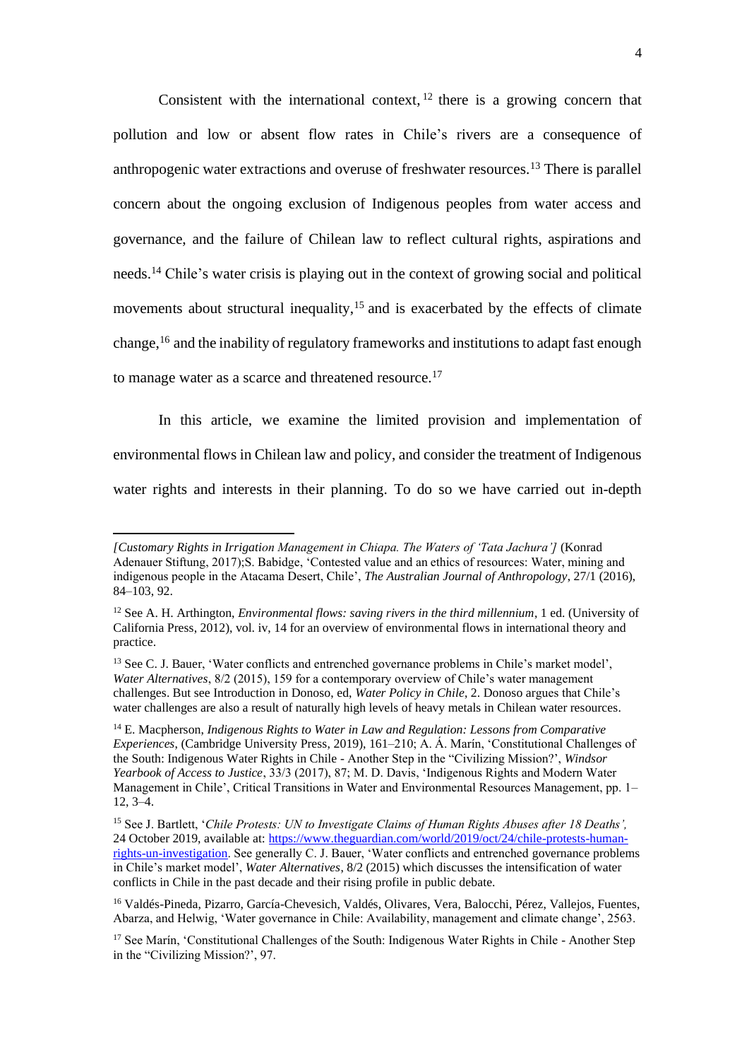Consistent with the international context,[12] there is a growing concern that pollution and low or absent flow rates in Chile's rivers are a consequence of anthropogenic water extractions and overuse of freshwater resources.[13] There is parallel concern about the ongoing exclusion of Indigenous peoples from water access and governance, and the failure of Chilean law to reflect cultural rights, aspirations and needs.[14] Chile's water crisis is playing out in the context of growing social and political movements about structural inequality,[15] and is exacerbated by the effects of climate change,[16] and the inability of regulatory frameworks and institutions to adapt fast enough to manage water as a scarce and threatened resource.[17]

In this article, we examine the limited provision and implementation of environmental flows in Chilean law and policy, and consider the treatment of Indigenous water rights and interests in their planning. To do so we have carried out in-depth

---

*[Customary Rights in Irrigation Management in Chiapa. The Waters of 'Tata Jachura']* (Konrad Adenauer Stiftung, 2017);S. Babidge, 'Contested value and an ethics of resources: Water, mining and indigenous people in the Atacama Desert, Chile', *The Australian Journal of Anthropology*, 27/1 (2016), 84–103, 92.

[12] See A. H. Arthington, *Environmental flows: saving rivers in the third millennium*, 1 ed. (University of California Press, 2012), vol. iv, 14 for an overview of environmental flows in international theory and practice.

[13] See C. J. Bauer, 'Water conflicts and entrenched governance problems in Chile's market model', *Water Alternatives*, 8/2 (2015), 159 for a contemporary overview of Chile's water management challenges. But see Introduction in Donoso, ed, *Water Policy in Chile*, 2. Donoso argues that Chile's water challenges are also a result of naturally high levels of heavy metals in Chilean water resources.

[14] E. Macpherson, *Indigenous Rights to Water in Law and Regulation: Lessons from Comparative Experiences*, (Cambridge University Press, 2019), 161–210; A. Á. Marín, 'Constitutional Challenges of the South: Indigenous Water Rights in Chile - Another Step in the "Civilizing Mission?', *Windsor Yearbook of Access to Justice*, 33/3 (2017), 87; M. D. Davis, 'Indigenous Rights and Modern Water Management in Chile', Critical Transitions in Water and Environmental Resources Management, pp. 1–12, 3–4.

[15] See J. Bartlett, '*Chile Protests: UN to Investigate Claims of Human Rights Abuses after 18 Deaths',* 24 October 2019, available at: https://www.theguardian.com/world/2019/oct/24/chile-protests-human-rights-un-investigation. See generally C. J. Bauer, 'Water conflicts and entrenched governance problems in Chile's market model', *Water Alternatives*, 8/2 (2015) which discusses the intensification of water conflicts in Chile in the past decade and their rising profile in public debate.

[16] Valdés-Pineda, Pizarro, García-Chevesich, Valdés, Olivares, Vera, Balocchi, Pérez, Vallejos, Fuentes, Abarza, and Helwig, 'Water governance in Chile: Availability, management and climate change', 2563.

[17] See Marín, 'Constitutional Challenges of the South: Indigenous Water Rights in Chile - Another Step in the "Civilizing Mission?', 97.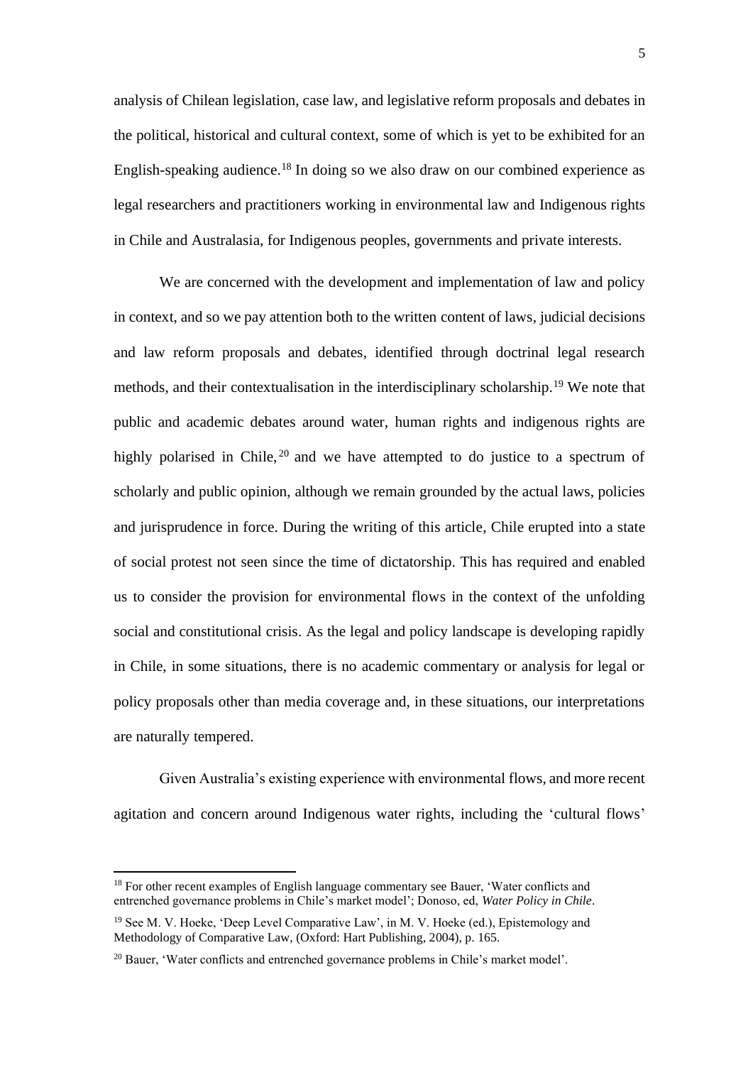analysis of Chilean legislation, case law, and legislative reform proposals and debates in the political, historical and cultural context, some of which is yet to be exhibited for an English-speaking audience.[18] In doing so we also draw on our combined experience as legal researchers and practitioners working in environmental law and Indigenous rights in Chile and Australasia, for Indigenous peoples, governments and private interests.

We are concerned with the development and implementation of law and policy in context, and so we pay attention both to the written content of laws, judicial decisions and law reform proposals and debates, identified through doctrinal legal research methods, and their contextualisation in the interdisciplinary scholarship.[19] We note that public and academic debates around water, human rights and indigenous rights are highly polarised in Chile,[20] and we have attempted to do justice to a spectrum of scholarly and public opinion, although we remain grounded by the actual laws, policies and jurisprudence in force. During the writing of this article, Chile erupted into a state of social protest not seen since the time of dictatorship. This has required and enabled us to consider the provision for environmental flows in the context of the unfolding social and constitutional crisis. As the legal and policy landscape is developing rapidly in Chile, in some situations, there is no academic commentary or analysis for legal or policy proposals other than media coverage and, in these situations, our interpretations are naturally tempered.

Given Australia's existing experience with environmental flows, and more recent agitation and concern around Indigenous water rights, including the 'cultural flows'

---

[18] For other recent examples of English language commentary see Bauer, 'Water conflicts and entrenched governance problems in Chile's market model'; Donoso, ed, *Water Policy in Chile*.

[19] See M. V. Hoeke, 'Deep Level Comparative Law', in M. V. Hoeke (ed.), Epistemology and Methodology of Comparative Law, (Oxford: Hart Publishing, 2004), p. 165.

[20] Bauer, 'Water conflicts and entrenched governance problems in Chile's market model'.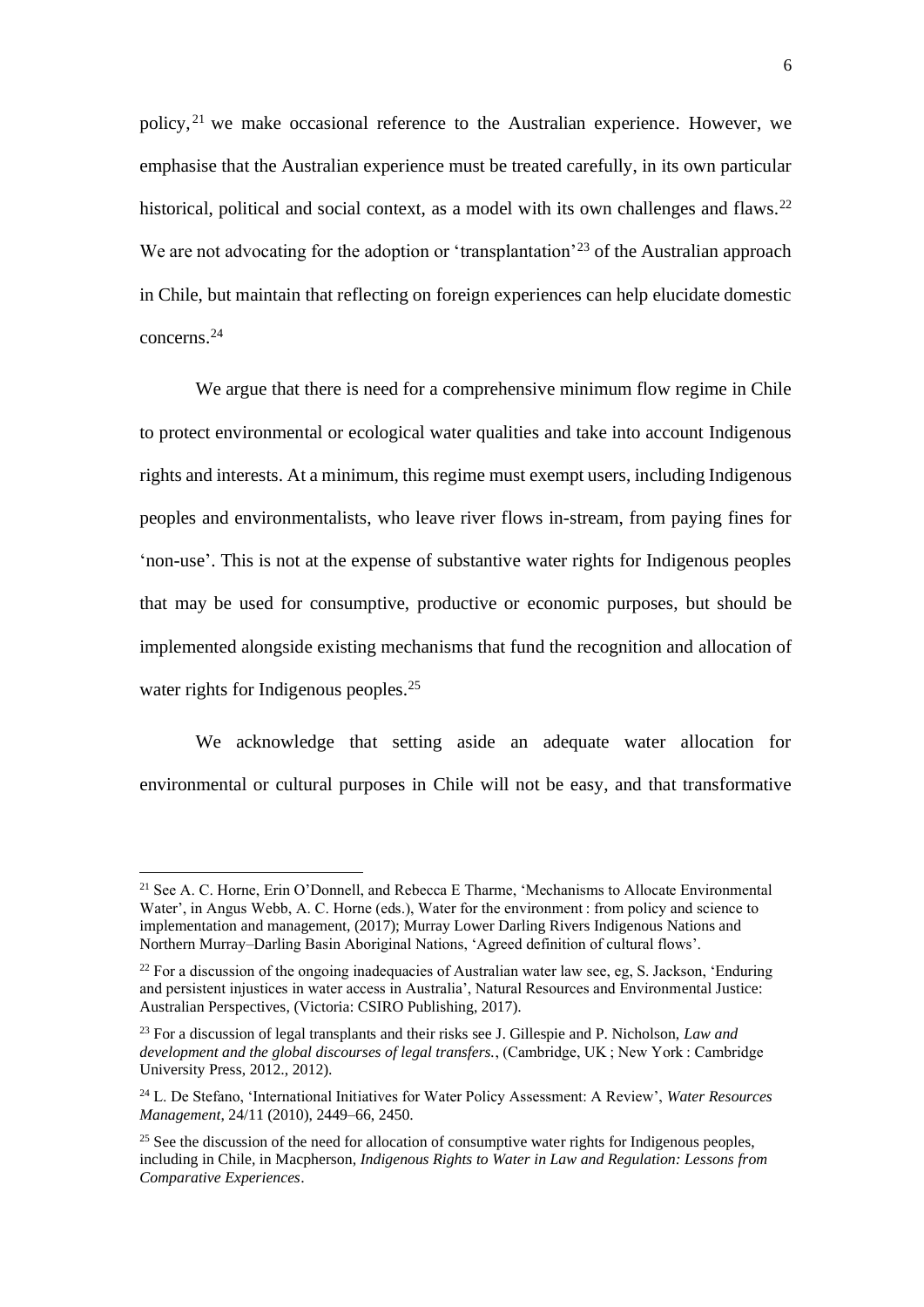policy,[21] we make occasional reference to the Australian experience. However, we emphasise that the Australian experience must be treated carefully, in its own particular historical, political and social context, as a model with its own challenges and flaws.[22] We are not advocating for the adoption or 'transplantation'[23] of the Australian approach in Chile, but maintain that reflecting on foreign experiences can help elucidate domestic concerns.[24]

We argue that there is need for a comprehensive minimum flow regime in Chile to protect environmental or ecological water qualities and take into account Indigenous rights and interests. At a minimum, this regime must exempt users, including Indigenous peoples and environmentalists, who leave river flows in-stream, from paying fines for 'non-use'. This is not at the expense of substantive water rights for Indigenous peoples that may be used for consumptive, productive or economic purposes, but should be implemented alongside existing mechanisms that fund the recognition and allocation of water rights for Indigenous peoples.[25]

We acknowledge that setting aside an adequate water allocation for environmental or cultural purposes in Chile will not be easy, and that transformative

---

[21] See A. C. Horne, Erin O'Donnell, and Rebecca E Tharme, 'Mechanisms to Allocate Environmental Water', in Angus Webb, A. C. Horne (eds.), Water for the environment : from policy and science to implementation and management, (2017); Murray Lower Darling Rivers Indigenous Nations and Northern Murray–Darling Basin Aboriginal Nations, 'Agreed definition of cultural flows'.

[22] For a discussion of the ongoing inadequacies of Australian water law see, eg, S. Jackson, 'Enduring and persistent injustices in water access in Australia', Natural Resources and Environmental Justice: Australian Perspectives, (Victoria: CSIRO Publishing, 2017).

[23] For a discussion of legal transplants and their risks see J. Gillespie and P. Nicholson, *Law and development and the global discourses of legal transfers.*, (Cambridge, UK ; New York : Cambridge University Press, 2012., 2012).

[24] L. De Stefano, 'International Initiatives for Water Policy Assessment: A Review', *Water Resources Management*, 24/11 (2010), 2449–66, 2450.

[25] See the discussion of the need for allocation of consumptive water rights for Indigenous peoples, including in Chile, in Macpherson, *Indigenous Rights to Water in Law and Regulation: Lessons from Comparative Experiences*.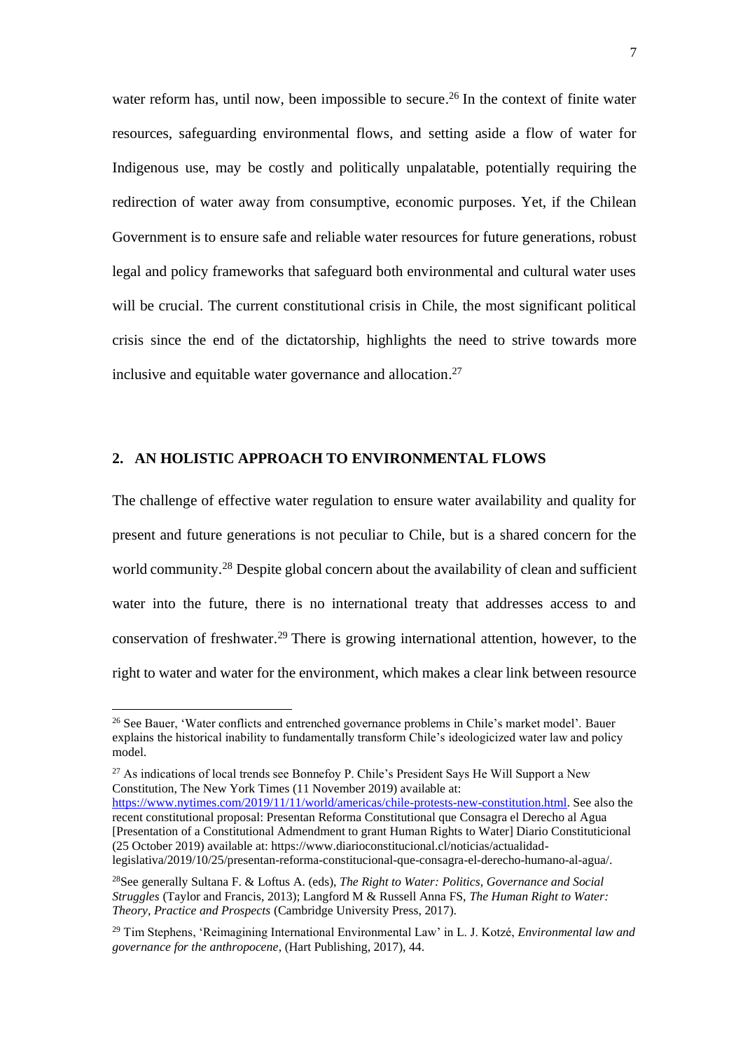water reform has, until now, been impossible to secure.[26] In the context of finite water resources, safeguarding environmental flows, and setting aside a flow of water for Indigenous use, may be costly and politically unpalatable, potentially requiring the redirection of water away from consumptive, economic purposes. Yet, if the Chilean Government is to ensure safe and reliable water resources for future generations, robust legal and policy frameworks that safeguard both environmental and cultural water uses will be crucial. The current constitutional crisis in Chile, the most significant political crisis since the end of the dictatorship, highlights the need to strive towards more inclusive and equitable water governance and allocation.[27]

## 2. AN HOLISTIC APPROACH TO ENVIRONMENTAL FLOWS

The challenge of effective water regulation to ensure water availability and quality for present and future generations is not peculiar to Chile, but is a shared concern for the world community.[28] Despite global concern about the availability of clean and sufficient water into the future, there is no international treaty that addresses access to and conservation of freshwater.[29] There is growing international attention, however, to the right to water and water for the environment, which makes a clear link between resource

---

[26] See Bauer, 'Water conflicts and entrenched governance problems in Chile's market model'. Bauer explains the historical inability to fundamentally transform Chile's ideologicized water law and policy model.

[27] As indications of local trends see Bonnefoy P. Chile's President Says He Will Support a New Constitution, The New York Times (11 November 2019) available at: https://www.nytimes.com/2019/11/11/world/americas/chile-protests-new-constitution.html. See also the recent constitutional proposal: Presentan Reforma Constitutional que Consagra el Derecho al Agua [Presentation of a Constitutional Admendment to grant Human Rights to Water] Diario Constitucional (25 October 2019) available at: https://www.diarioconstitucional.cl/noticias/actualidad-legislativa/2019/10/25/presentan-reforma-constitucional-que-consagra-el-derecho-humano-al-agua/.

[28] See generally Sultana F. & Loftus A. (eds), *The Right to Water: Politics, Governance and Social Struggles* (Taylor and Francis, 2013); Langford M & Russell Anna FS, *The Human Right to Water: Theory, Practice and Prospects* (Cambridge University Press, 2017).

[29] Tim Stephens, 'Reimagining International Environmental Law' in L. J. Kotzé, *Environmental law and governance for the anthropocene*, (Hart Publishing, 2017), 44.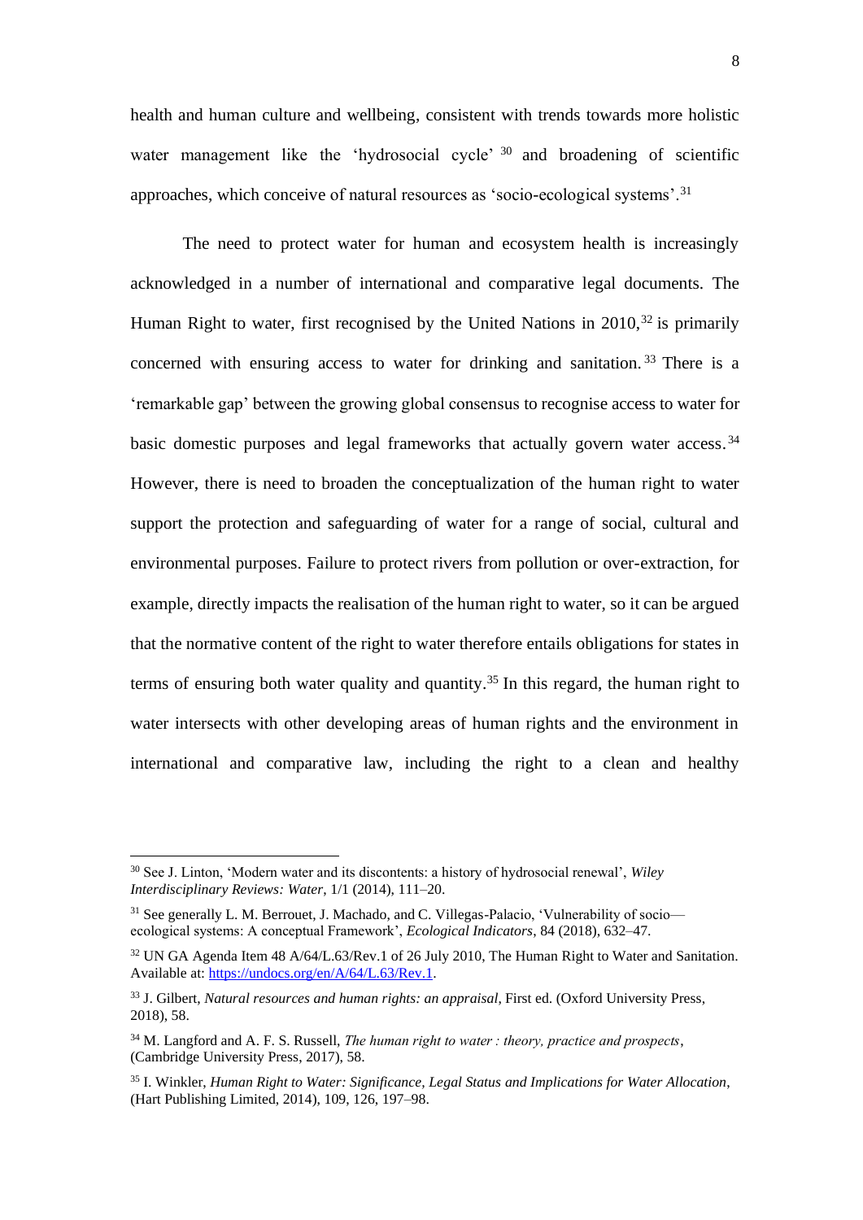health and human culture and wellbeing, consistent with trends towards more holistic water management like the 'hydrosocial cycle' [30] and broadening of scientific approaches, which conceive of natural resources as 'socio-ecological systems'.[31]

The need to protect water for human and ecosystem health is increasingly acknowledged in a number of international and comparative legal documents. The Human Right to water, first recognised by the United Nations in 2010,[32] is primarily concerned with ensuring access to water for drinking and sanitation.[33] There is a 'remarkable gap' between the growing global consensus to recognise access to water for basic domestic purposes and legal frameworks that actually govern water access.[34] However, there is need to broaden the conceptualization of the human right to water support the protection and safeguarding of water for a range of social, cultural and environmental purposes. Failure to protect rivers from pollution or over-extraction, for example, directly impacts the realisation of the human right to water, so it can be argued that the normative content of the right to water therefore entails obligations for states in terms of ensuring both water quality and quantity.[35] In this regard, the human right to water intersects with other developing areas of human rights and the environment in international and comparative law, including the right to a clean and healthy

---

[30] See J. Linton, 'Modern water and its discontents: a history of hydrosocial renewal', *Wiley Interdisciplinary Reviews: Water*, 1/1 (2014), 111–20.

[31] See generally L. M. Berrouet, J. Machado, and C. Villegas-Palacio, 'Vulnerability of socio—ecological systems: A conceptual Framework', *Ecological Indicators*, 84 (2018), 632–47.

[32] UN GA Agenda Item 48 A/64/L.63/Rev.1 of 26 July 2010, The Human Right to Water and Sanitation. Available at: https://undocs.org/en/A/64/L.63/Rev.1.

[33] J. Gilbert, *Natural resources and human rights: an appraisal*, First ed. (Oxford University Press, 2018), 58.

[34] M. Langford and A. F. S. Russell, *The human right to water : theory, practice and prospects*, (Cambridge University Press, 2017), 58.

[35] I. Winkler, *Human Right to Water: Significance, Legal Status and Implications for Water Allocation*, (Hart Publishing Limited, 2014), 109, 126, 197–98.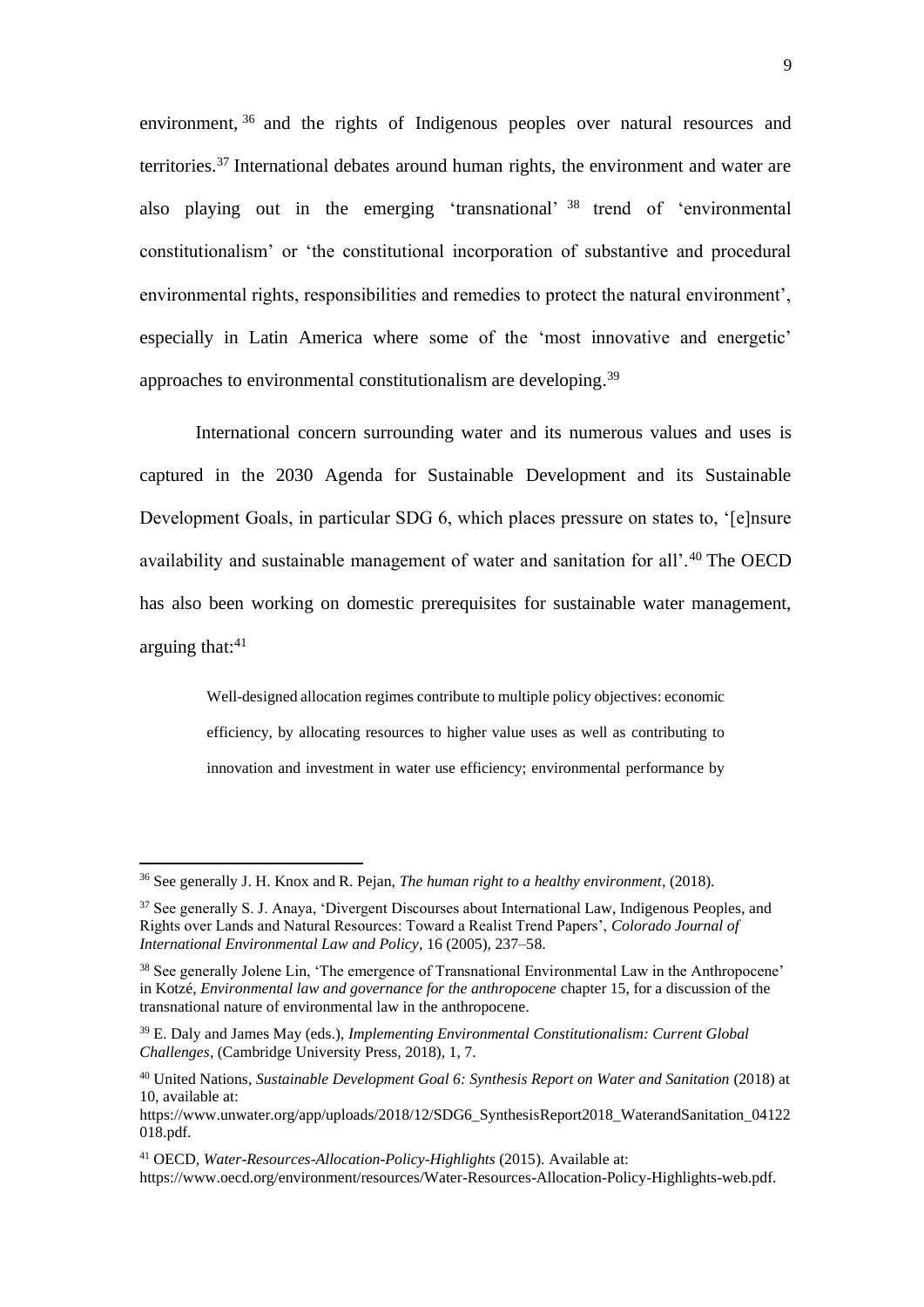environment,[36] and the rights of Indigenous peoples over natural resources and territories.[37] International debates around human rights, the environment and water are also playing out in the emerging 'transnational'[38] trend of 'environmental constitutionalism' or 'the constitutional incorporation of substantive and procedural environmental rights, responsibilities and remedies to protect the natural environment', especially in Latin America where some of the 'most innovative and energetic' approaches to environmental constitutionalism are developing.[39]

International concern surrounding water and its numerous values and uses is captured in the 2030 Agenda for Sustainable Development and its Sustainable Development Goals, in particular SDG 6, which places pressure on states to, '[e]nsure availability and sustainable management of water and sanitation for all'.[40] The OECD has also been working on domestic prerequisites for sustainable water management, arguing that:[41]

> Well-designed allocation regimes contribute to multiple policy objectives: economic efficiency, by allocating resources to higher value uses as well as contributing to innovation and investment in water use efficiency; environmental performance by

---

[36] See generally J. H. Knox and R. Pejan, *The human right to a healthy environment*, (2018).

[37] See generally S. J. Anaya, 'Divergent Discourses about International Law, Indigenous Peoples, and Rights over Lands and Natural Resources: Toward a Realist Trend Papers', *Colorado Journal of International Environmental Law and Policy*, 16 (2005), 237–58.

[38] See generally Jolene Lin, 'The emergence of Transnational Environmental Law in the Anthropocene' in Kotzé, *Environmental law and governance for the anthropocene* chapter 15, for a discussion of the transnational nature of environmental law in the anthropocene.

[39] E. Daly and James May (eds.), *Implementing Environmental Constitutionalism: Current Global Challenges*, (Cambridge University Press, 2018), 1, 7.

[40] United Nations, *Sustainable Development Goal 6: Synthesis Report on Water and Sanitation* (2018) at 10, available at: https://www.unwater.org/app/uploads/2018/12/SDG6_SynthesisReport2018_WaterandSanitation_04122018.pdf.

[41] OECD, *Water-Resources-Allocation-Policy-Highlights* (2015). Available at: https://www.oecd.org/environment/resources/Water-Resources-Allocation-Policy-Highlights-web.pdf.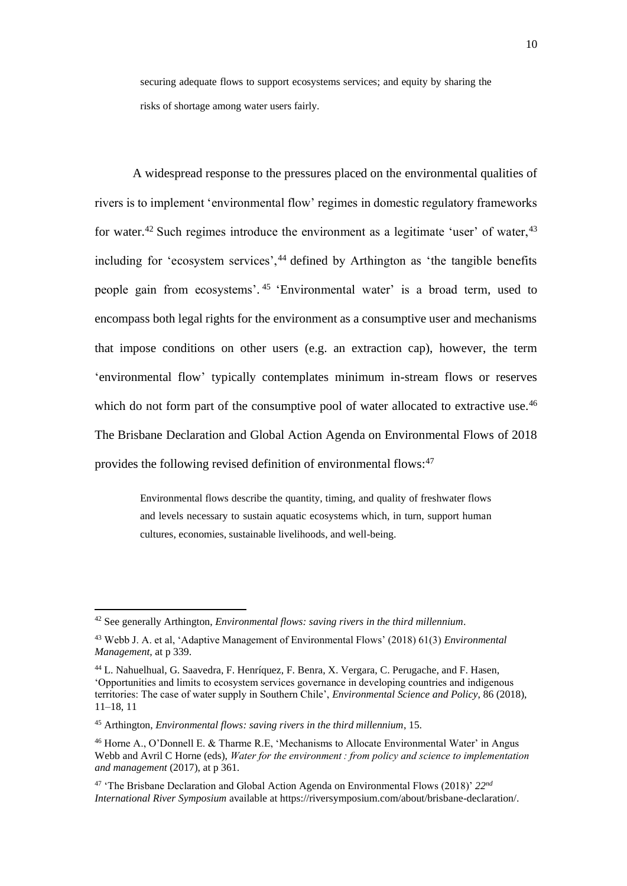> securing adequate flows to support ecosystems services; and equity by sharing the risks of shortage among water users fairly.

A widespread response to the pressures placed on the environmental qualities of rivers is to implement 'environmental flow' regimes in domestic regulatory frameworks for water.[42] Such regimes introduce the environment as a legitimate 'user' of water,[43] including for 'ecosystem services',[44] defined by Arthington as 'the tangible benefits people gain from ecosystems'.[45] 'Environmental water' is a broad term, used to encompass both legal rights for the environment as a consumptive user and mechanisms that impose conditions on other users (e.g. an extraction cap), however, the term 'environmental flow' typically contemplates minimum in-stream flows or reserves which do not form part of the consumptive pool of water allocated to extractive use.[46] The Brisbane Declaration and Global Action Agenda on Environmental Flows of 2018 provides the following revised definition of environmental flows:[47]

> Environmental flows describe the quantity, timing, and quality of freshwater flows and levels necessary to sustain aquatic ecosystems which, in turn, support human cultures, economies, sustainable livelihoods, and well-being.

---

[42] See generally Arthington, *Environmental flows: saving rivers in the third millennium*.

[43] Webb J. A. et al, 'Adaptive Management of Environmental Flows' (2018) 61(3) *Environmental Management*, at p 339.

[44] L. Nahuelhual, G. Saavedra, F. Henríquez, F. Benra, X. Vergara, C. Perugache, and F. Hasen, 'Opportunities and limits to ecosystem services governance in developing countries and indigenous territories: The case of water supply in Southern Chile', *Environmental Science and Policy*, 86 (2018), 11–18, 11

[45] Arthington, *Environmental flows: saving rivers in the third millennium*, 15.

[46] Horne A., O'Donnell E. & Tharme R.E, 'Mechanisms to Allocate Environmental Water' in Angus Webb and Avril C Horne (eds), *Water for the environment : from policy and science to implementation and management* (2017), at p 361.

[47] 'The Brisbane Declaration and Global Action Agenda on Environmental Flows (2018)' *22nd International River Symposium* available at https://riversymposium.com/about/brisbane-declaration/.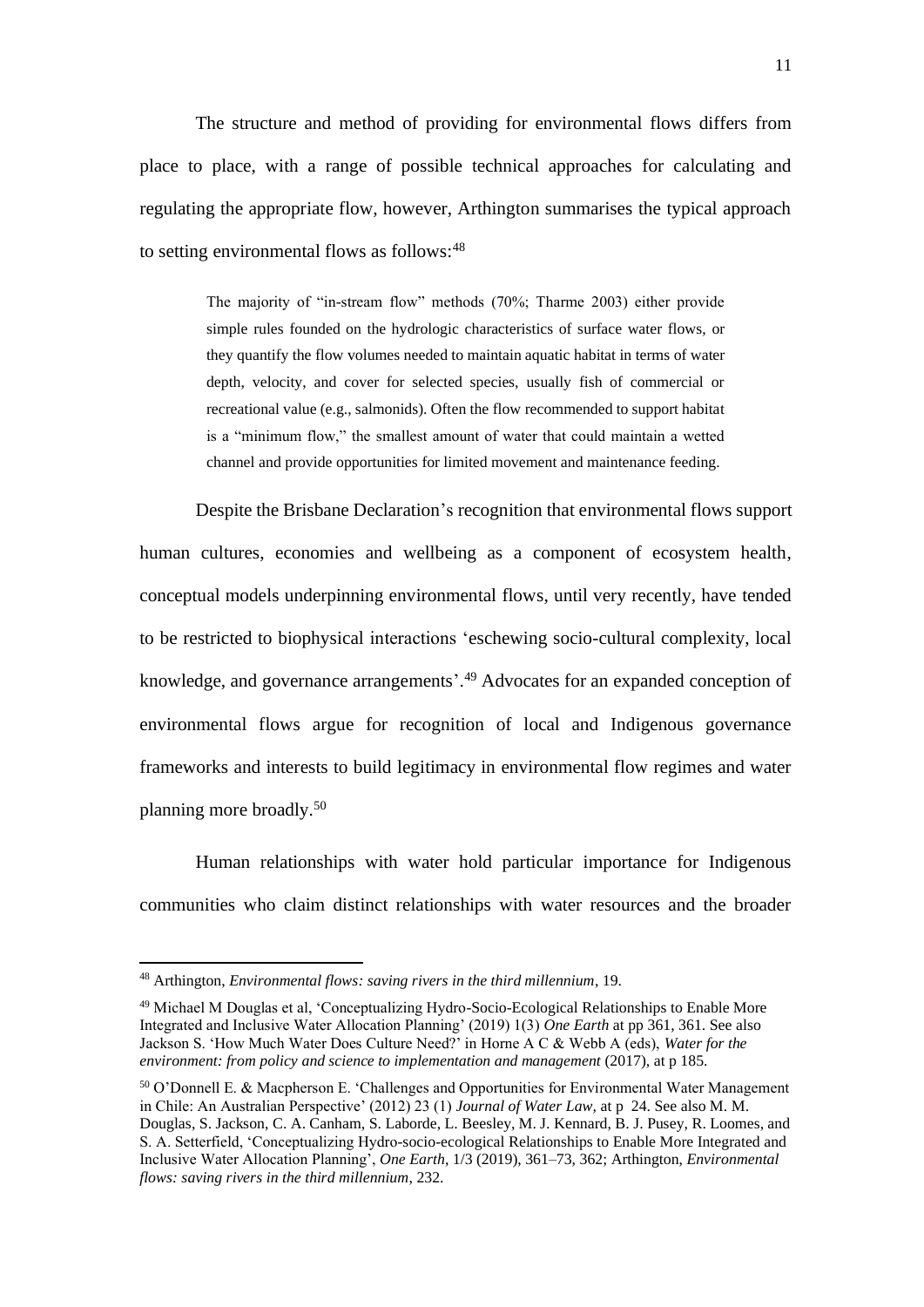The structure and method of providing for environmental flows differs from place to place, with a range of possible technical approaches for calculating and regulating the appropriate flow, however, Arthington summarises the typical approach to setting environmental flows as follows:[48]

> The majority of "in-stream flow" methods (70%; Tharme 2003) either provide simple rules founded on the hydrologic characteristics of surface water flows, or they quantify the flow volumes needed to maintain aquatic habitat in terms of water depth, velocity, and cover for selected species, usually fish of commercial or recreational value (e.g., salmonids). Often the flow recommended to support habitat is a "minimum flow," the smallest amount of water that could maintain a wetted channel and provide opportunities for limited movement and maintenance feeding.

Despite the Brisbane Declaration's recognition that environmental flows support human cultures, economies and wellbeing as a component of ecosystem health, conceptual models underpinning environmental flows, until very recently, have tended to be restricted to biophysical interactions 'eschewing socio-cultural complexity, local knowledge, and governance arrangements'.[49] Advocates for an expanded conception of environmental flows argue for recognition of local and Indigenous governance frameworks and interests to build legitimacy in environmental flow regimes and water planning more broadly.[50]

Human relationships with water hold particular importance for Indigenous communities who claim distinct relationships with water resources and the broader

---

[48] Arthington, *Environmental flows: saving rivers in the third millennium*, 19.

[49] Michael M Douglas et al, 'Conceptualizing Hydro-Socio-Ecological Relationships to Enable More Integrated and Inclusive Water Allocation Planning' (2019) 1(3) *One Earth* at pp 361, 361. See also Jackson S. 'How Much Water Does Culture Need?' in Horne A C & Webb A (eds), *Water for the environment: from policy and science to implementation and management* (2017), at p 185.

[50] O'Donnell E. & Macpherson E. 'Challenges and Opportunities for Environmental Water Management in Chile: An Australian Perspective' (2012) 23 (1) *Journal of Water Law*, at p 24. See also M. M. Douglas, S. Jackson, C. A. Canham, S. Laborde, L. Beesley, M. J. Kennard, B. J. Pusey, R. Loomes, and S. A. Setterfield, 'Conceptualizing Hydro-socio-ecological Relationships to Enable More Integrated and Inclusive Water Allocation Planning', *One Earth*, 1/3 (2019), 361–73, 362; Arthington, *Environmental flows: saving rivers in the third millennium*, 232.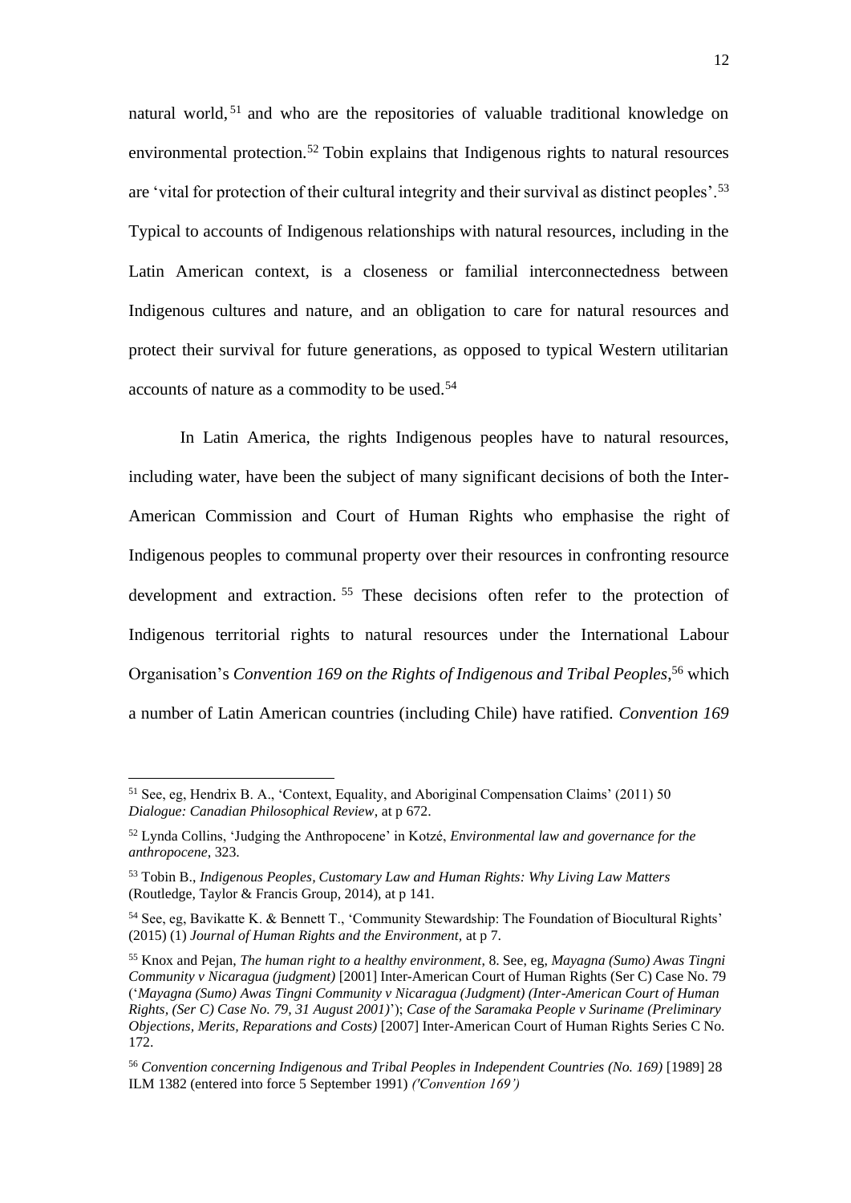natural world,[51] and who are the repositories of valuable traditional knowledge on environmental protection.[52] Tobin explains that Indigenous rights to natural resources are 'vital for protection of their cultural integrity and their survival as distinct peoples'.[53] Typical to accounts of Indigenous relationships with natural resources, including in the Latin American context, is a closeness or familial interconnectedness between Indigenous cultures and nature, and an obligation to care for natural resources and protect their survival for future generations, as opposed to typical Western utilitarian accounts of nature as a commodity to be used.[54]

In Latin America, the rights Indigenous peoples have to natural resources, including water, have been the subject of many significant decisions of both the Inter-American Commission and Court of Human Rights who emphasise the right of Indigenous peoples to communal property over their resources in confronting resource development and extraction.[55] These decisions often refer to the protection of Indigenous territorial rights to natural resources under the International Labour Organisation's *Convention 169 on the Rights of Indigenous and Tribal Peoples*,[56] which a number of Latin American countries (including Chile) have ratified. *Convention 169*

---

[51] See, eg, Hendrix B. A., 'Context, Equality, and Aboriginal Compensation Claims' (2011) 50 *Dialogue: Canadian Philosophical Review*, at p 672.

[52] Lynda Collins, 'Judging the Anthropocene' in Kotzé, *Environmental law and governance for the anthropocene*, 323.

[53] Tobin B., *Indigenous Peoples, Customary Law and Human Rights: Why Living Law Matters* (Routledge, Taylor & Francis Group, 2014), at p 141.

[54] See, eg, Bavikatte K. & Bennett T., 'Community Stewardship: The Foundation of Biocultural Rights' (2015) (1) *Journal of Human Rights and the Environment*, at p 7.

[55] Knox and Pejan, *The human right to a healthy environment*, 8. See, eg, *Mayagna (Sumo) Awas Tingni Community v Nicaragua (judgment)* [2001] Inter-American Court of Human Rights (Ser C) Case No. 79 ('*Mayagna (Sumo) Awas Tingni Community v Nicaragua (Judgment) (Inter-American Court of Human Rights, (Ser C) Case No. 79, 31 August 2001)*'); *Case of the Saramaka People v Suriname (Preliminary Objections, Merits, Reparations and Costs)* [2007] Inter-American Court of Human Rights Series C No. 172.

[56] *Convention concerning Indigenous and Tribal Peoples in Independent Countries (No. 169)* [1989] 28 ILM 1382 (entered into force 5 September 1991) *('Convention 169')*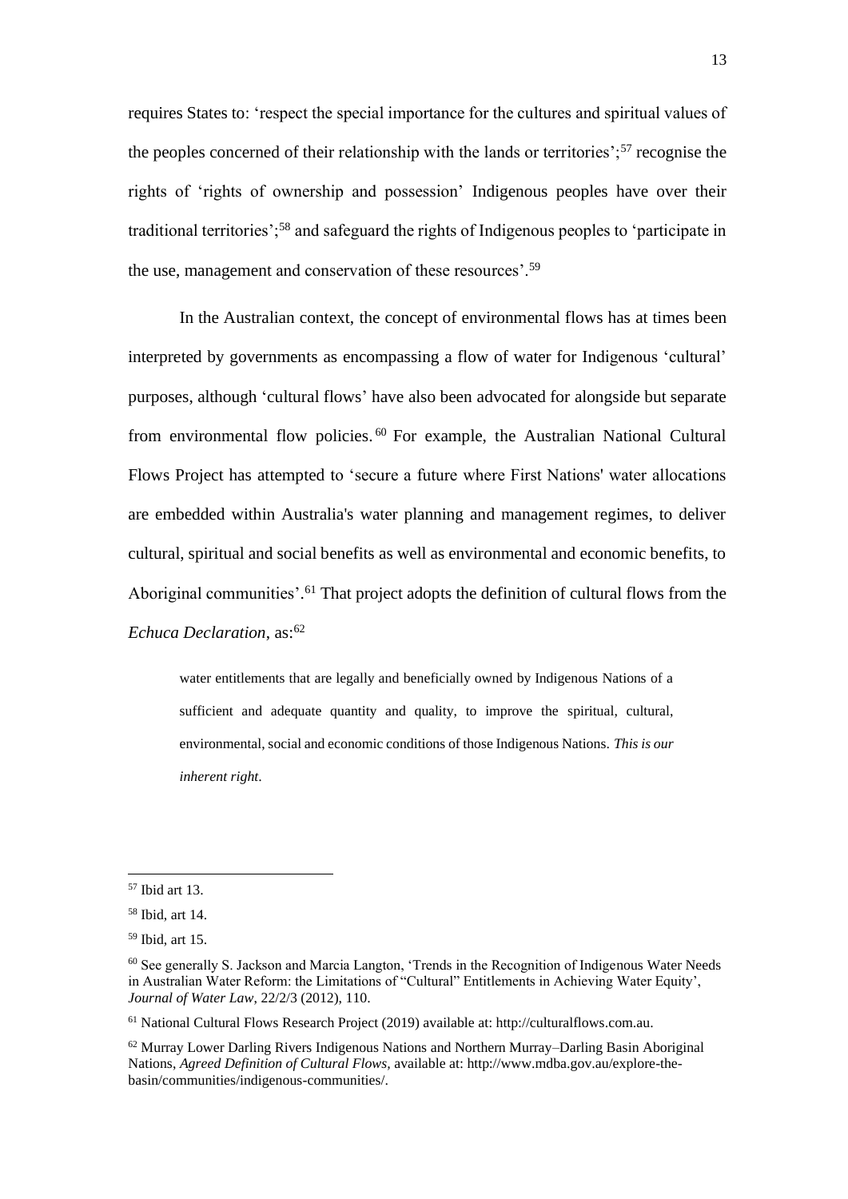requires States to: 'respect the special importance for the cultures and spiritual values of the peoples concerned of their relationship with the lands or territories';[57] recognise the rights of 'rights of ownership and possession' Indigenous peoples have over their traditional territories';[58] and safeguard the rights of Indigenous peoples to 'participate in the use, management and conservation of these resources'.[59]

In the Australian context, the concept of environmental flows has at times been interpreted by governments as encompassing a flow of water for Indigenous 'cultural' purposes, although 'cultural flows' have also been advocated for alongside but separate from environmental flow policies.[60] For example, the Australian National Cultural Flows Project has attempted to 'secure a future where First Nations' water allocations are embedded within Australia's water planning and management regimes, to deliver cultural, spiritual and social benefits as well as environmental and economic benefits, to Aboriginal communities'.[61] That project adopts the definition of cultural flows from the *Echuca Declaration*, as:[62]

> water entitlements that are legally and beneficially owned by Indigenous Nations of a sufficient and adequate quantity and quality, to improve the spiritual, cultural, environmental, social and economic conditions of those Indigenous Nations. *This is our inherent right.*

---

[57] Ibid art 13.

[58] Ibid, art 14.

[59] Ibid, art 15.

[60] See generally S. Jackson and Marcia Langton, 'Trends in the Recognition of Indigenous Water Needs in Australian Water Reform: the Limitations of "Cultural" Entitlements in Achieving Water Equity', *Journal of Water Law*, 22/2/3 (2012), 110.

[61] National Cultural Flows Research Project (2019) available at: http://culturalflows.com.au.

[62] Murray Lower Darling Rivers Indigenous Nations and Northern Murray–Darling Basin Aboriginal Nations, *Agreed Definition of Cultural Flows,* available at: http://www.mdba.gov.au/explore-the-basin/communities/indigenous-communities/.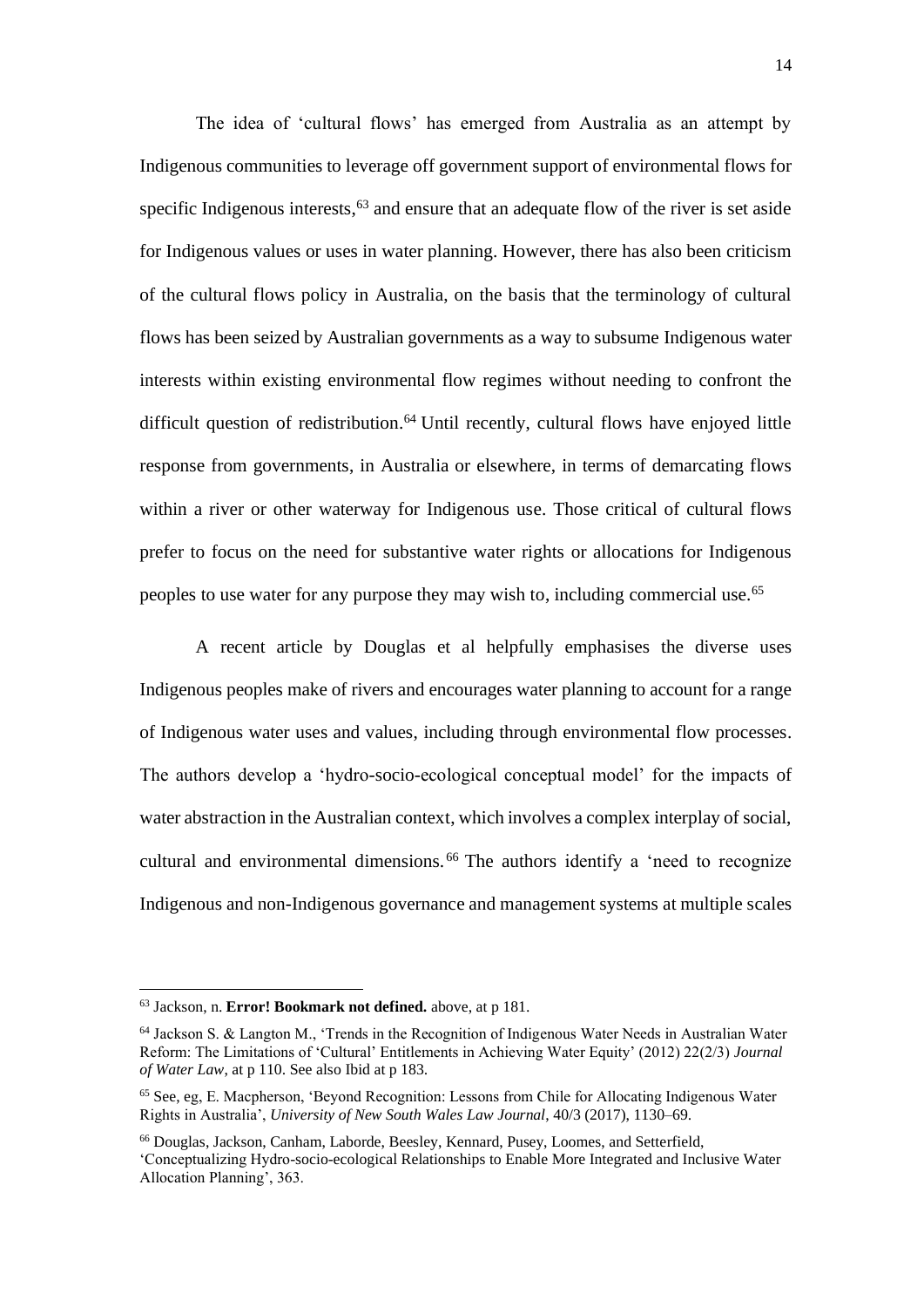The idea of 'cultural flows' has emerged from Australia as an attempt by Indigenous communities to leverage off government support of environmental flows for specific Indigenous interests,[63] and ensure that an adequate flow of the river is set aside for Indigenous values or uses in water planning. However, there has also been criticism of the cultural flows policy in Australia, on the basis that the terminology of cultural flows has been seized by Australian governments as a way to subsume Indigenous water interests within existing environmental flow regimes without needing to confront the difficult question of redistribution.[64] Until recently, cultural flows have enjoyed little response from governments, in Australia or elsewhere, in terms of demarcating flows within a river or other waterway for Indigenous use. Those critical of cultural flows prefer to focus on the need for substantive water rights or allocations for Indigenous peoples to use water for any purpose they may wish to, including commercial use.[65]

A recent article by Douglas et al helpfully emphasises the diverse uses Indigenous peoples make of rivers and encourages water planning to account for a range of Indigenous water uses and values, including through environmental flow processes. The authors develop a 'hydro-socio-ecological conceptual model' for the impacts of water abstraction in the Australian context, which involves a complex interplay of social, cultural and environmental dimensions.[66] The authors identify a 'need to recognize Indigenous and non-Indigenous governance and management systems at multiple scales

---

[63] Jackson, n. **Error! Bookmark not defined.** above, at p 181.

[64] Jackson S. & Langton M., 'Trends in the Recognition of Indigenous Water Needs in Australian Water Reform: The Limitations of 'Cultural' Entitlements in Achieving Water Equity' (2012) 22(2/3) *Journal of Water Law*, at p 110. See also Ibid at p 183.

[65] See, eg, E. Macpherson, 'Beyond Recognition: Lessons from Chile for Allocating Indigenous Water Rights in Australia', *University of New South Wales Law Journal*, 40/3 (2017), 1130–69.

[66] Douglas, Jackson, Canham, Laborde, Beesley, Kennard, Pusey, Loomes, and Setterfield, 'Conceptualizing Hydro-socio-ecological Relationships to Enable More Integrated and Inclusive Water Allocation Planning', 363.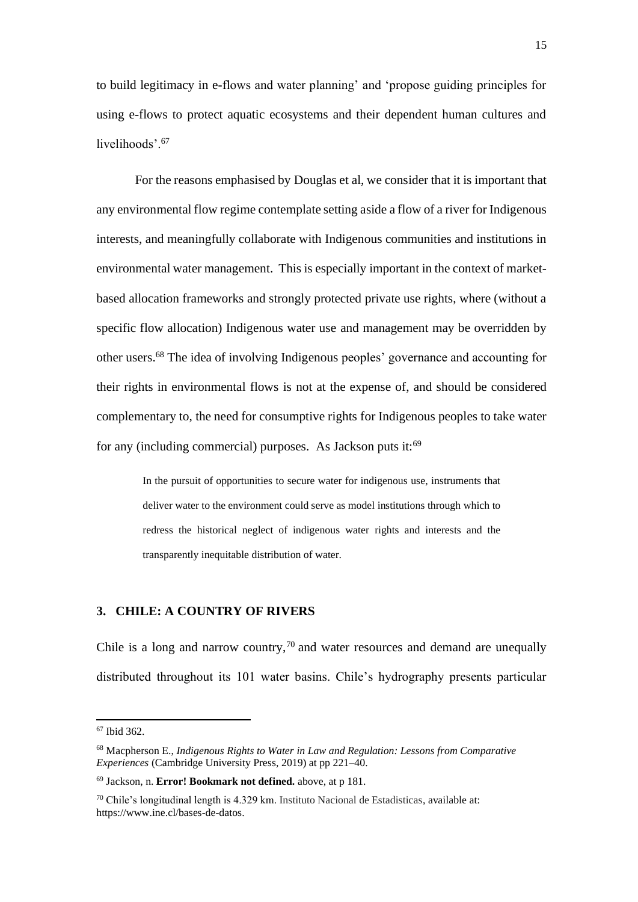to build legitimacy in e-flows and water planning' and 'propose guiding principles for using e-flows to protect aquatic ecosystems and their dependent human cultures and livelihoods'.[67]

For the reasons emphasised by Douglas et al, we consider that it is important that any environmental flow regime contemplate setting aside a flow of a river for Indigenous interests, and meaningfully collaborate with Indigenous communities and institutions in environmental water management. This is especially important in the context of market-based allocation frameworks and strongly protected private use rights, where (without a specific flow allocation) Indigenous water use and management may be overridden by other users.[68] The idea of involving Indigenous peoples' governance and accounting for their rights in environmental flows is not at the expense of, and should be considered complementary to, the need for consumptive rights for Indigenous peoples to take water for any (including commercial) purposes. As Jackson puts it:[69]

> In the pursuit of opportunities to secure water for indigenous use, instruments that deliver water to the environment could serve as model institutions through which to redress the historical neglect of indigenous water rights and interests and the transparently inequitable distribution of water.

## 3. CHILE: A COUNTRY OF RIVERS

Chile is a long and narrow country,[70] and water resources and demand are unequally distributed throughout its 101 water basins. Chile's hydrography presents particular

---

[67] Ibid 362.

[68] Macpherson E., *Indigenous Rights to Water in Law and Regulation: Lessons from Comparative Experiences* (Cambridge University Press, 2019) at pp 221–40.

[69] Jackson, n. **Error! Bookmark not defined.** above, at p 181.

[70] Chile's longitudinal length is 4.329 km. Instituto Nacional de Estadisticas, available at: https://www.ine.cl/bases-de-datos.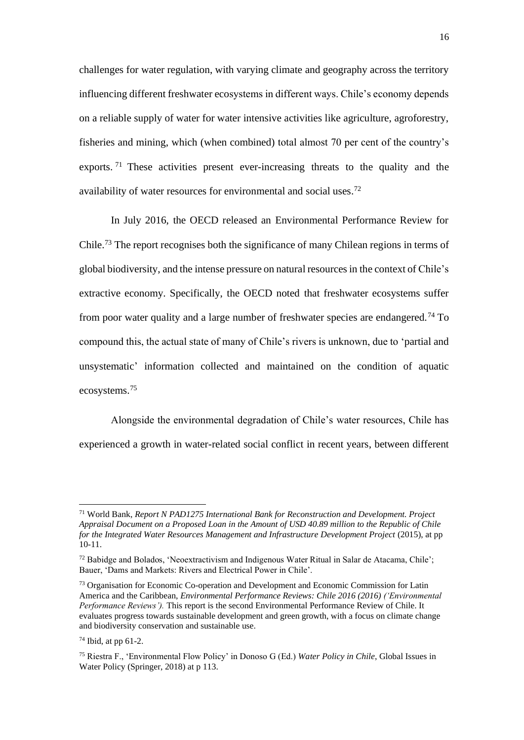challenges for water regulation, with varying climate and geography across the territory influencing different freshwater ecosystems in different ways. Chile's economy depends on a reliable supply of water for water intensive activities like agriculture, agroforestry, fisheries and mining, which (when combined) total almost 70 per cent of the country's exports.[71] These activities present ever-increasing threats to the quality and the availability of water resources for environmental and social uses.[72]

In July 2016, the OECD released an Environmental Performance Review for Chile.[73] The report recognises both the significance of many Chilean regions in terms of global biodiversity, and the intense pressure on natural resources in the context of Chile's extractive economy. Specifically, the OECD noted that freshwater ecosystems suffer from poor water quality and a large number of freshwater species are endangered.[74] To compound this, the actual state of many of Chile's rivers is unknown, due to 'partial and unsystematic' information collected and maintained on the condition of aquatic ecosystems.[75]

Alongside the environmental degradation of Chile's water resources, Chile has experienced a growth in water-related social conflict in recent years, between different

---

[71] World Bank, *Report N PAD1275 International Bank for Reconstruction and Development. Project Appraisal Document on a Proposed Loan in the Amount of USD 40.89 million to the Republic of Chile for the Integrated Water Resources Management and Infrastructure Development Project* (2015), at pp 10-11.

[72] Babidge and Bolados, 'Neoextractivism and Indigenous Water Ritual in Salar de Atacama, Chile'; Bauer, 'Dams and Markets: Rivers and Electrical Power in Chile'.

[73] Organisation for Economic Co-operation and Development and Economic Commission for Latin America and the Caribbean, *Environmental Performance Reviews: Chile 2016 (2016) ('Environmental Performance Reviews').* This report is the second Environmental Performance Review of Chile. It evaluates progress towards sustainable development and green growth, with a focus on climate change and biodiversity conservation and sustainable use.

[74] Ibid, at pp 61-2.

[75] Riestra F., 'Environmental Flow Policy' in Donoso G (Ed.) *Water Policy in Chile*, Global Issues in Water Policy (Springer, 2018) at p 113.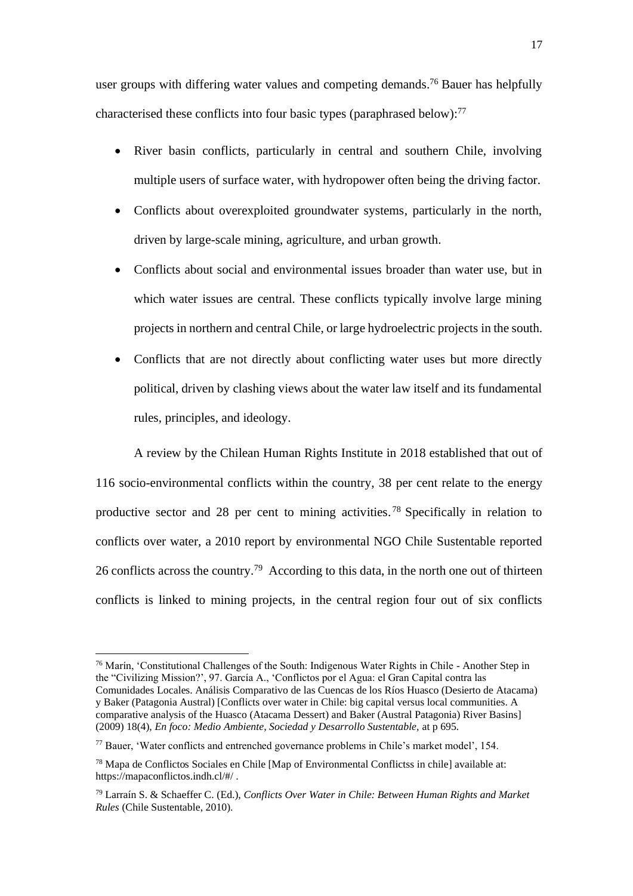user groups with differing water values and competing demands.[76] Bauer has helpfully characterised these conflicts into four basic types (paraphrased below):[77]

- River basin conflicts, particularly in central and southern Chile, involving multiple users of surface water, with hydropower often being the driving factor.
- Conflicts about overexploited groundwater systems, particularly in the north, driven by large-scale mining, agriculture, and urban growth.
- Conflicts about social and environmental issues broader than water use, but in which water issues are central. These conflicts typically involve large mining projects in northern and central Chile, or large hydroelectric projects in the south.
- Conflicts that are not directly about conflicting water uses but more directly political, driven by clashing views about the water law itself and its fundamental rules, principles, and ideology.

A review by the Chilean Human Rights Institute in 2018 established that out of 116 socio-environmental conflicts within the country, 38 per cent relate to the energy productive sector and 28 per cent to mining activities.[78] Specifically in relation to conflicts over water, a 2010 report by environmental NGO Chile Sustentable reported 26 conflicts across the country.[79] According to this data, in the north one out of thirteen conflicts is linked to mining projects, in the central region four out of six conflicts

---

[76] Marín, 'Constitutional Challenges of the South: Indigenous Water Rights in Chile - Another Step in the "Civilizing Mission?', 97. García A., 'Conflictos por el Agua: el Gran Capital contra las Comunidades Locales. Análisis Comparativo de las Cuencas de los Ríos Huasco (Desierto de Atacama) y Baker (Patagonia Austral) [Conflicts over water in Chile: big capital versus local communities. A comparative analysis of the Huasco (Atacama Dessert) and Baker (Austral Patagonia) River Basins] (2009) 18(4), *En foco: Medio Ambiente, Sociedad y Desarrollo Sustentable,* at p 695.

[77] Bauer, 'Water conflicts and entrenched governance problems in Chile's market model', 154.

[78] Mapa de Conflictos Sociales en Chile [Map of Environmental Conflictss in chile] available at: https://mapaconflictos.indh.cl/#/ .

[79] Larraín S. & Schaeffer C. (Ed.), *Conflicts Over Water in Chile: Between Human Rights and Market Rules* (Chile Sustentable, 2010).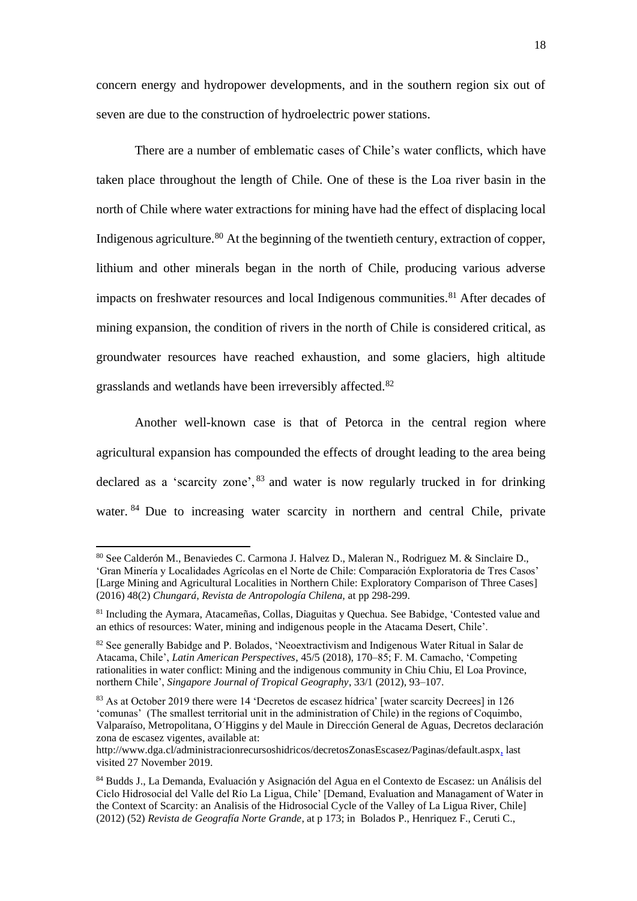concern energy and hydropower developments, and in the southern region six out of seven are due to the construction of hydroelectric power stations.

There are a number of emblematic cases of Chile's water conflicts, which have taken place throughout the length of Chile. One of these is the Loa river basin in the north of Chile where water extractions for mining have had the effect of displacing local Indigenous agriculture.[80] At the beginning of the twentieth century, extraction of copper, lithium and other minerals began in the north of Chile, producing various adverse impacts on freshwater resources and local Indigenous communities.[81] After decades of mining expansion, the condition of rivers in the north of Chile is considered critical, as groundwater resources have reached exhaustion, and some glaciers, high altitude grasslands and wetlands have been irreversibly affected.[82]

Another well-known case is that of Petorca in the central region where agricultural expansion has compounded the effects of drought leading to the area being declared as a 'scarcity zone',[83] and water is now regularly trucked in for drinking water.[84] Due to increasing water scarcity in northern and central Chile, private

---

[80] See Calderón M., Benaviedes C. Carmona J. Halvez D., Maleran N., Rodriguez M. & Sinclaire D., 'Gran Minería y Localidades Agrícolas en el Norte de Chile: Comparación Exploratoria de Tres Casos' [Large Mining and Agricultural Localities in Northern Chile: Exploratory Comparison of Three Cases] (2016) 48(2) *Chungará, Revista de Antropología Chilena,* at pp 298-299.

[81] Including the Aymara, Atacameñas, Collas, Diaguitas y Quechua. See Babidge, 'Contested value and an ethics of resources: Water, mining and indigenous people in the Atacama Desert, Chile'.

[82] See generally Babidge and P. Bolados, 'Neoextractivism and Indigenous Water Ritual in Salar de Atacama, Chile', *Latin American Perspectives,* 45/5 (2018), 170–85; F. M. Camacho, 'Competing rationalities in water conflict: Mining and the indigenous community in Chiu Chiu, El Loa Province, northern Chile', *Singapore Journal of Tropical Geography*, 33/1 (2012), 93–107.

[83] As at October 2019 there were 14 'Decretos de escasez hídrica' [water scarcity Decrees] in 126 'comunas' (The smallest territorial unit in the administration of Chile) in the regions of Coquimbo, Valparaíso, Metropolitana, O´Higgins y del Maule in Dirección General de Aguas, Decretos declaración zona de escasez vigentes, available at: http://www.dga.cl/administracionrecursoshidricos/decretosZonasEscasez/Paginas/default.aspx, last visited 27 November 2019.

[84] Budds J., La Demanda, Evaluación y Asignación del Agua en el Contexto de Escasez: un Análisis del Ciclo Hidrosocial del Valle del Río La Ligua, Chile' [Demand, Evaluation and Managament of Water in the Context of Scarcity: an Analisis of the Hidrosocial Cycle of the Valley of La Ligua River, Chile] (2012) (52) *Revista de Geografía Norte Grande,* at p 173; in Bolados P., Henriquez F., Ceruti C.,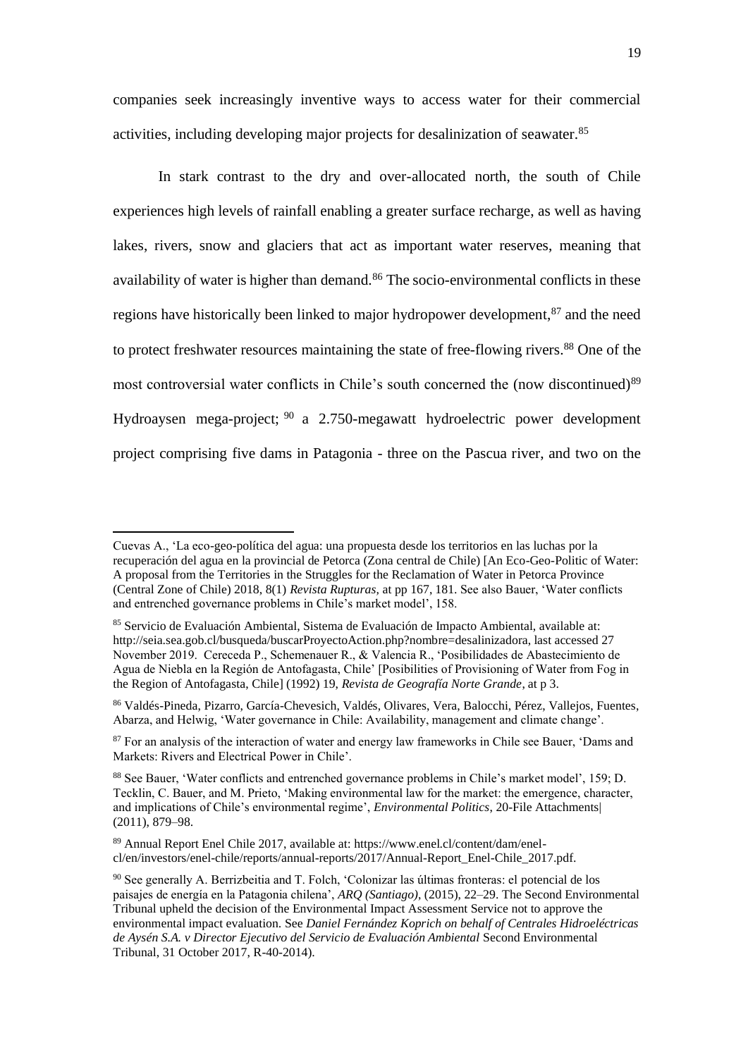companies seek increasingly inventive ways to access water for their commercial activities, including developing major projects for desalinization of seawater.[85]

In stark contrast to the dry and over-allocated north, the south of Chile experiences high levels of rainfall enabling a greater surface recharge, as well as having lakes, rivers, snow and glaciers that act as important water reserves, meaning that availability of water is higher than demand.[86] The socio-environmental conflicts in these regions have historically been linked to major hydropower development,[87] and the need to protect freshwater resources maintaining the state of free-flowing rivers.[88] One of the most controversial water conflicts in Chile's south concerned the (now discontinued)[89] Hydroaysen mega-project; [90] a 2.750-megawatt hydroelectric power development project comprising five dams in Patagonia - three on the Pascua river, and two on the

---

Cuevas A., 'La eco-geo-política del agua: una propuesta desde los territorios en las luchas por la recuperación del agua en la provincial de Petorca (Zona central de Chile) [An Eco-Geo-Politic of Water: A proposal from the Territories in the Struggles for the Reclamation of Water in Petorca Province (Central Zone of Chile) 2018, 8(1) *Revista Rupturas,* at pp 167, 181. See also Bauer, 'Water conflicts and entrenched governance problems in Chile's market model', 158.

[85] Servicio de Evaluación Ambiental, Sistema de Evaluación de Impacto Ambiental, available at: http://seia.sea.gob.cl/busqueda/buscarProyectoAction.php?nombre=desalinizadora, last accessed 27 November 2019. Cereceda P., Schemenauer R., & Valencia R., 'Posibilidades de Abastecimiento de Agua de Niebla en la Región de Antofagasta, Chile' [Posibilities of Provisioning of Water from Fog in the Region of Antofagasta, Chile] (1992) 19, *Revista de Geografía Norte Grande,* at p 3.

[86] Valdés-Pineda, Pizarro, García-Chevesich, Valdés, Olivares, Vera, Balocchi, Pérez, Vallejos, Fuentes, Abarza, and Helwig, 'Water governance in Chile: Availability, management and climate change'.

[87] For an analysis of the interaction of water and energy law frameworks in Chile see Bauer, 'Dams and Markets: Rivers and Electrical Power in Chile'.

[88] See Bauer, 'Water conflicts and entrenched governance problems in Chile's market model', 159; D. Tecklin, C. Bauer, and M. Prieto, 'Making environmental law for the market: the emergence, character, and implications of Chile's environmental regime', *Environmental Politics*, 20-File Attachments| (2011), 879–98.

[89] Annual Report Enel Chile 2017, available at: https://www.enel.cl/content/dam/enel-cl/en/investors/enel-chile/reports/annual-reports/2017/Annual-Report_Enel-Chile_2017.pdf.

[90] See generally A. Berrizbeitia and T. Folch, 'Colonizar las últimas fronteras: el potencial de los paisajes de energía en la Patagonia chilena', *ARQ (Santiago)*, (2015), 22–29. The Second Environmental Tribunal upheld the decision of the Environmental Impact Assessment Service not to approve the environmental impact evaluation. See *Daniel Fernández Koprich on behalf of Centrales Hidroeléctricas de Aysén S.A. v Director Ejecutivo del Servicio de Evaluación Ambiental* Second Environmental Tribunal, 31 October 2017, R-40-2014).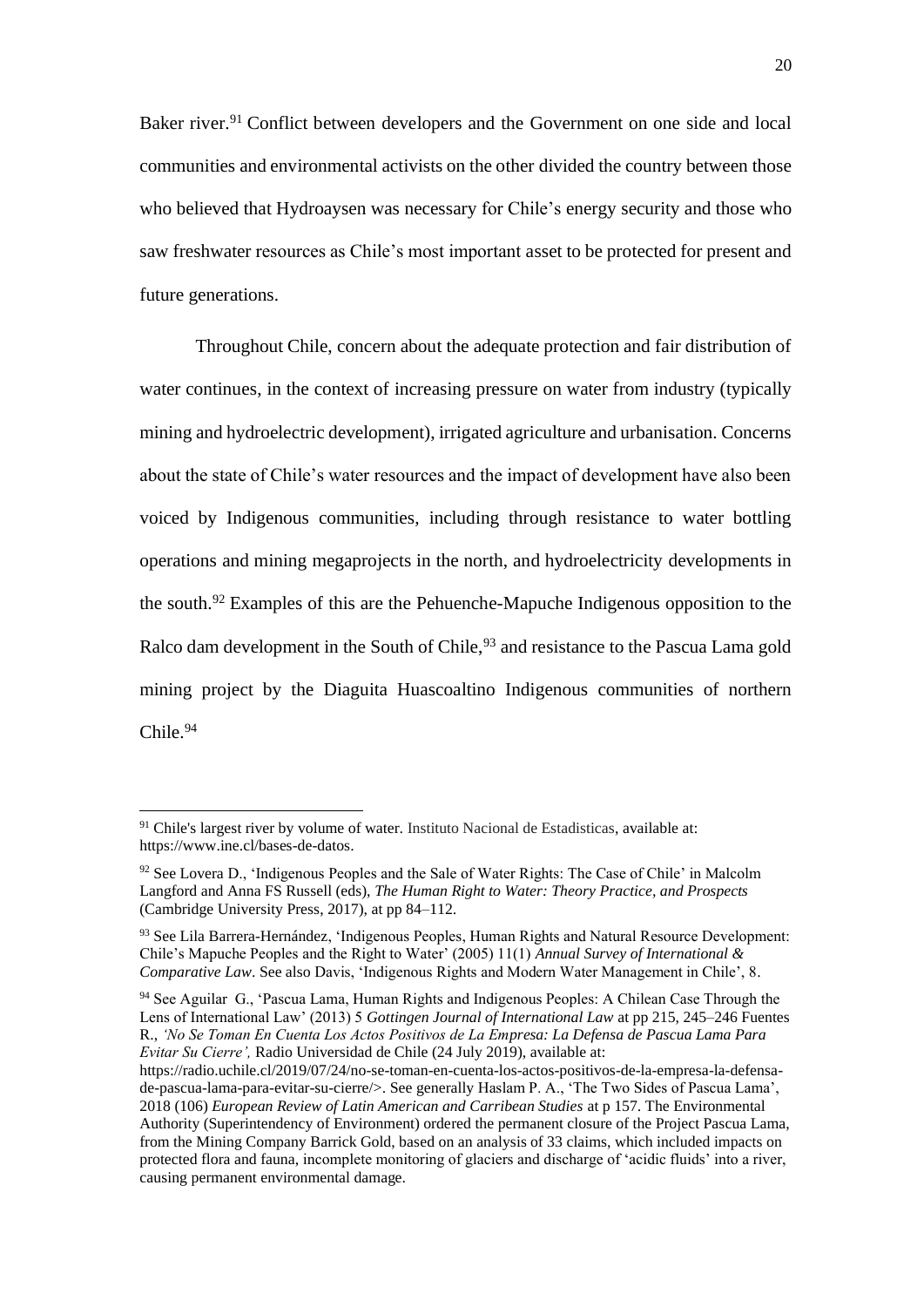Baker river.[91] Conflict between developers and the Government on one side and local communities and environmental activists on the other divided the country between those who believed that Hydroaysen was necessary for Chile's energy security and those who saw freshwater resources as Chile's most important asset to be protected for present and future generations.

Throughout Chile, concern about the adequate protection and fair distribution of water continues, in the context of increasing pressure on water from industry (typically mining and hydroelectric development), irrigated agriculture and urbanisation. Concerns about the state of Chile's water resources and the impact of development have also been voiced by Indigenous communities, including through resistance to water bottling operations and mining megaprojects in the north, and hydroelectricity developments in the south.[92] Examples of this are the Pehuenche-Mapuche Indigenous opposition to the Ralco dam development in the South of Chile,[93] and resistance to the Pascua Lama gold mining project by the Diaguita Huascoaltino Indigenous communities of northern Chile.[94]

---

[91] Chile's largest river by volume of water. Instituto Nacional de Estadisticas, available at: https://www.ine.cl/bases-de-datos.

[92] See Lovera D., 'Indigenous Peoples and the Sale of Water Rights: The Case of Chile' in Malcolm Langford and Anna FS Russell (eds), *The Human Right to Water: Theory Practice, and Prospects* (Cambridge University Press, 2017), at pp 84–112.

[93] See Lila Barrera-Hernández, 'Indigenous Peoples, Human Rights and Natural Resource Development: Chile's Mapuche Peoples and the Right to Water' (2005) 11(1) *Annual Survey of International & Comparative Law*. See also Davis, 'Indigenous Rights and Modern Water Management in Chile', 8.

[94] See Aguilar G., 'Pascua Lama, Human Rights and Indigenous Peoples: A Chilean Case Through the Lens of International Law' (2013) 5 *Gottingen Journal of International Law* at pp 215, 245–246 Fuentes R., *'No Se Toman En Cuenta Los Actos Positivos de La Empresa: La Defensa de Pascua Lama Para Evitar Su Cierre',* Radio Universidad de Chile (24 July 2019), available at: https://radio.uchile.cl/2019/07/24/no-se-toman-en-cuenta-los-actos-positivos-de-la-empresa-la-defensa-de-pascua-lama-para-evitar-su-cierre/>. See generally Haslam P. A., 'The Two Sides of Pascua Lama', 2018 (106) *European Review of Latin American and Carribean Studies* at p 157. The Environmental Authority (Superintendency of Environment) ordered the permanent closure of the Project Pascua Lama, from the Mining Company Barrick Gold, based on an analysis of 33 claims, which included impacts on protected flora and fauna, incomplete monitoring of glaciers and discharge of 'acidic fluids' into a river, causing permanent environmental damage.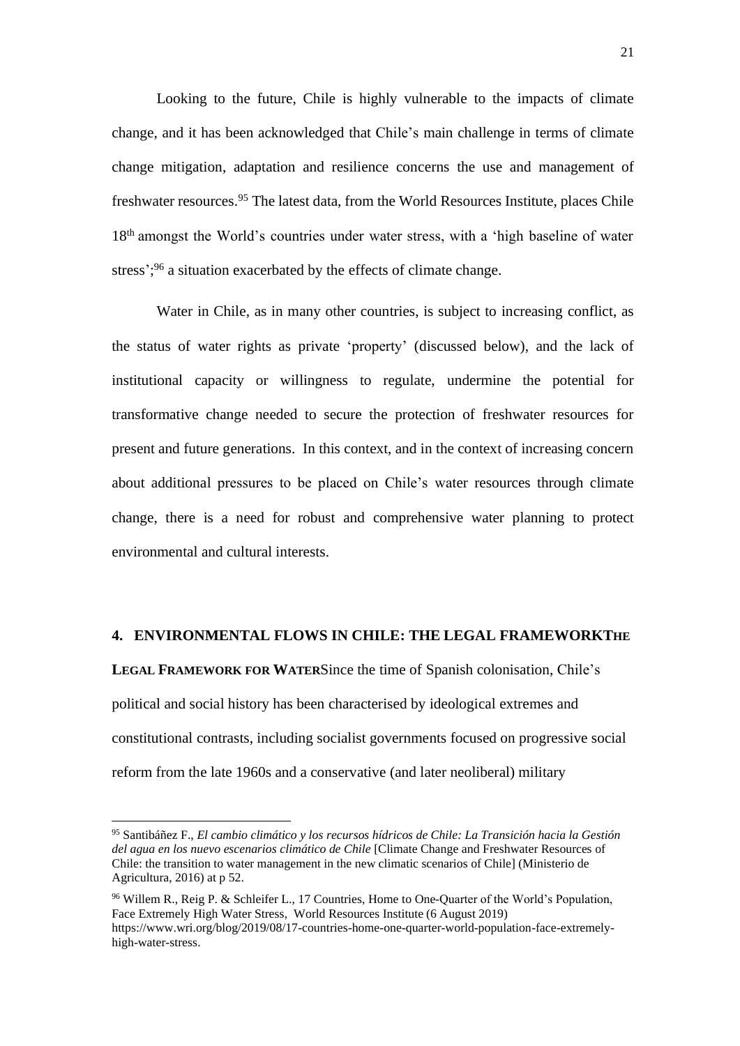Looking to the future, Chile is highly vulnerable to the impacts of climate change, and it has been acknowledged that Chile's main challenge in terms of climate change mitigation, adaptation and resilience concerns the use and management of freshwater resources.[95] The latest data, from the World Resources Institute, places Chile 18th amongst the World's countries under water stress, with a 'high baseline of water stress';[96] a situation exacerbated by the effects of climate change.

Water in Chile, as in many other countries, is subject to increasing conflict, as the status of water rights as private 'property' (discussed below), and the lack of institutional capacity or willingness to regulate, undermine the potential for transformative change needed to secure the protection of freshwater resources for present and future generations. In this context, and in the context of increasing concern about additional pressures to be placed on Chile's water resources through climate change, there is a need for robust and comprehensive water planning to protect environmental and cultural interests.

## 4. ENVIRONMENTAL FLOWS IN CHILE: THE LEGAL FRAMEWORKTHE LEGAL FRAMEWORK FOR WATER

Since the time of Spanish colonisation, Chile's political and social history has been characterised by ideological extremes and constitutional contrasts, including socialist governments focused on progressive social reform from the late 1960s and a conservative (and later neoliberal) military

---

[95] Santibáñez F., *El cambio climático y los recursos hídricos de Chile: La Transición hacia la Gestión del agua en los nuevo escenarios climático de Chile* [Climate Change and Freshwater Resources of Chile: the transition to water management in the new climatic scenarios of Chile] (Ministerio de Agricultura, 2016) at p 52.

[96] Willem R., Reig P. & Schleifer L., 17 Countries, Home to One-Quarter of the World's Population, Face Extremely High Water Stress, World Resources Institute (6 August 2019) https://www.wri.org/blog/2019/08/17-countries-home-one-quarter-world-population-face-extremely-high-water-stress.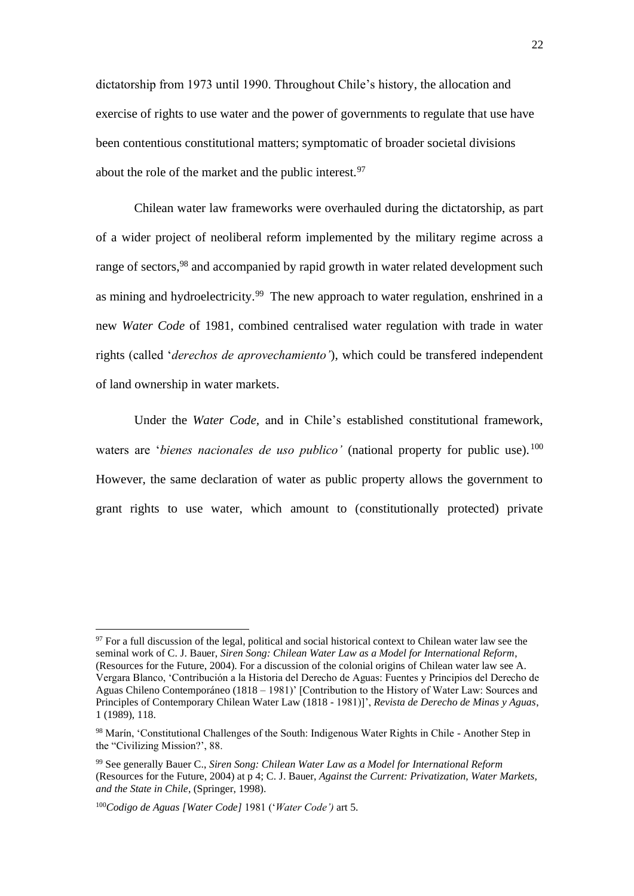dictatorship from 1973 until 1990. Throughout Chile's history, the allocation and exercise of rights to use water and the power of governments to regulate that use have been contentious constitutional matters; symptomatic of broader societal divisions about the role of the market and the public interest.[97]

Chilean water law frameworks were overhauled during the dictatorship, as part of a wider project of neoliberal reform implemented by the military regime across a range of sectors,[98] and accompanied by rapid growth in water related development such as mining and hydroelectricity.[99] The new approach to water regulation, enshrined in a new *Water Code* of 1981, combined centralised water regulation with trade in water rights (called '*derechos de aprovechamiento'*), which could be transfered independent of land ownership in water markets.

Under the *Water Code,* and in Chile's established constitutional framework, waters are '*bienes nacionales de uso publico'* (national property for public use).[100] However, the same declaration of water as public property allows the government to grant rights to use water, which amount to (constitutionally protected) private

---

[97] For a full discussion of the legal, political and social historical context to Chilean water law see the seminal work of C. J. Bauer, *Siren Song: Chilean Water Law as a Model for International Reform*, (Resources for the Future, 2004). For a discussion of the colonial origins of Chilean water law see A. Vergara Blanco, 'Contribución a la Historia del Derecho de Aguas: Fuentes y Principios del Derecho de Aguas Chileno Contemporáneo (1818 – 1981)' [Contribution to the History of Water Law: Sources and Principles of Contemporary Chilean Water Law (1818 - 1981)]', *Revista de Derecho de Minas y Aguas*, 1 (1989), 118.

[98] Marín, 'Constitutional Challenges of the South: Indigenous Water Rights in Chile - Another Step in the "Civilizing Mission?', 88.

[99] See generally Bauer C., *Siren Song: Chilean Water Law as a Model for International Reform* (Resources for the Future, 2004) at p 4; C. J. Bauer, *Against the Current: Privatization, Water Markets, and the State in Chile*, (Springer, 1998).

[100] *Codigo de Aguas [Water Code]* 1981 ('*Water Code')* art 5.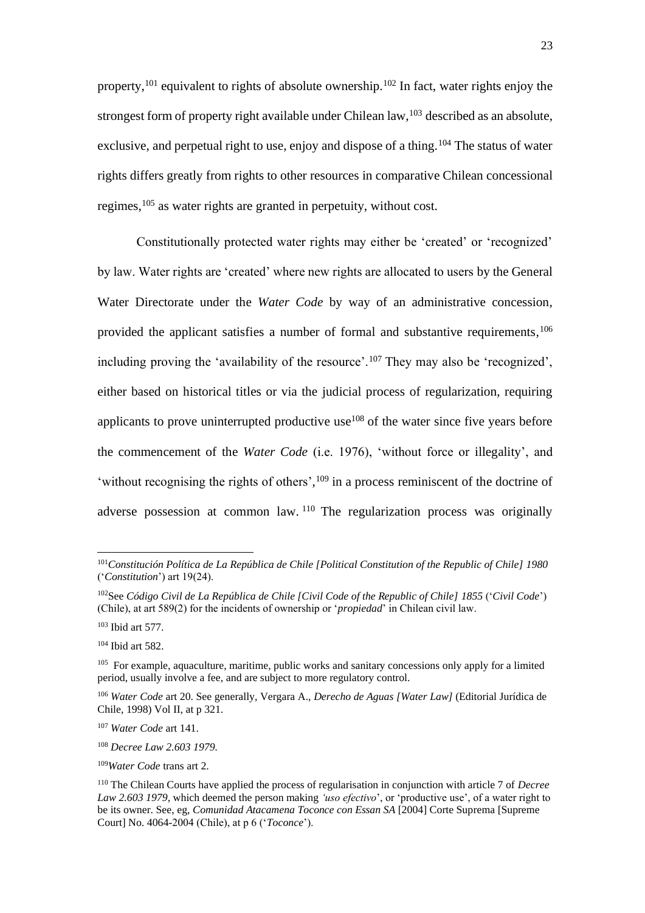property,[101] equivalent to rights of absolute ownership.[102] In fact, water rights enjoy the strongest form of property right available under Chilean law,[103] described as an absolute, exclusive, and perpetual right to use, enjoy and dispose of a thing.[104] The status of water rights differs greatly from rights to other resources in comparative Chilean concessional regimes,[105] as water rights are granted in perpetuity, without cost.

Constitutionally protected water rights may either be 'created' or 'recognized' by law. Water rights are 'created' where new rights are allocated to users by the General Water Directorate under the *Water Code* by way of an administrative concession, provided the applicant satisfies a number of formal and substantive requirements,[106] including proving the 'availability of the resource'.[107] They may also be 'recognized', either based on historical titles or via the judicial process of regularization, requiring applicants to prove uninterrupted productive use[108] of the water since five years before the commencement of the *Water Code* (i.e. 1976), 'without force or illegality', and 'without recognising the rights of others',[109] in a process reminiscent of the doctrine of adverse possession at common law.[110] The regularization process was originally

---

[101] *Constitución Política de La República de Chile [Political Constitution of the Republic of Chile] 1980* ('*Constitution*') art 19(24).

[102] See *Código Civil de La República de Chile [Civil Code of the Republic of Chile] 1855* ('*Civil Code*') (Chile), at art 589(2) for the incidents of ownership or '*propiedad*' in Chilean civil law.

[103] Ibid art 577.

[104] Ibid art 582.

[105] For example, aquaculture, maritime, public works and sanitary concessions only apply for a limited period, usually involve a fee, and are subject to more regulatory control.

[106] *Water Code* art 20. See generally, Vergara A., *Derecho de Aguas [Water Law]* (Editorial Jurídica de Chile, 1998) Vol II, at p 321.

[107] *Water Code* art 141.

[108] *Decree Law 2.603 1979.*

[109] *Water Code* trans art 2.

[110] The Chilean Courts have applied the process of regularisation in conjunction with article 7 of *Decree Law 2.603 1979*, which deemed the person making *'uso efectivo'*, or 'productive use', of a water right to be its owner. See, eg, *Comunidad Atacamena Toconce con Essan SA* [2004] Corte Suprema [Supreme Court] No. 4064-2004 (Chile), at p 6 ('*Toconce*').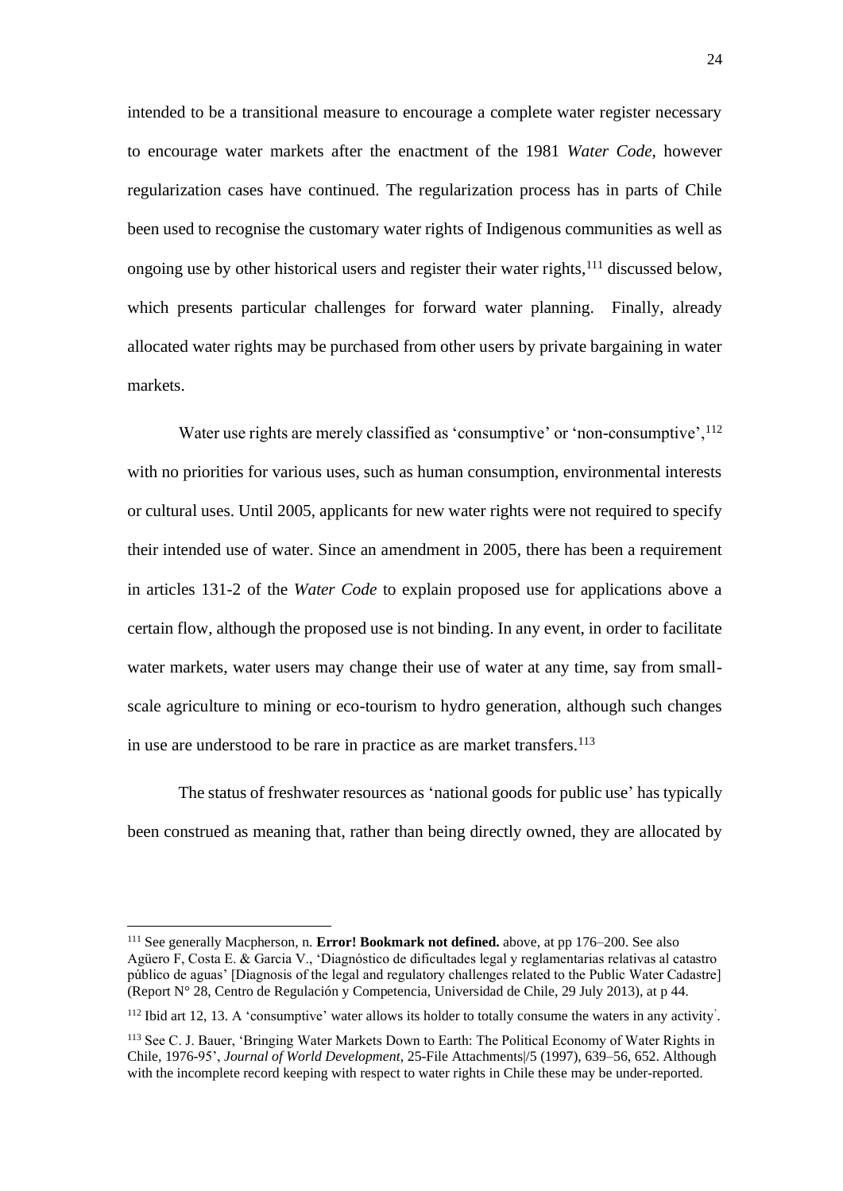intended to be a transitional measure to encourage a complete water register necessary to encourage water markets after the enactment of the 1981 *Water Code*, however regularization cases have continued. The regularization process has in parts of Chile been used to recognise the customary water rights of Indigenous communities as well as ongoing use by other historical users and register their water rights,[111] discussed below, which presents particular challenges for forward water planning. Finally, already allocated water rights may be purchased from other users by private bargaining in water markets.

Water use rights are merely classified as 'consumptive' or 'non-consumptive',[112] with no priorities for various uses, such as human consumption, environmental interests or cultural uses. Until 2005, applicants for new water rights were not required to specify their intended use of water. Since an amendment in 2005, there has been a requirement in articles 131-2 of the *Water Code* to explain proposed use for applications above a certain flow, although the proposed use is not binding. In any event, in order to facilitate water markets, water users may change their use of water at any time, say from small-scale agriculture to mining or eco-tourism to hydro generation, although such changes in use are understood to be rare in practice as are market transfers.[113]

The status of freshwater resources as 'national goods for public use' has typically been construed as meaning that, rather than being directly owned, they are allocated by

---

[111] See generally Macpherson, n. **Error! Bookmark not defined.** above, at pp 176–200. See also Agüero F, Costa E. & Garcia V., 'Diagnóstico de dificultades legal y reglamentarias relativas al catastro público de aguas' [Diagnosis of the legal and regulatory challenges related to the Public Water Cadastre] (Report N° 28, Centro de Regulación y Competencia, Universidad de Chile, 29 July 2013), at p 44.

[112] Ibid art 12, 13. A 'consumptive' water allows its holder to totally consume the waters in any activity'.

[113] See C. J. Bauer, 'Bringing Water Markets Down to Earth: The Political Economy of Water Rights in Chile, 1976-95', *Journal of World Development*, 25-File Attachments|/5 (1997), 639–56, 652. Although with the incomplete record keeping with respect to water rights in Chile these may be under-reported.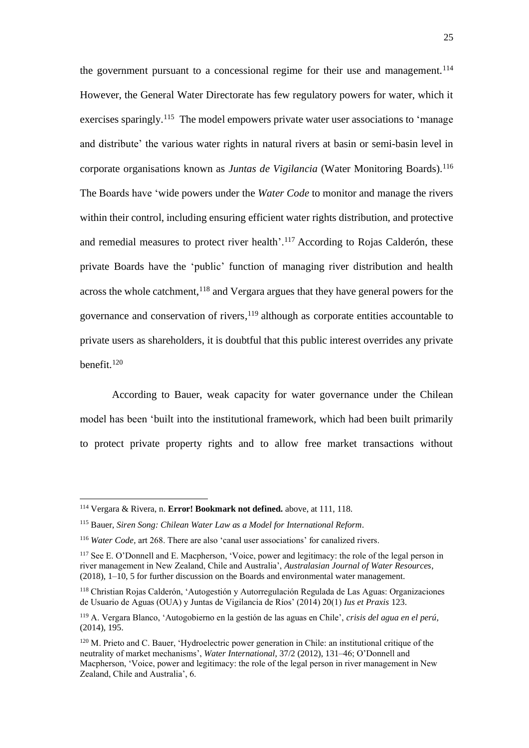the government pursuant to a concessional regime for their use and management.[114] However, the General Water Directorate has few regulatory powers for water, which it exercises sparingly.[115] The model empowers private water user associations to 'manage and distribute' the various water rights in natural rivers at basin or semi-basin level in corporate organisations known as *Juntas de Vigilancia* (Water Monitoring Boards).[116] The Boards have 'wide powers under the *Water Code* to monitor and manage the rivers within their control, including ensuring efficient water rights distribution, and protective and remedial measures to protect river health'.[117] According to Rojas Calderón, these private Boards have the 'public' function of managing river distribution and health across the whole catchment,[118] and Vergara argues that they have general powers for the governance and conservation of rivers,[119] although as corporate entities accountable to private users as shareholders, it is doubtful that this public interest overrides any private benefit.[120]

According to Bauer, weak capacity for water governance under the Chilean model has been 'built into the institutional framework, which had been built primarily to protect private property rights and to allow free market transactions without

---

[114] Vergara & Rivera, n. **Error! Bookmark not defined.** above, at 111, 118.

[115] Bauer, *Siren Song: Chilean Water Law as a Model for International Reform*.

[116] *Water Code*, art 268. There are also 'canal user associations' for canalized rivers.

[117] See E. O'Donnell and E. Macpherson, 'Voice, power and legitimacy: the role of the legal person in river management in New Zealand, Chile and Australia', *Australasian Journal of Water Resources*, (2018), 1–10, 5 for further discussion on the Boards and environmental water management.

[118] Christian Rojas Calderón, 'Autogestión y Autorregulación Regulada de Las Aguas: Organizaciones de Usuario de Aguas (OUA) y Juntas de Vigilancia de Ríos' (2014) 20(1) *Ius et Praxis* 123.

[119] A. Vergara Blanco, 'Autogobierno en la gestión de las aguas en Chile', *crisis del agua en el perú*, (2014), 195.

[120] M. Prieto and C. Bauer, 'Hydroelectric power generation in Chile: an institutional critique of the neutrality of market mechanisms', *Water International*, 37/2 (2012), 131–46; O'Donnell and Macpherson, 'Voice, power and legitimacy: the role of the legal person in river management in New Zealand, Chile and Australia', 6.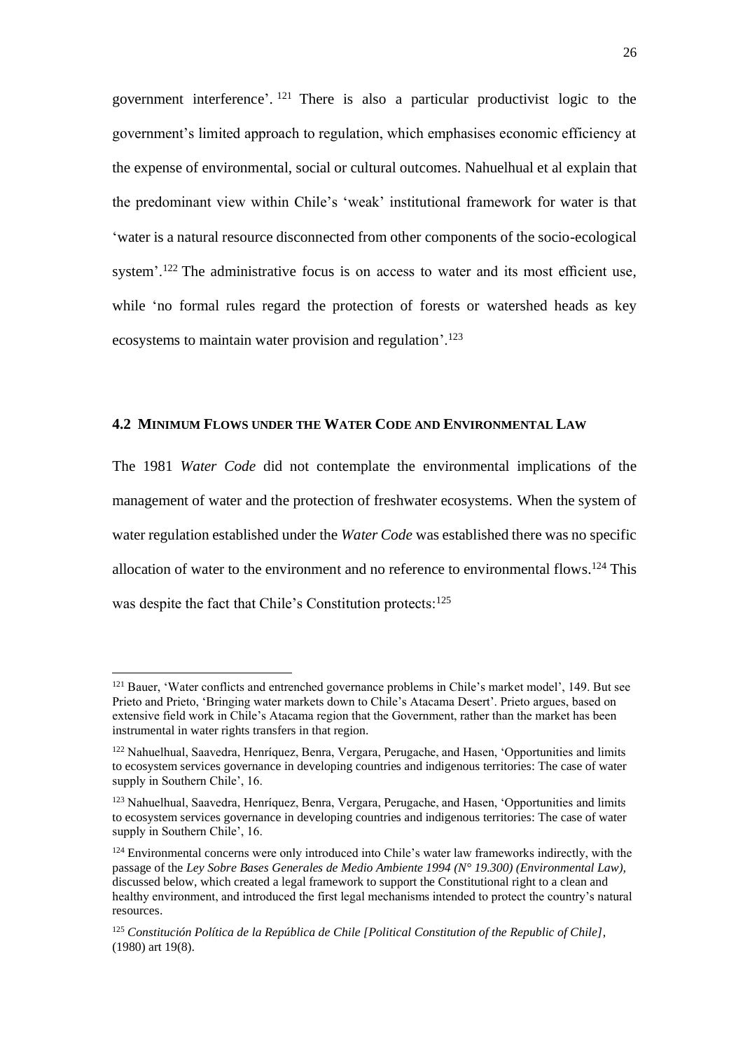government interference'.[121] There is also a particular productivist logic to the government's limited approach to regulation, which emphasises economic efficiency at the expense of environmental, social or cultural outcomes. Nahuelhual et al explain that the predominant view within Chile's 'weak' institutional framework for water is that 'water is a natural resource disconnected from other components of the socio-ecological system'.[122] The administrative focus is on access to water and its most efficient use, while 'no formal rules regard the protection of forests or watershed heads as key ecosystems to maintain water provision and regulation'.[123]

## 4.2 Minimum Flows under the Water Code and Environmental Law

The 1981 *Water Code* did not contemplate the environmental implications of the management of water and the protection of freshwater ecosystems. When the system of water regulation established under the *Water Code* was established there was no specific allocation of water to the environment and no reference to environmental flows.[124] This was despite the fact that Chile's Constitution protects:[125]

---

[121] Bauer, 'Water conflicts and entrenched governance problems in Chile's market model', 149. But see Prieto and Prieto, 'Bringing water markets down to Chile's Atacama Desert'. Prieto argues, based on extensive field work in Chile's Atacama region that the Government, rather than the market has been instrumental in water rights transfers in that region.

[122] Nahuelhual, Saavedra, Henríquez, Benra, Vergara, Perugache, and Hasen, 'Opportunities and limits to ecosystem services governance in developing countries and indigenous territories: The case of water supply in Southern Chile', 16.

[123] Nahuelhual, Saavedra, Henríquez, Benra, Vergara, Perugache, and Hasen, 'Opportunities and limits to ecosystem services governance in developing countries and indigenous territories: The case of water supply in Southern Chile', 16.

[124] Environmental concerns were only introduced into Chile's water law frameworks indirectly, with the passage of the *Ley Sobre Bases Generales de Medio Ambiente 1994 (N° 19.300) (Environmental Law),* discussed below, which created a legal framework to support the Constitutional right to a clean and healthy environment, and introduced the first legal mechanisms intended to protect the country's natural resources.

[125] *Constitución Política de la República de Chile [Political Constitution of the Republic of Chile],* (1980) art 19(8).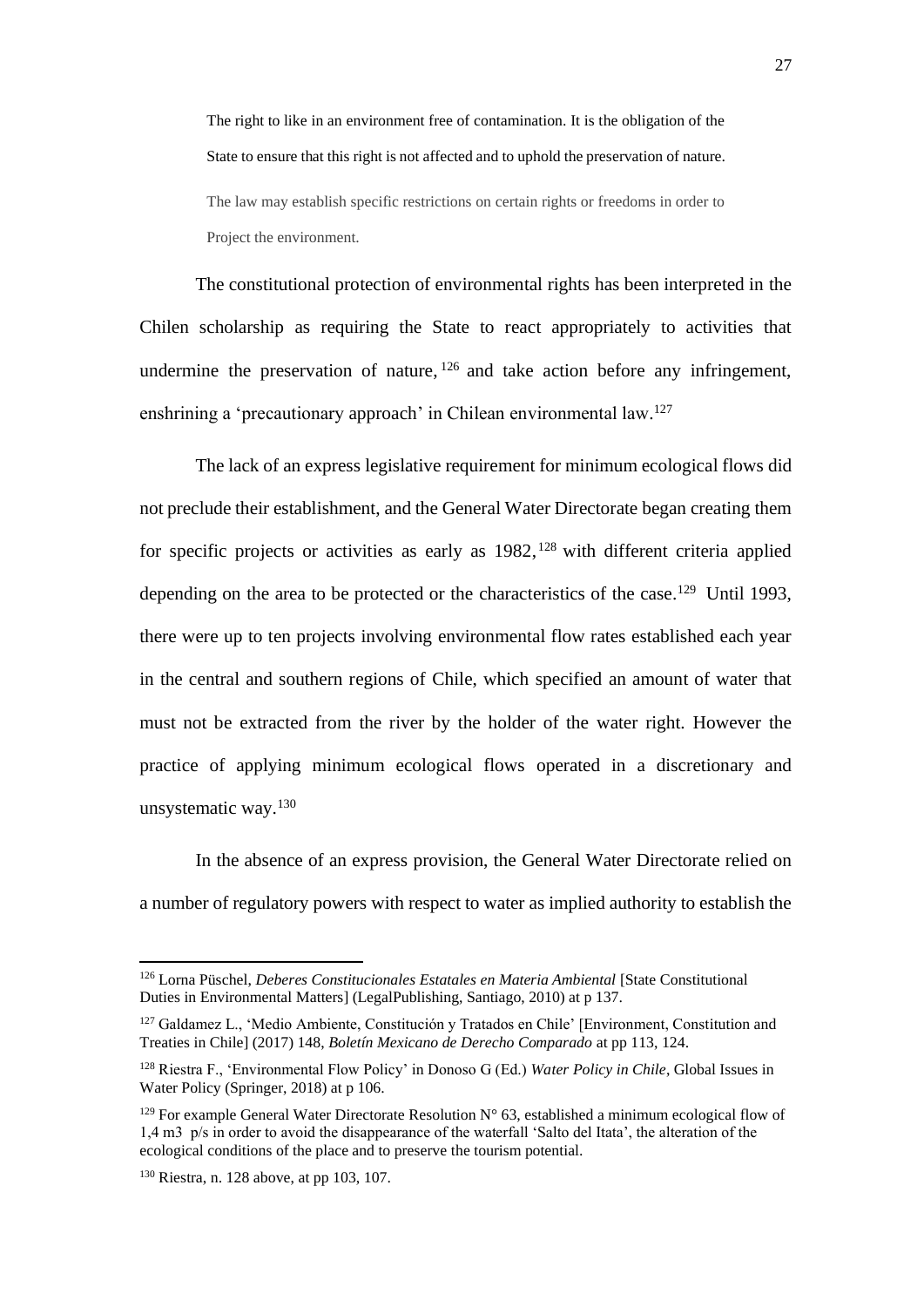> The right to like in an environment free of contamination. It is the obligation of the State to ensure that this right is not affected and to uphold the preservation of nature.
>
> The law may establish specific restrictions on certain rights or freedoms in order to Project the environment.

The constitutional protection of environmental rights has been interpreted in the Chilen scholarship as requiring the State to react appropriately to activities that undermine the preservation of nature, [126] and take action before any infringement, enshrining a 'precautionary approach' in Chilean environmental law.[127]

The lack of an express legislative requirement for minimum ecological flows did not preclude their establishment, and the General Water Directorate began creating them for specific projects or activities as early as 1982,[128] with different criteria applied depending on the area to be protected or the characteristics of the case.[129] Until 1993, there were up to ten projects involving environmental flow rates established each year in the central and southern regions of Chile, which specified an amount of water that must not be extracted from the river by the holder of the water right. However the practice of applying minimum ecological flows operated in a discretionary and unsystematic way.[130]

In the absence of an express provision, the General Water Directorate relied on a number of regulatory powers with respect to water as implied authority to establish the

---

[126] Lorna Püschel, *Deberes Constitucionales Estatales en Materia Ambiental* [State Constitutional Duties in Environmental Matters] (LegalPublishing, Santiago, 2010) at p 137.

[127] Galdamez L., 'Medio Ambiente, Constitución y Tratados en Chile' [Environment, Constitution and Treaties in Chile] (2017) 148, *Boletín Mexicano de Derecho Comparado* at pp 113, 124.

[128] Riestra F., 'Environmental Flow Policy' in Donoso G (Ed.) *Water Policy in Chile*, Global Issues in Water Policy (Springer, 2018) at p 106.

[129] For example General Water Directorate Resolution N° 63, established a minimum ecological flow of 1,4 m3 p/s in order to avoid the disappearance of the waterfall 'Salto del Itata', the alteration of the ecological conditions of the place and to preserve the tourism potential.

[130] Riestra, n. 128 above, at pp 103, 107.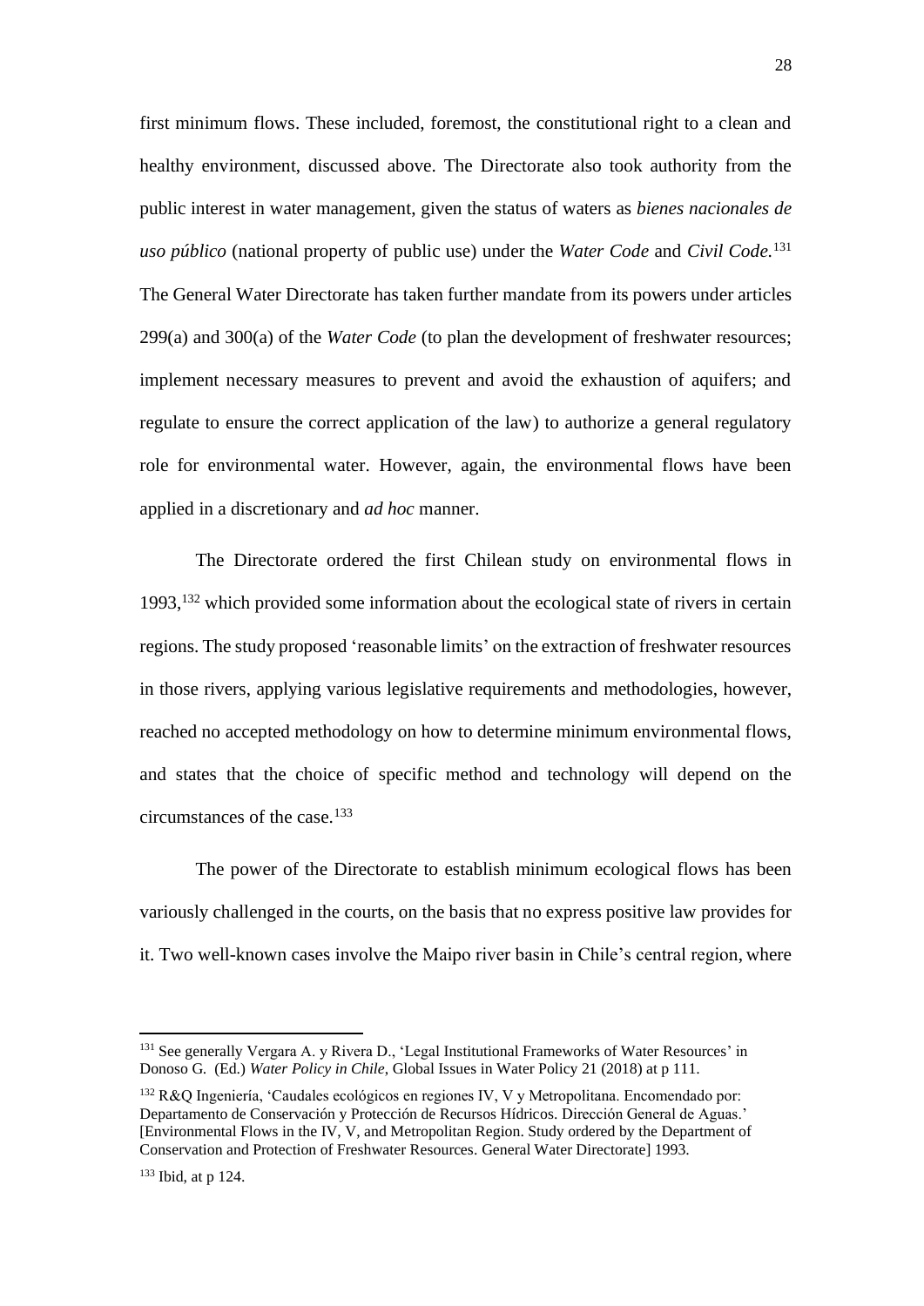first minimum flows. These included, foremost, the constitutional right to a clean and healthy environment, discussed above. The Directorate also took authority from the public interest in water management, given the status of waters as *bienes nacionales de uso público* (national property of public use) under the *Water Code* and *Civil Code*.[131] The General Water Directorate has taken further mandate from its powers under articles 299(a) and 300(a) of the *Water Code* (to plan the development of freshwater resources; implement necessary measures to prevent and avoid the exhaustion of aquifers; and regulate to ensure the correct application of the law) to authorize a general regulatory role for environmental water. However, again, the environmental flows have been applied in a discretionary and *ad hoc* manner.

The Directorate ordered the first Chilean study on environmental flows in 1993,[132] which provided some information about the ecological state of rivers in certain regions. The study proposed 'reasonable limits' on the extraction of freshwater resources in those rivers, applying various legislative requirements and methodologies, however, reached no accepted methodology on how to determine minimum environmental flows, and states that the choice of specific method and technology will depend on the circumstances of the case.[133]

The power of the Directorate to establish minimum ecological flows has been variously challenged in the courts, on the basis that no express positive law provides for it. Two well-known cases involve the Maipo river basin in Chile's central region, where

---

[131] See generally Vergara A. y Rivera D., 'Legal Institutional Frameworks of Water Resources' in Donoso G. (Ed.) *Water Policy in Chile*, Global Issues in Water Policy 21 (2018) at p 111.

[132] R&Q Ingeniería, 'Caudales ecológicos en regiones IV, V y Metropolitana. Encomendado por: Departamento de Conservación y Protección de Recursos Hídricos. Dirección General de Aguas.' [Environmental Flows in the IV, V, and Metropolitan Region. Study ordered by the Department of Conservation and Protection of Freshwater Resources. General Water Directorate] 1993.

[133] Ibid, at p 124.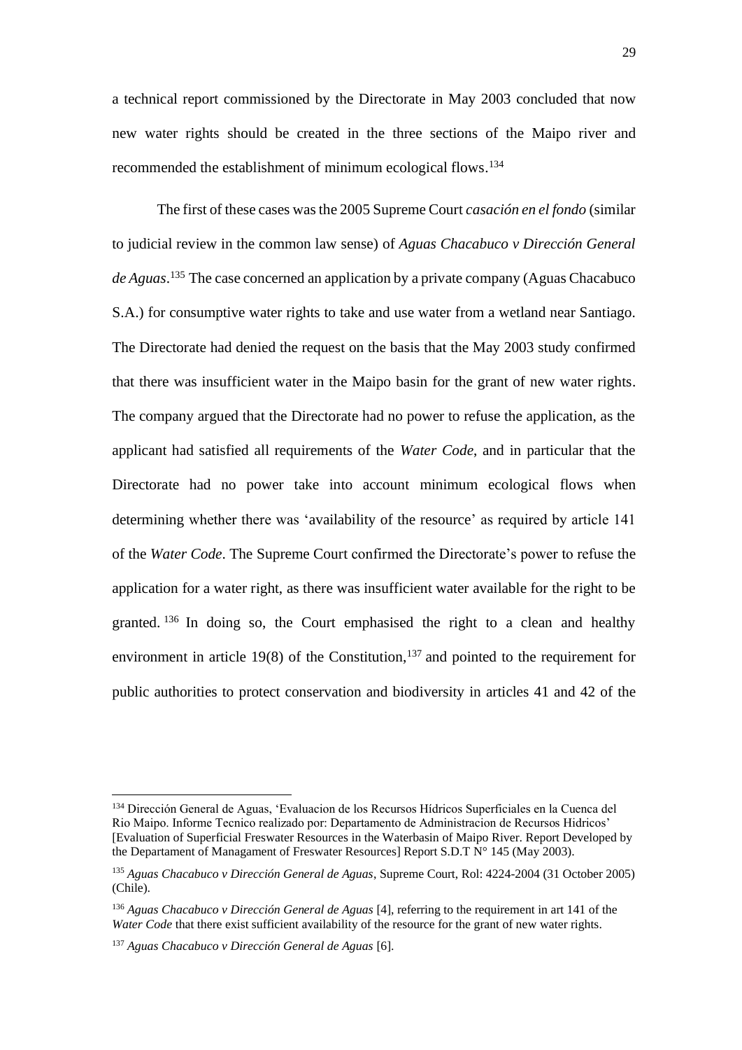a technical report commissioned by the Directorate in May 2003 concluded that now new water rights should be created in the three sections of the Maipo river and recommended the establishment of minimum ecological flows.[134]

The first of these cases was the 2005 Supreme Court *casación en el fondo* (similar to judicial review in the common law sense) of *Aguas Chacabuco v Dirección General de Aguas*.[135] The case concerned an application by a private company (Aguas Chacabuco S.A.) for consumptive water rights to take and use water from a wetland near Santiago. The Directorate had denied the request on the basis that the May 2003 study confirmed that there was insufficient water in the Maipo basin for the grant of new water rights. The company argued that the Directorate had no power to refuse the application, as the applicant had satisfied all requirements of the *Water Code*, and in particular that the Directorate had no power take into account minimum ecological flows when determining whether there was 'availability of the resource' as required by article 141 of the *Water Code*. The Supreme Court confirmed the Directorate's power to refuse the application for a water right, as there was insufficient water available for the right to be granted.[136] In doing so, the Court emphasised the right to a clean and healthy environment in article 19(8) of the Constitution,[137] and pointed to the requirement for public authorities to protect conservation and biodiversity in articles 41 and 42 of the

---

[134] Dirección General de Aguas, 'Evaluacion de los Recursos Hídricos Superficiales en la Cuenca del Rio Maipo. Informe Tecnico realizado por: Departamento de Administracion de Recursos Hidricos' [Evaluation of Superficial Freswater Resources in the Waterbasin of Maipo River. Report Developed by the Departament of Managament of Freswater Resources] Report S.D.T N° 145 (May 2003).

[135] *Aguas Chacabuco v Dirección General de Aguas*, Supreme Court, Rol: 4224-2004 (31 October 2005) (Chile).

[136] *Aguas Chacabuco v Dirección General de Aguas* [4], referring to the requirement in art 141 of the *Water Code* that there exist sufficient availability of the resource for the grant of new water rights.

[137] *Aguas Chacabuco v Dirección General de Aguas* [6].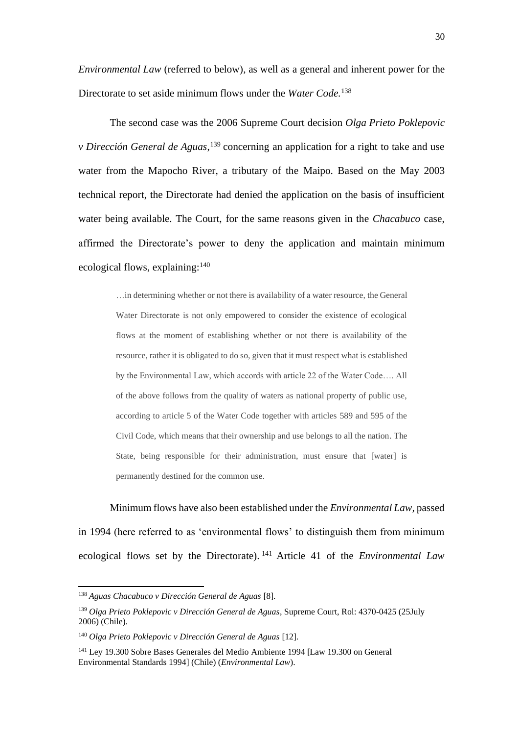*Environmental Law* (referred to below), as well as a general and inherent power for the Directorate to set aside minimum flows under the *Water Code.*[138]

The second case was the 2006 Supreme Court decision *Olga Prieto Poklepovic v Dirección General de Aguas*,[139] concerning an application for a right to take and use water from the Mapocho River, a tributary of the Maipo. Based on the May 2003 technical report, the Directorate had denied the application on the basis of insufficient water being available. The Court, for the same reasons given in the *Chacabuco* case, affirmed the Directorate's power to deny the application and maintain minimum ecological flows, explaining:[140]

> …in determining whether or not there is availability of a water resource, the General Water Directorate is not only empowered to consider the existence of ecological flows at the moment of establishing whether or not there is availability of the resource, rather it is obligated to do so, given that it must respect what is established by the Environmental Law, which accords with article 22 of the Water Code…. All of the above follows from the quality of waters as national property of public use, according to article 5 of the Water Code together with articles 589 and 595 of the Civil Code, which means that their ownership and use belongs to all the nation. The State, being responsible for their administration, must ensure that [water] is permanently destined for the common use.

Minimum flows have also been established under the *Environmental Law*, passed in 1994 (here referred to as 'environmental flows' to distinguish them from minimum ecological flows set by the Directorate).[141] Article 41 of the *Environmental Law*

---

[138] *Aguas Chacabuco v Dirección General de Aguas* [8].

[139] *Olga Prieto Poklepovic v Dirección General de Aguas*, Supreme Court, Rol: 4370-0425 (25July 2006) (Chile).

[140] *Olga Prieto Poklepovic v Dirección General de Aguas* [12].

[141] Ley 19.300 Sobre Bases Generales del Medio Ambiente 1994 [Law 19.300 on General Environmental Standards 1994] (Chile) (*Environmental Law*).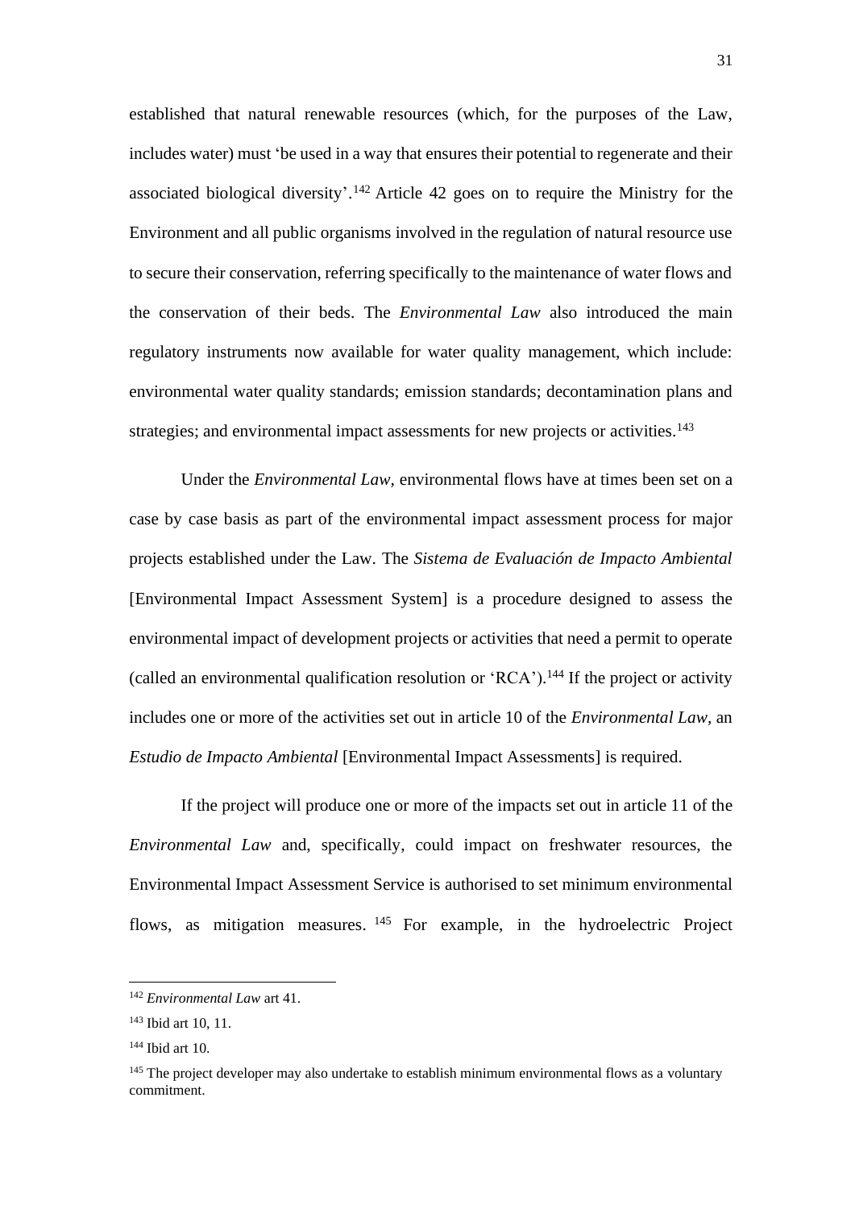established that natural renewable resources (which, for the purposes of the Law, includes water) must 'be used in a way that ensures their potential to regenerate and their associated biological diversity'.[142] Article 42 goes on to require the Ministry for the Environment and all public organisms involved in the regulation of natural resource use to secure their conservation, referring specifically to the maintenance of water flows and the conservation of their beds. The *Environmental Law* also introduced the main regulatory instruments now available for water quality management, which include: environmental water quality standards; emission standards; decontamination plans and strategies; and environmental impact assessments for new projects or activities.[143]

Under the *Environmental Law,* environmental flows have at times been set on a case by case basis as part of the environmental impact assessment process for major projects established under the Law. The *Sistema de Evaluación de Impacto Ambiental* [Environmental Impact Assessment System] is a procedure designed to assess the environmental impact of development projects or activities that need a permit to operate (called an environmental qualification resolution or 'RCA').[144] If the project or activity includes one or more of the activities set out in article 10 of the *Environmental Law,* an *Estudio de Impacto Ambiental* [Environmental Impact Assessments] is required.

If the project will produce one or more of the impacts set out in article 11 of the *Environmental Law* and, specifically, could impact on freshwater resources, the Environmental Impact Assessment Service is authorised to set minimum environmental flows, as mitigation measures.[145] For example, in the hydroelectric Project

---

[142] *Environmental Law* art 41.

[143] Ibid art 10, 11.

[144] Ibid art 10.

[145] The project developer may also undertake to establish minimum environmental flows as a voluntary commitment.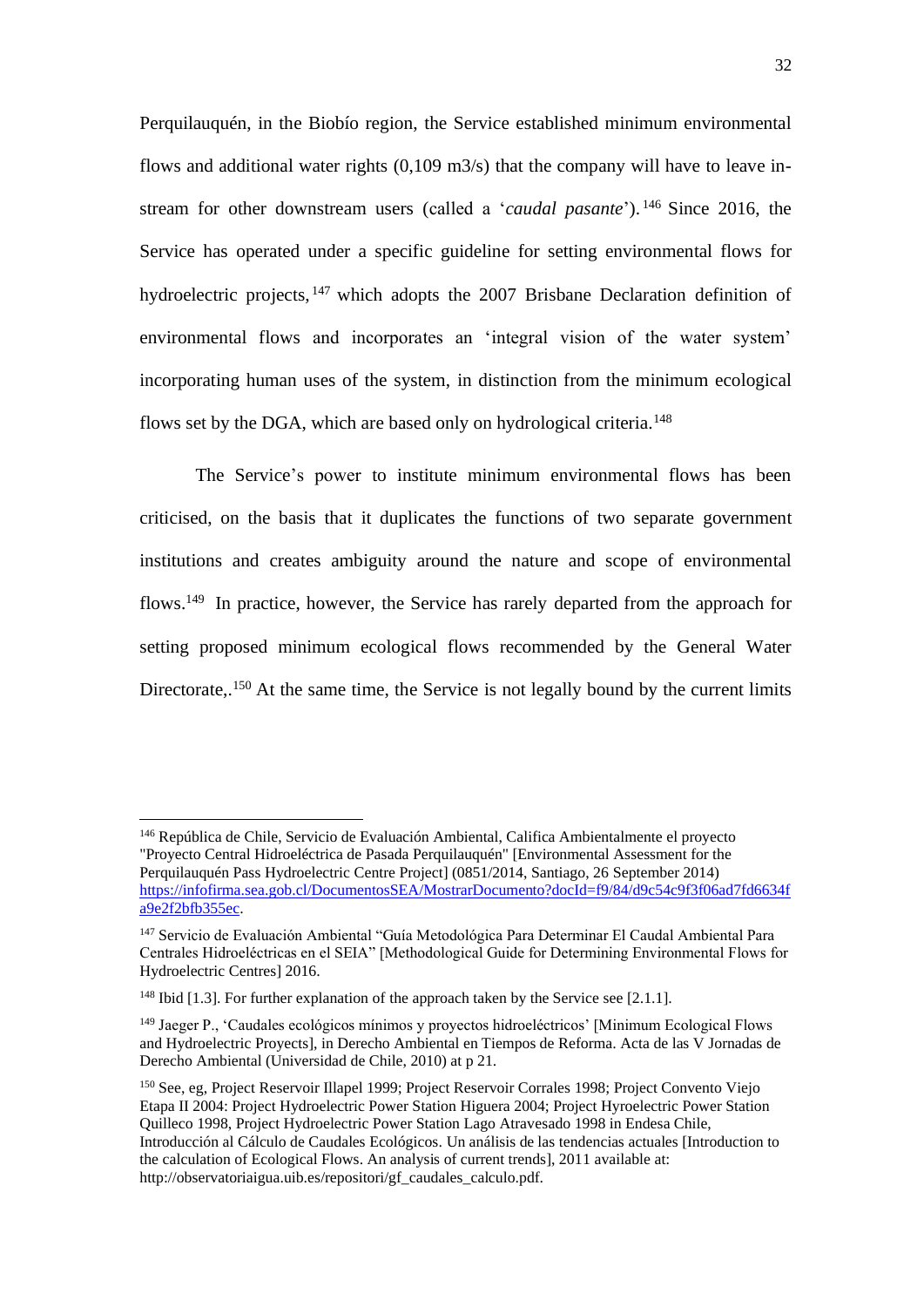Perquilauquén, in the Biobío region, the Service established minimum environmental flows and additional water rights (0,109 m3/s) that the company will have to leave in-stream for other downstream users (called a '*caudal pasante*').[146] Since 2016, the Service has operated under a specific guideline for setting environmental flows for hydroelectric projects,[147] which adopts the 2007 Brisbane Declaration definition of environmental flows and incorporates an 'integral vision of the water system' incorporating human uses of the system, in distinction from the minimum ecological flows set by the DGA, which are based only on hydrological criteria.[148]

The Service's power to institute minimum environmental flows has been criticised, on the basis that it duplicates the functions of two separate government institutions and creates ambiguity around the nature and scope of environmental flows.[149] In practice, however, the Service has rarely departed from the approach for setting proposed minimum ecological flows recommended by the General Water Directorate,.[150] At the same time, the Service is not legally bound by the current limits

---

[146] República de Chile, Servicio de Evaluación Ambiental, Califica Ambientalmente el proyecto "Proyecto Central Hidroeléctrica de Pasada Perquilauquén" [Environmental Assessment for the Perquilauquén Pass Hydroelectric Centre Project] (0851/2014, Santiago, 26 September 2014) [https://infofirma.sea.gob.cl/DocumentosSEA/MostrarDocumento?docId=f9/84/d9c54c9f3f06ad7fd6634fa9e2f2bfb355ec](https://infofirma.sea.gob.cl/DocumentosSEA/MostrarDocumento?docId=f9/84/d9c54c9f3f06ad7fd6634fa9e2f2bfb355ec).

[147] Servicio de Evaluación Ambiental "Guía Metodológica Para Determinar El Caudal Ambiental Para Centrales Hidroeléctricas en el SEIA" [Methodological Guide for Determining Environmental Flows for Hydroelectric Centres] 2016.

[148] Ibid [1.3]. For further explanation of the approach taken by the Service see [2.1.1].

[149] Jaeger P., 'Caudales ecológicos mínimos y proyectos hidroeléctricos' [Minimum Ecological Flows and Hydroelectric Proyects], in Derecho Ambiental en Tiempos de Reforma. Acta de las V Jornadas de Derecho Ambiental (Universidad de Chile, 2010) at p 21.

[150] See, eg, Project Reservoir Illapel 1999; Project Reservoir Corrales 1998; Project Convento Viejo Etapa II 2004: Project Hydroelectric Power Station Higuera 2004; Project Hyroelectric Power Station Quilleco 1998, Project Hydroelectric Power Station Lago Atravesado 1998 in Endesa Chile, Introducción al Cálculo de Caudales Ecológicos. Un análisis de las tendencias actuales [Introduction to the calculation of Ecological Flows. An analysis of current trends], 2011 available at: http://observatoriaigua.uib.es/repositori/gf_caudales_calculo.pdf.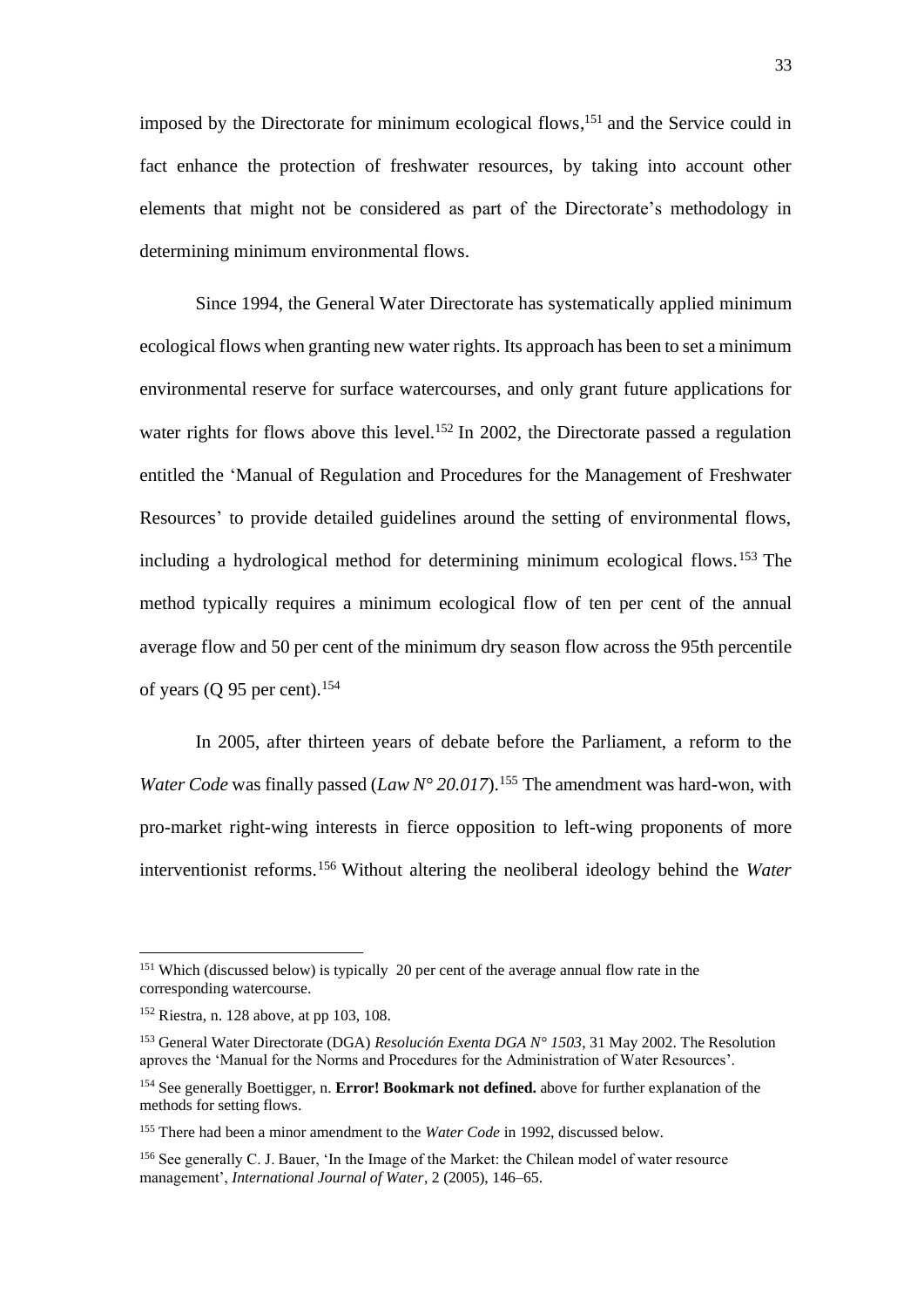imposed by the Directorate for minimum ecological flows,[151] and the Service could in fact enhance the protection of freshwater resources, by taking into account other elements that might not be considered as part of the Directorate's methodology in determining minimum environmental flows.

Since 1994, the General Water Directorate has systematically applied minimum ecological flows when granting new water rights. Its approach has been to set a minimum environmental reserve for surface watercourses, and only grant future applications for water rights for flows above this level.[152] In 2002, the Directorate passed a regulation entitled the 'Manual of Regulation and Procedures for the Management of Freshwater Resources' to provide detailed guidelines around the setting of environmental flows, including a hydrological method for determining minimum ecological flows.[153] The method typically requires a minimum ecological flow of ten per cent of the annual average flow and 50 per cent of the minimum dry season flow across the 95th percentile of years (Q 95 per cent).[154]

In 2005, after thirteen years of debate before the Parliament, a reform to the *Water Code* was finally passed (*Law N° 20.017*).[155] The amendment was hard-won, with pro-market right-wing interests in fierce opposition to left-wing proponents of more interventionist reforms.[156] Without altering the neoliberal ideology behind the *Water*

---

[151] Which (discussed below) is typically 20 per cent of the average annual flow rate in the corresponding watercourse.

[152] Riestra, n. 128 above, at pp 103, 108.

[153] General Water Directorate (DGA) *Resolución Exenta DGA N° 1503*, 31 May 2002. The Resolution aproves the 'Manual for the Norms and Procedures for the Administration of Water Resources'.

[154] See generally Boettigger, n. **Error! Bookmark not defined.** above for further explanation of the methods for setting flows.

[155] There had been a minor amendment to the *Water Code* in 1992, discussed below.

[156] See generally C. J. Bauer, 'In the Image of the Market: the Chilean model of water resource management', *International Journal of Water*, 2 (2005), 146–65.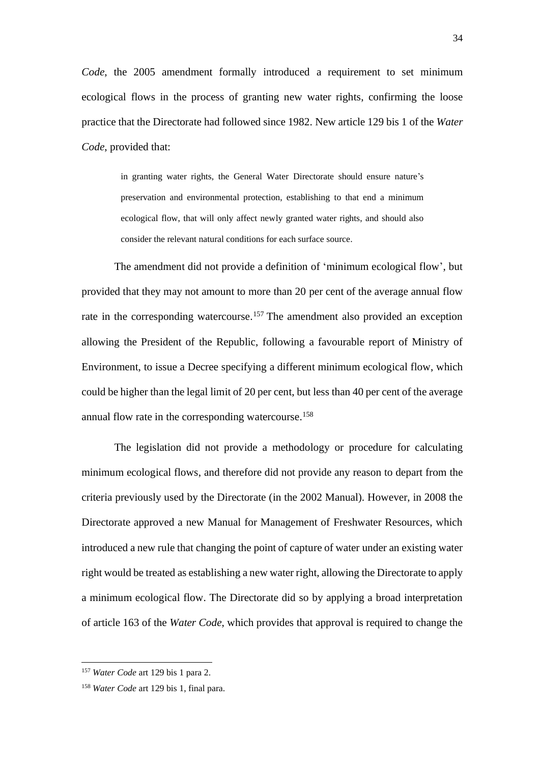*Code*, the 2005 amendment formally introduced a requirement to set minimum ecological flows in the process of granting new water rights, confirming the loose practice that the Directorate had followed since 1982. New article 129 bis 1 of the *Water Code*, provided that:

> in granting water rights, the General Water Directorate should ensure nature's preservation and environmental protection, establishing to that end a minimum ecological flow, that will only affect newly granted water rights, and should also consider the relevant natural conditions for each surface source.

The amendment did not provide a definition of 'minimum ecological flow', but provided that they may not amount to more than 20 per cent of the average annual flow rate in the corresponding watercourse.[157] The amendment also provided an exception allowing the President of the Republic, following a favourable report of Ministry of Environment, to issue a Decree specifying a different minimum ecological flow, which could be higher than the legal limit of 20 per cent, but less than 40 per cent of the average annual flow rate in the corresponding watercourse.[158]

The legislation did not provide a methodology or procedure for calculating minimum ecological flows, and therefore did not provide any reason to depart from the criteria previously used by the Directorate (in the 2002 Manual). However, in 2008 the Directorate approved a new Manual for Management of Freshwater Resources, which introduced a new rule that changing the point of capture of water under an existing water right would be treated as establishing a new water right, allowing the Directorate to apply a minimum ecological flow. The Directorate did so by applying a broad interpretation of article 163 of the *Water Code*, which provides that approval is required to change the

[157] *Water Code* art 129 bis 1 para 2.

[158] *Water Code* art 129 bis 1, final para.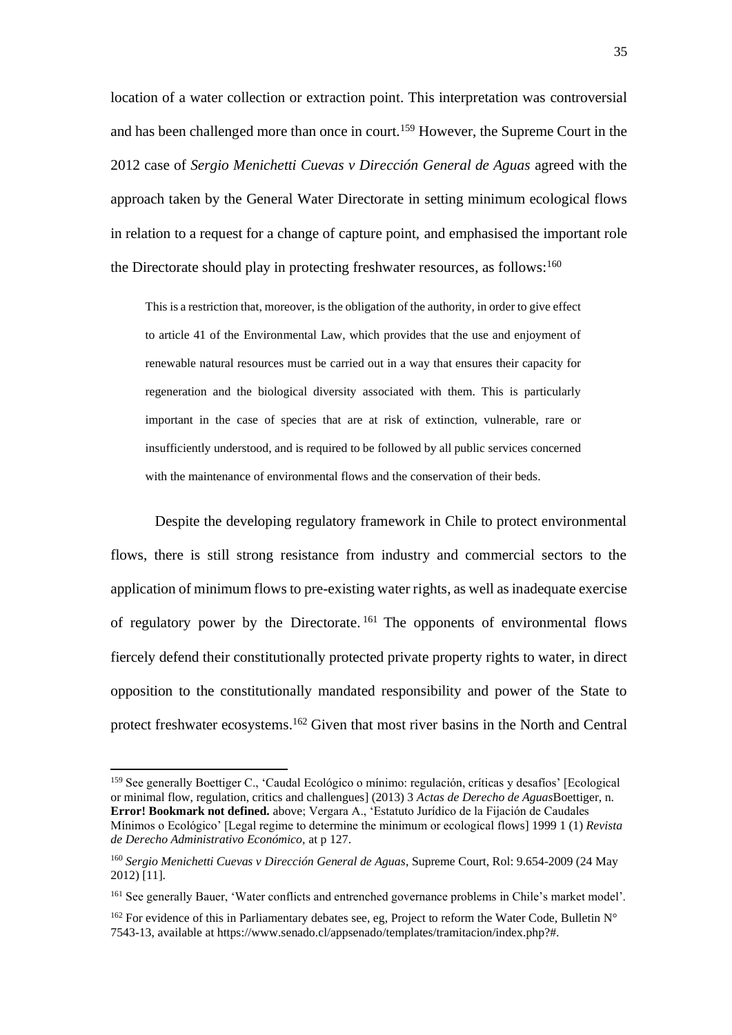location of a water collection or extraction point. This interpretation was controversial and has been challenged more than once in court.[159] However, the Supreme Court in the 2012 case of *Sergio Menichetti Cuevas v Dirección General de Aguas* agreed with the approach taken by the General Water Directorate in setting minimum ecological flows in relation to a request for a change of capture point, and emphasised the important role the Directorate should play in protecting freshwater resources, as follows:[160]

> This is a restriction that, moreover, is the obligation of the authority, in order to give effect to article 41 of the Environmental Law, which provides that the use and enjoyment of renewable natural resources must be carried out in a way that ensures their capacity for regeneration and the biological diversity associated with them. This is particularly important in the case of species that are at risk of extinction, vulnerable, rare or insufficiently understood, and is required to be followed by all public services concerned with the maintenance of environmental flows and the conservation of their beds.

Despite the developing regulatory framework in Chile to protect environmental flows, there is still strong resistance from industry and commercial sectors to the application of minimum flows to pre-existing water rights, as well as inadequate exercise of regulatory power by the Directorate.[161] The opponents of environmental flows fiercely defend their constitutionally protected private property rights to water, in direct opposition to the constitutionally mandated responsibility and power of the State to protect freshwater ecosystems.[162] Given that most river basins in the North and Central

---

[159] See generally Boettiger C., 'Caudal Ecológico o mínimo: regulación, críticas y desafíos' [Ecological or minimal flow, regulation, critics and challengues] (2013) 3 *Actas de Derecho de Aguas*Boettiger, n. **Error! Bookmark not defined.** above; Vergara A., 'Estatuto Jurídico de la Fijación de Caudales Mínimos o Ecológico' [Legal regime to determine the minimum or ecological flows] 1999 1 (1) *Revista de Derecho Administrativo Económico*, at p 127.

[160] *Sergio Menichetti Cuevas v Dirección General de Aguas*, Supreme Court, Rol: 9.654-2009 (24 May 2012) [11].

[161] See generally Bauer, 'Water conflicts and entrenched governance problems in Chile's market model'.

[162] For evidence of this in Parliamentary debates see, eg, Project to reform the Water Code, Bulletin N° 7543-13, available at https://www.senado.cl/appsenado/templates/tramitacion/index.php?#.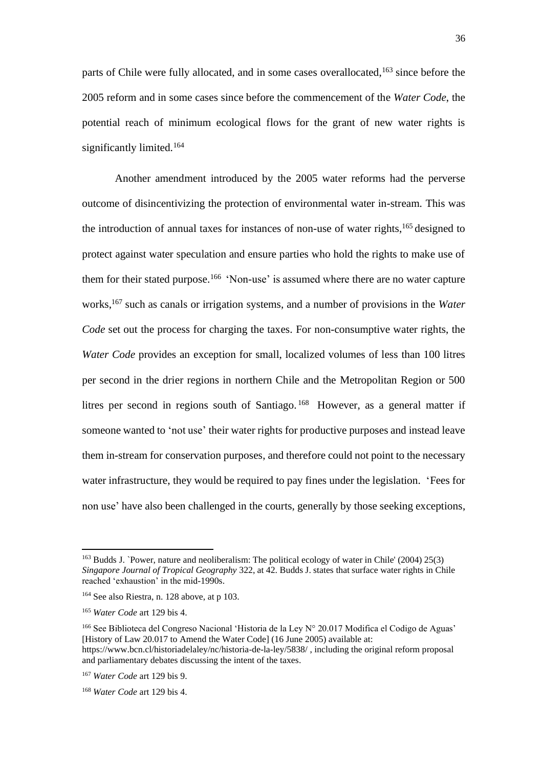parts of Chile were fully allocated, and in some cases overallocated,[163] since before the 2005 reform and in some cases since before the commencement of the *Water Code*, the potential reach of minimum ecological flows for the grant of new water rights is significantly limited.[164]

Another amendment introduced by the 2005 water reforms had the perverse outcome of disincentivizing the protection of environmental water in-stream. This was the introduction of annual taxes for instances of non-use of water rights,[165] designed to protect against water speculation and ensure parties who hold the rights to make use of them for their stated purpose.[166] 'Non-use' is assumed where there are no water capture works,[167] such as canals or irrigation systems, and a number of provisions in the *Water Code* set out the process for charging the taxes. For non-consumptive water rights, the *Water Code* provides an exception for small, localized volumes of less than 100 litres per second in the drier regions in northern Chile and the Metropolitan Region or 500 litres per second in regions south of Santiago.[168] However, as a general matter if someone wanted to 'not use' their water rights for productive purposes and instead leave them in-stream for conservation purposes, and therefore could not point to the necessary water infrastructure, they would be required to pay fines under the legislation. 'Fees for non use' have also been challenged in the courts, generally by those seeking exceptions,

---

[163] Budds J. `Power, nature and neoliberalism: The political ecology of water in Chile' (2004) 25(3) *Singapore Journal of Tropical Geography* 322, at 42. Budds J. states that surface water rights in Chile reached 'exhaustion' in the mid-1990s.

[164] See also Riestra, n. 128 above, at p 103.

[165] *Water Code* art 129 bis 4.

[166] See Biblioteca del Congreso Nacional 'Historia de la Ley N° 20.017 Modifica el Codigo de Aguas' [History of Law 20.017 to Amend the Water Code] (16 June 2005) available at: https://www.bcn.cl/historiadelaley/nc/historia-de-la-ley/5838/ , including the original reform proposal and parliamentary debates discussing the intent of the taxes.

[167] *Water Code* art 129 bis 9.

[168] *Water Code* art 129 bis 4.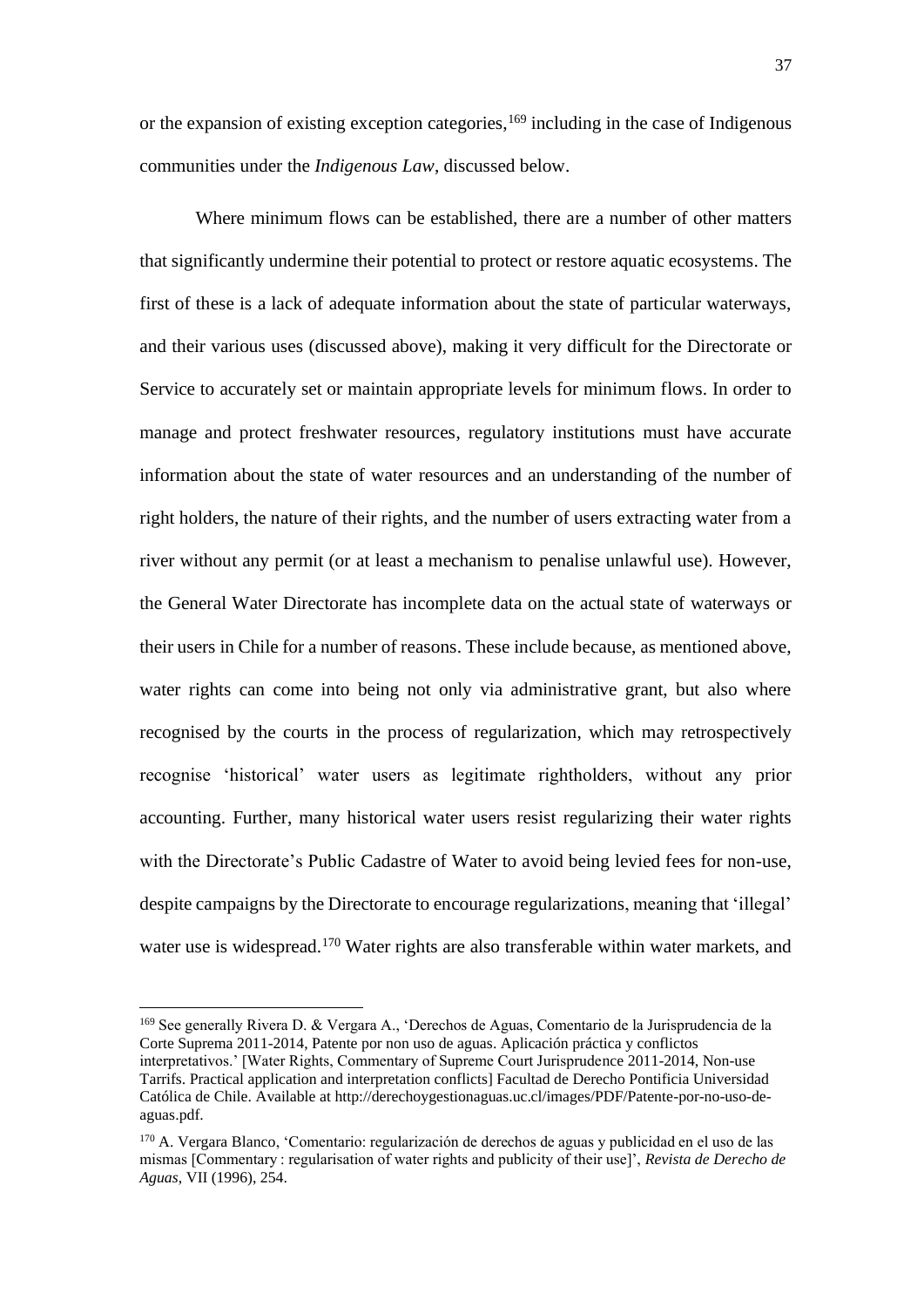or the expansion of existing exception categories,[169] including in the case of Indigenous communities under the *Indigenous Law*, discussed below.

Where minimum flows can be established, there are a number of other matters that significantly undermine their potential to protect or restore aquatic ecosystems. The first of these is a lack of adequate information about the state of particular waterways, and their various uses (discussed above), making it very difficult for the Directorate or Service to accurately set or maintain appropriate levels for minimum flows. In order to manage and protect freshwater resources, regulatory institutions must have accurate information about the state of water resources and an understanding of the number of right holders, the nature of their rights, and the number of users extracting water from a river without any permit (or at least a mechanism to penalise unlawful use). However, the General Water Directorate has incomplete data on the actual state of waterways or their users in Chile for a number of reasons. These include because, as mentioned above, water rights can come into being not only via administrative grant, but also where recognised by the courts in the process of regularization, which may retrospectively recognise 'historical' water users as legitimate rightholders, without any prior accounting. Further, many historical water users resist regularizing their water rights with the Directorate's Public Cadastre of Water to avoid being levied fees for non-use, despite campaigns by the Directorate to encourage regularizations, meaning that 'illegal' water use is widespread.[170] Water rights are also transferable within water markets, and

---

[169] See generally Rivera D. & Vergara A., 'Derechos de Aguas, Comentario de la Jurisprudencia de la Corte Suprema 2011-2014, Patente por non uso de aguas. Aplicación práctica y conflictos interpretativos.' [Water Rights, Commentary of Supreme Court Jurisprudence 2011-2014, Non-use Tarrifs. Practical application and interpretation conflicts] Facultad de Derecho Pontificia Universidad Católica de Chile. Available at http://derechoygestionaguas.uc.cl/images/PDF/Patente-por-no-uso-de-aguas.pdf.

[170] A. Vergara Blanco, 'Comentario: regularización de derechos de aguas y publicidad en el uso de las mismas [Commentary : regularisation of water rights and publicity of their use]', *Revista de Derecho de Aguas*, VII (1996), 254.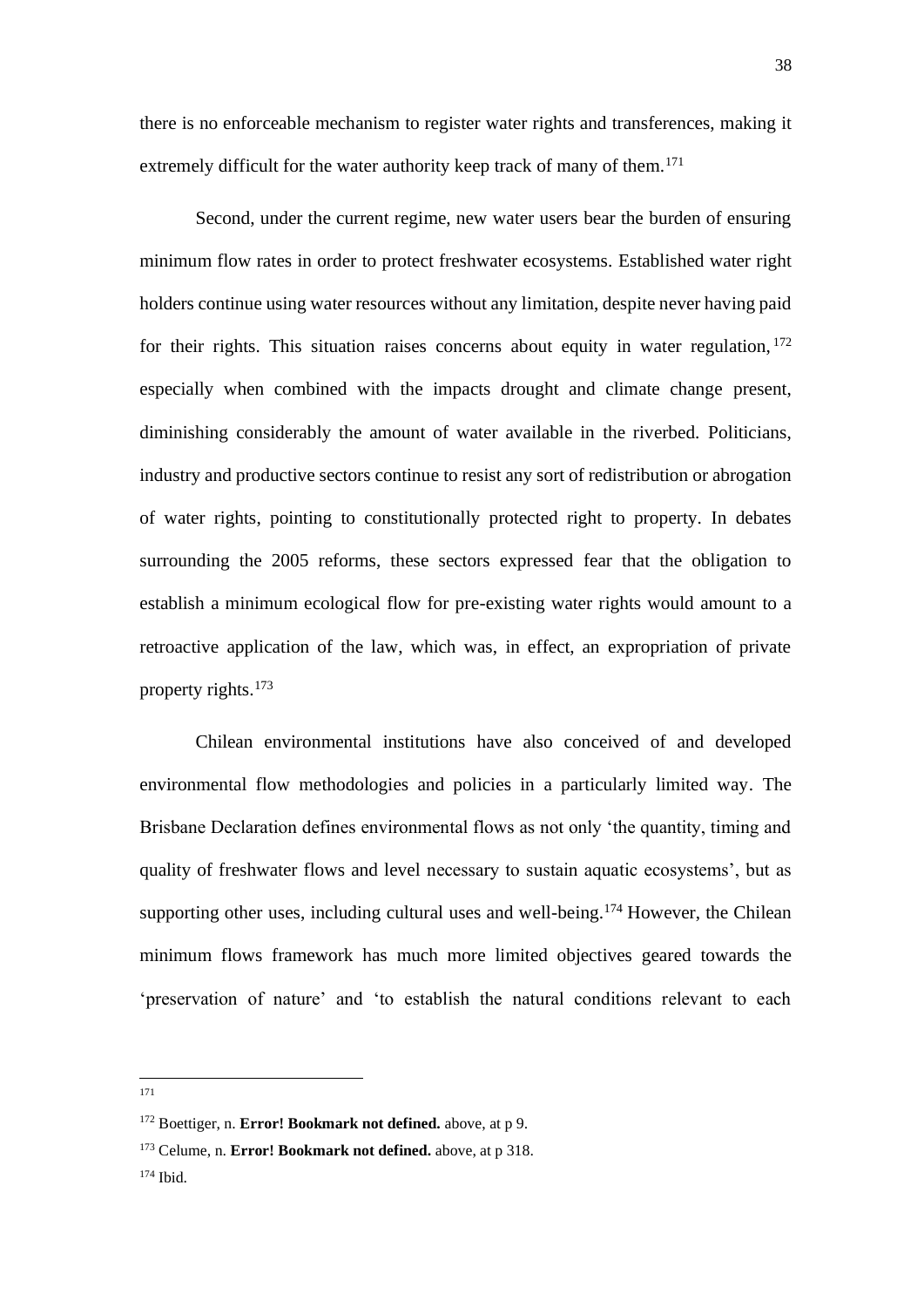there is no enforceable mechanism to register water rights and transferences, making it extremely difficult for the water authority keep track of many of them.[171]

Second, under the current regime, new water users bear the burden of ensuring minimum flow rates in order to protect freshwater ecosystems. Established water right holders continue using water resources without any limitation, despite never having paid for their rights. This situation raises concerns about equity in water regulation,[172] especially when combined with the impacts drought and climate change present, diminishing considerably the amount of water available in the riverbed. Politicians, industry and productive sectors continue to resist any sort of redistribution or abrogation of water rights, pointing to constitutionally protected right to property. In debates surrounding the 2005 reforms, these sectors expressed fear that the obligation to establish a minimum ecological flow for pre-existing water rights would amount to a retroactive application of the law, which was, in effect, an expropriation of private property rights.[173]

Chilean environmental institutions have also conceived of and developed environmental flow methodologies and policies in a particularly limited way. The Brisbane Declaration defines environmental flows as not only 'the quantity, timing and quality of freshwater flows and level necessary to sustain aquatic ecosystems', but as supporting other uses, including cultural uses and well-being.[174] However, the Chilean minimum flows framework has much more limited objectives geared towards the 'preservation of nature' and 'to establish the natural conditions relevant to each

---

[171]

[172] Boettiger, n. **Error! Bookmark not defined.** above, at p 9.

[173] Celume, n. **Error! Bookmark not defined.** above, at p 318.

[174] Ibid.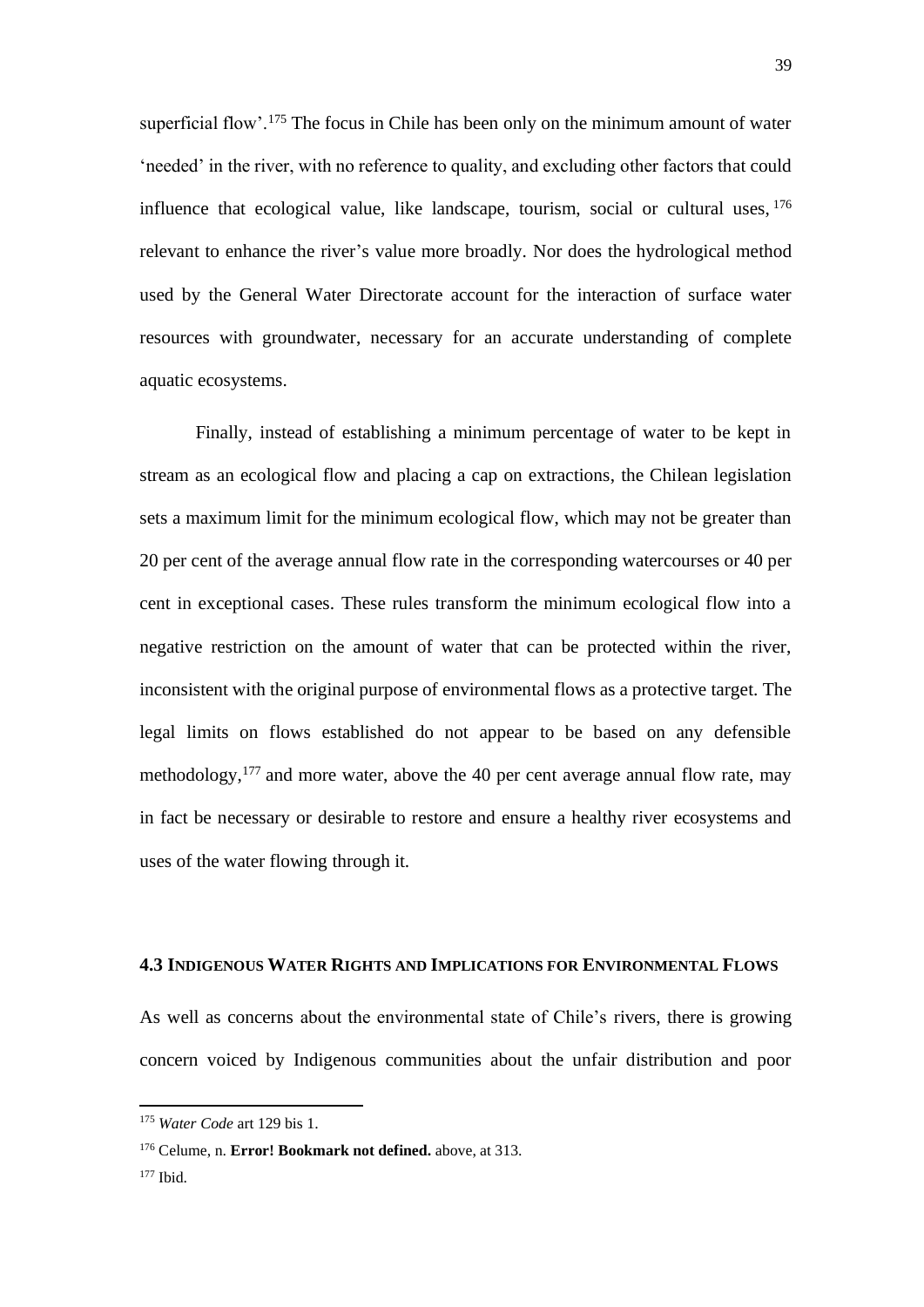superficial flow'.[175] The focus in Chile has been only on the minimum amount of water 'needed' in the river, with no reference to quality, and excluding other factors that could influence that ecological value, like landscape, tourism, social or cultural uses,[176] relevant to enhance the river's value more broadly. Nor does the hydrological method used by the General Water Directorate account for the interaction of surface water resources with groundwater, necessary for an accurate understanding of complete aquatic ecosystems.

Finally, instead of establishing a minimum percentage of water to be kept in stream as an ecological flow and placing a cap on extractions, the Chilean legislation sets a maximum limit for the minimum ecological flow, which may not be greater than 20 per cent of the average annual flow rate in the corresponding watercourses or 40 per cent in exceptional cases. These rules transform the minimum ecological flow into a negative restriction on the amount of water that can be protected within the river, inconsistent with the original purpose of environmental flows as a protective target. The legal limits on flows established do not appear to be based on any defensible methodology,[177] and more water, above the 40 per cent average annual flow rate, may in fact be necessary or desirable to restore and ensure a healthy river ecosystems and uses of the water flowing through it.

### 4.3 Indigenous Water Rights and Implications for Environmental Flows

As well as concerns about the environmental state of Chile's rivers, there is growing concern voiced by Indigenous communities about the unfair distribution and poor

[175] *Water Code* art 129 bis 1.

[176] Celume, n. **Error! Bookmark not defined.** above, at 313.

[177] Ibid.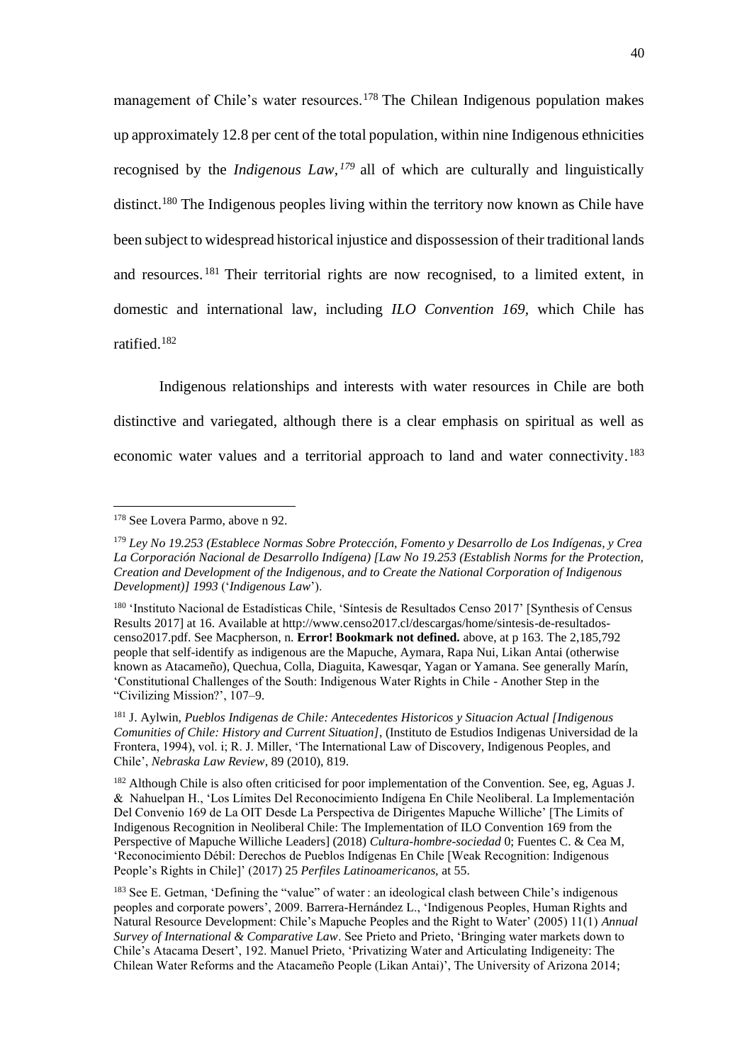management of Chile's water resources.[178] The Chilean Indigenous population makes up approximately 12.8 per cent of the total population, within nine Indigenous ethnicities recognised by the *Indigenous Law*,[179] all of which are culturally and linguistically distinct.[180] The Indigenous peoples living within the territory now known as Chile have been subject to widespread historical injustice and dispossession of their traditional lands and resources.[181] Their territorial rights are now recognised, to a limited extent, in domestic and international law, including *ILO Convention 169*, which Chile has ratified.[182]

Indigenous relationships and interests with water resources in Chile are both distinctive and variegated, although there is a clear emphasis on spiritual as well as economic water values and a territorial approach to land and water connectivity.[183]

---

[178] See Lovera Parmo, above n 92.

[179] *Ley No 19.253 (Establece Normas Sobre Protección, Fomento y Desarrollo de Los Indígenas, y Crea La Corporación Nacional de Desarrollo Indígena) [Law No 19.253 (Establish Norms for the Protection, Creation and Development of the Indigenous, and to Create the National Corporation of Indigenous Development)] 1993* ('*Indigenous Law*').

[180] 'Instituto Nacional de Estadísticas Chile, 'Síntesis de Resultados Censo 2017' [Synthesis of Census Results 2017] at 16. Available at http://www.censo2017.cl/descargas/home/sintesis-de-resultados-censo2017.pdf. See Macpherson, n. **Error! Bookmark not defined.** above, at p 163. The 2,185,792 people that self-identify as indigenous are the Mapuche, Aymara, Rapa Nui, Likan Antai (otherwise known as Atacameño), Quechua, Colla, Diaguita, Kawesqar, Yagan or Yamana. See generally Marín, 'Constitutional Challenges of the South: Indigenous Water Rights in Chile - Another Step in the "Civilizing Mission?', 107–9.

[181] J. Aylwin, *Pueblos Indigenas de Chile: Antecedentes Historicos y Situacion Actual [Indigenous Comunities of Chile: History and Current Situation]*, (Instituto de Estudios Indigenas Universidad de la Frontera, 1994), vol. i; R. J. Miller, 'The International Law of Discovery, Indigenous Peoples, and Chile', *Nebraska Law Review*, 89 (2010), 819.

[182] Although Chile is also often criticised for poor implementation of the Convention. See, eg, Aguas J. & Nahuelpan H., 'Los Límites Del Reconocimiento Indígena En Chile Neoliberal. La Implementación Del Convenio 169 de La OIT Desde La Perspectiva de Dirigentes Mapuche Williche' [The Limits of Indigenous Recognition in Neoliberal Chile: The Implementation of ILO Convention 169 from the Perspective of Mapuche Williche Leaders] (2018) *Cultura-hombre-sociedad* 0; Fuentes C. & Cea M, 'Reconocimiento Débil: Derechos de Pueblos Indígenas En Chile [Weak Recognition: Indigenous People's Rights in Chile]' (2017) 25 *Perfiles Latinoamericanos*, at 55.

[183] See E. Getman, 'Defining the "value" of water : an ideological clash between Chile's indigenous peoples and corporate powers', 2009. Barrera-Hernández L., 'Indigenous Peoples, Human Rights and Natural Resource Development: Chile's Mapuche Peoples and the Right to Water' (2005) 11(1) *Annual Survey of International & Comparative Law*. See Prieto and Prieto, 'Bringing water markets down to Chile's Atacama Desert', 192. Manuel Prieto, 'Privatizing Water and Articulating Indigeneity: The Chilean Water Reforms and the Atacameño People (Likan Antai)', The University of Arizona 2014;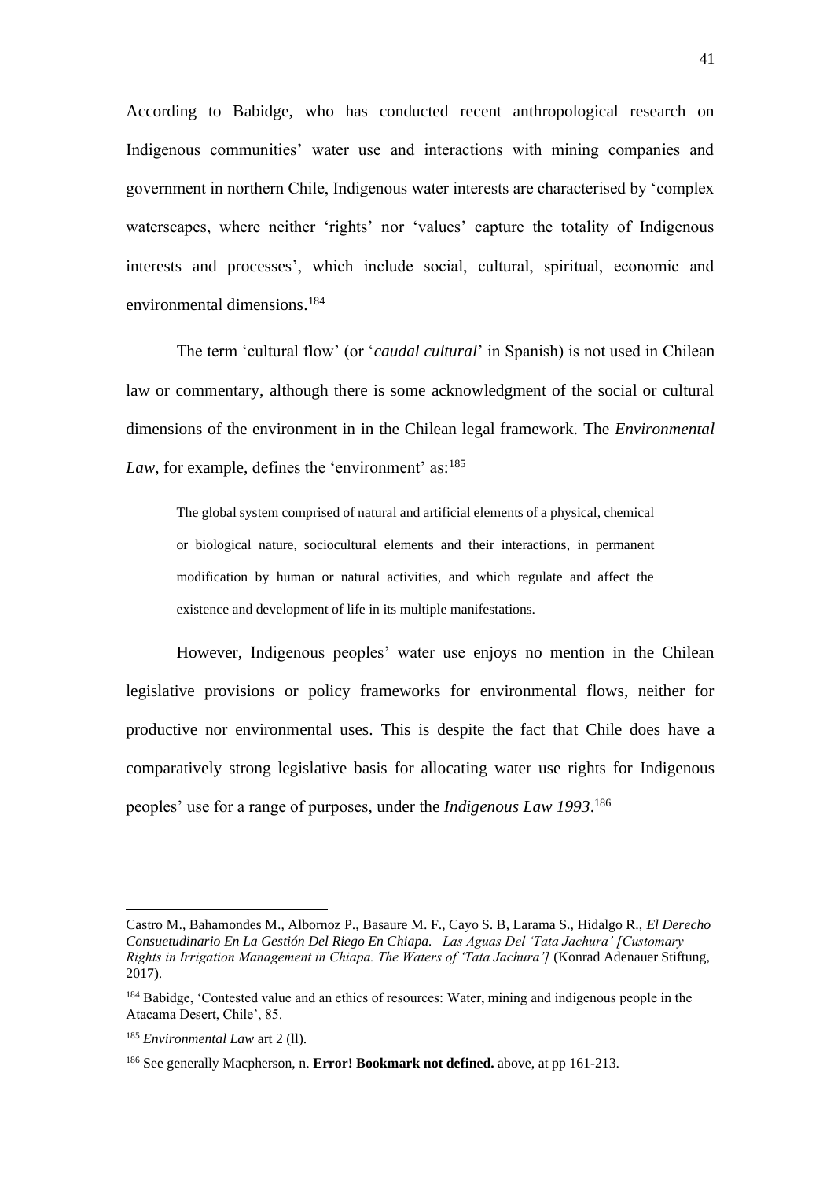According to Babidge, who has conducted recent anthropological research on Indigenous communities' water use and interactions with mining companies and government in northern Chile, Indigenous water interests are characterised by 'complex waterscapes, where neither 'rights' nor 'values' capture the totality of Indigenous interests and processes', which include social, cultural, spiritual, economic and environmental dimensions.[184]

The term 'cultural flow' (or '*caudal cultural*' in Spanish) is not used in Chilean law or commentary, although there is some acknowledgment of the social or cultural dimensions of the environment in in the Chilean legal framework. The *Environmental Law*, for example, defines the 'environment' as:[185]

> The global system comprised of natural and artificial elements of a physical, chemical or biological nature, sociocultural elements and their interactions, in permanent modification by human or natural activities, and which regulate and affect the existence and development of life in its multiple manifestations.

However, Indigenous peoples' water use enjoys no mention in the Chilean legislative provisions or policy frameworks for environmental flows, neither for productive nor environmental uses. This is despite the fact that Chile does have a comparatively strong legislative basis for allocating water use rights for Indigenous peoples' use for a range of purposes, under the *Indigenous Law 1993*.[186]

---

Castro M., Bahamondes M., Albornoz P., Basaure M. F., Cayo S. B, Larama S., Hidalgo R., *El Derecho Consuetudinario En La Gestión Del Riego En Chiapa. Las Aguas Del 'Tata Jachura' [Customary Rights in Irrigation Management in Chiapa. The Waters of 'Tata Jachura']* (Konrad Adenauer Stiftung, 2017).

[184] Babidge, 'Contested value and an ethics of resources: Water, mining and indigenous people in the Atacama Desert, Chile', 85.

[185] *Environmental Law* art 2 (ll).

[186] See generally Macpherson, n. **Error! Bookmark not defined.** above, at pp 161-213.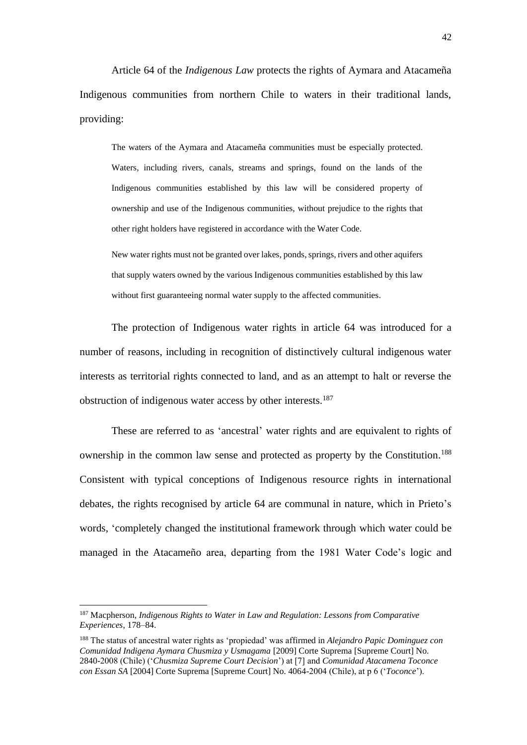Article 64 of the *Indigenous Law* protects the rights of Aymara and Atacameña Indigenous communities from northern Chile to waters in their traditional lands, providing:

> The waters of the Aymara and Atacameña communities must be especially protected. Waters, including rivers, canals, streams and springs, found on the lands of the Indigenous communities established by this law will be considered property of ownership and use of the Indigenous communities, without prejudice to the rights that other right holders have registered in accordance with the Water Code.
>
> New water rights must not be granted over lakes, ponds, springs, rivers and other aquifers that supply waters owned by the various Indigenous communities established by this law without first guaranteeing normal water supply to the affected communities.

The protection of Indigenous water rights in article 64 was introduced for a number of reasons, including in recognition of distinctively cultural indigenous water interests as territorial rights connected to land, and as an attempt to halt or reverse the obstruction of indigenous water access by other interests.[187]

These are referred to as 'ancestral' water rights and are equivalent to rights of ownership in the common law sense and protected as property by the Constitution.[188] Consistent with typical conceptions of Indigenous resource rights in international debates, the rights recognised by article 64 are communal in nature, which in Prieto's words, 'completely changed the institutional framework through which water could be managed in the Atacameño area, departing from the 1981 Water Code's logic and

---

[187] Macpherson, *Indigenous Rights to Water in Law and Regulation: Lessons from Comparative Experiences*, 178–84.

[188] The status of ancestral water rights as 'propiedad' was affirmed in *Alejandro Papic Dominguez con Comunidad Indigena Aymara Chusmiza y Usmagama* [2009] Corte Suprema [Supreme Court] No. 2840-2008 (Chile) ('*Chusmiza Supreme Court Decision*') at [7] and *Comunidad Atacamena Toconce con Essan SA* [2004] Corte Suprema [Supreme Court] No. 4064-2004 (Chile), at p 6 ('*Toconce*').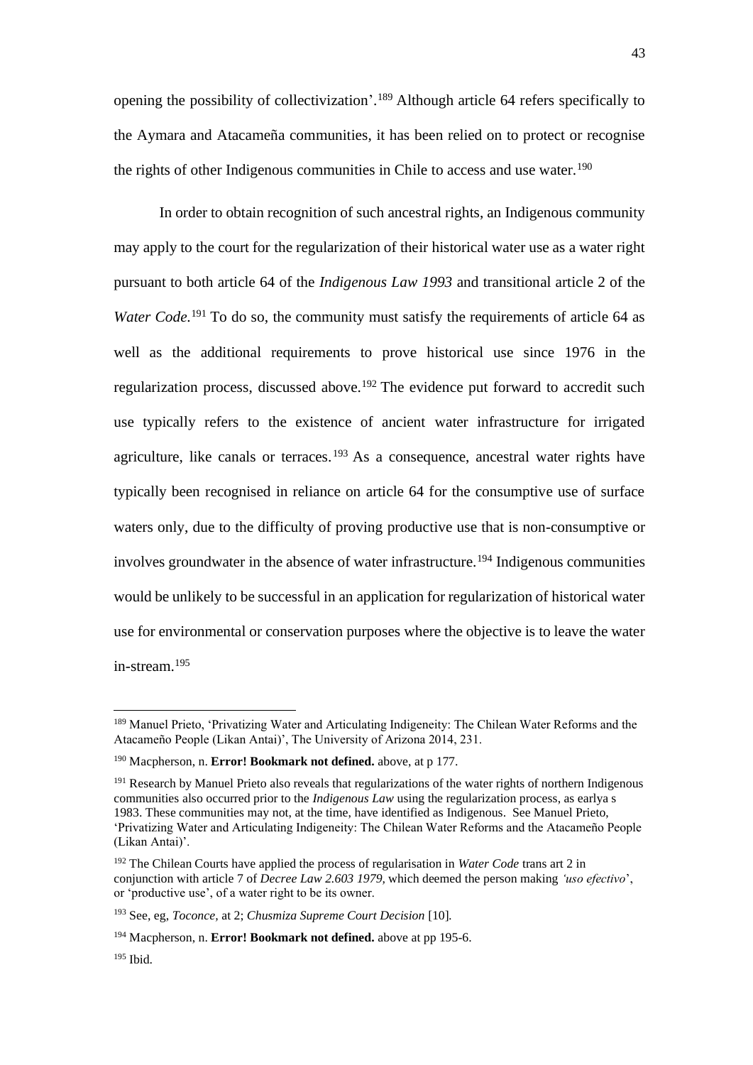opening the possibility of collectivization'.[189] Although article 64 refers specifically to the Aymara and Atacameña communities, it has been relied on to protect or recognise the rights of other Indigenous communities in Chile to access and use water.[190]

In order to obtain recognition of such ancestral rights, an Indigenous community may apply to the court for the regularization of their historical water use as a water right pursuant to both article 64 of the *Indigenous Law 1993* and transitional article 2 of the *Water Code.*[191] To do so, the community must satisfy the requirements of article 64 as well as the additional requirements to prove historical use since 1976 in the regularization process, discussed above.[192] The evidence put forward to accredit such use typically refers to the existence of ancient water infrastructure for irrigated agriculture, like canals or terraces.[193] As a consequence, ancestral water rights have typically been recognised in reliance on article 64 for the consumptive use of surface waters only, due to the difficulty of proving productive use that is non-consumptive or involves groundwater in the absence of water infrastructure.[194] Indigenous communities would be unlikely to be successful in an application for regularization of historical water use for environmental or conservation purposes where the objective is to leave the water in-stream.[195]

---

[189] Manuel Prieto, 'Privatizing Water and Articulating Indigeneity: The Chilean Water Reforms and the Atacameño People (Likan Antai)', The University of Arizona 2014, 231.

[190] Macpherson, n. **Error! Bookmark not defined.** above, at p 177.

[191] Research by Manuel Prieto also reveals that regularizations of the water rights of northern Indigenous communities also occurred prior to the *Indigenous Law* using the regularization process, as earlya s 1983. These communities may not, at the time, have identified as Indigenous. See Manuel Prieto, 'Privatizing Water and Articulating Indigeneity: The Chilean Water Reforms and the Atacameño People (Likan Antai)'.

[192] The Chilean Courts have applied the process of regularisation in *Water Code* trans art 2 in conjunction with article 7 of *Decree Law 2.603 1979*, which deemed the person making *'uso efectivo*', or 'productive use', of a water right to be its owner.

[193] See, eg, *Toconce*, at 2; *Chusmiza Supreme Court Decision* [10].

[194] Macpherson, n. **Error! Bookmark not defined.** above at pp 195-6.

[195] Ibid.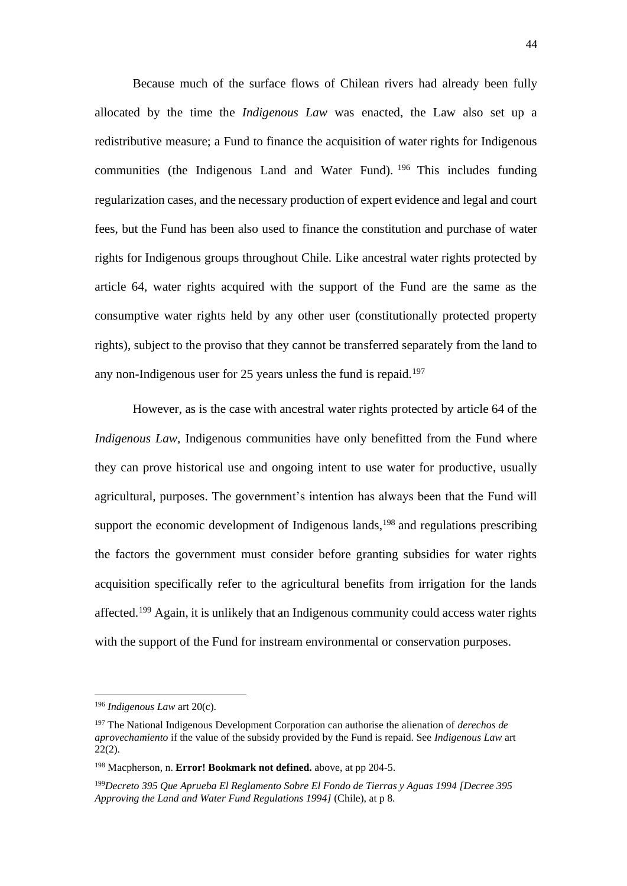Because much of the surface flows of Chilean rivers had already been fully allocated by the time the *Indigenous Law* was enacted, the Law also set up a redistributive measure; a Fund to finance the acquisition of water rights for Indigenous communities (the Indigenous Land and Water Fund).[196] This includes funding regularization cases, and the necessary production of expert evidence and legal and court fees, but the Fund has been also used to finance the constitution and purchase of water rights for Indigenous groups throughout Chile. Like ancestral water rights protected by article 64, water rights acquired with the support of the Fund are the same as the consumptive water rights held by any other user (constitutionally protected property rights), subject to the proviso that they cannot be transferred separately from the land to any non-Indigenous user for 25 years unless the fund is repaid.[197]

However, as is the case with ancestral water rights protected by article 64 of the *Indigenous Law*, Indigenous communities have only benefitted from the Fund where they can prove historical use and ongoing intent to use water for productive, usually agricultural, purposes. The government's intention has always been that the Fund will support the economic development of Indigenous lands,[198] and regulations prescribing the factors the government must consider before granting subsidies for water rights acquisition specifically refer to the agricultural benefits from irrigation for the lands affected.[199] Again, it is unlikely that an Indigenous community could access water rights with the support of the Fund for instream environmental or conservation purposes.

---

[196] *Indigenous Law* art 20(c).

[197] The National Indigenous Development Corporation can authorise the alienation of *derechos de aprovechamiento* if the value of the subsidy provided by the Fund is repaid. See *Indigenous Law* art 22(2).

[198] Macpherson, n. **Error! Bookmark not defined.** above, at pp 204-5.

[199] *Decreto 395 Que Aprueba El Reglamento Sobre El Fondo de Tierras y Aguas 1994 [Decree 395 Approving the Land and Water Fund Regulations 1994]* (Chile), at p 8.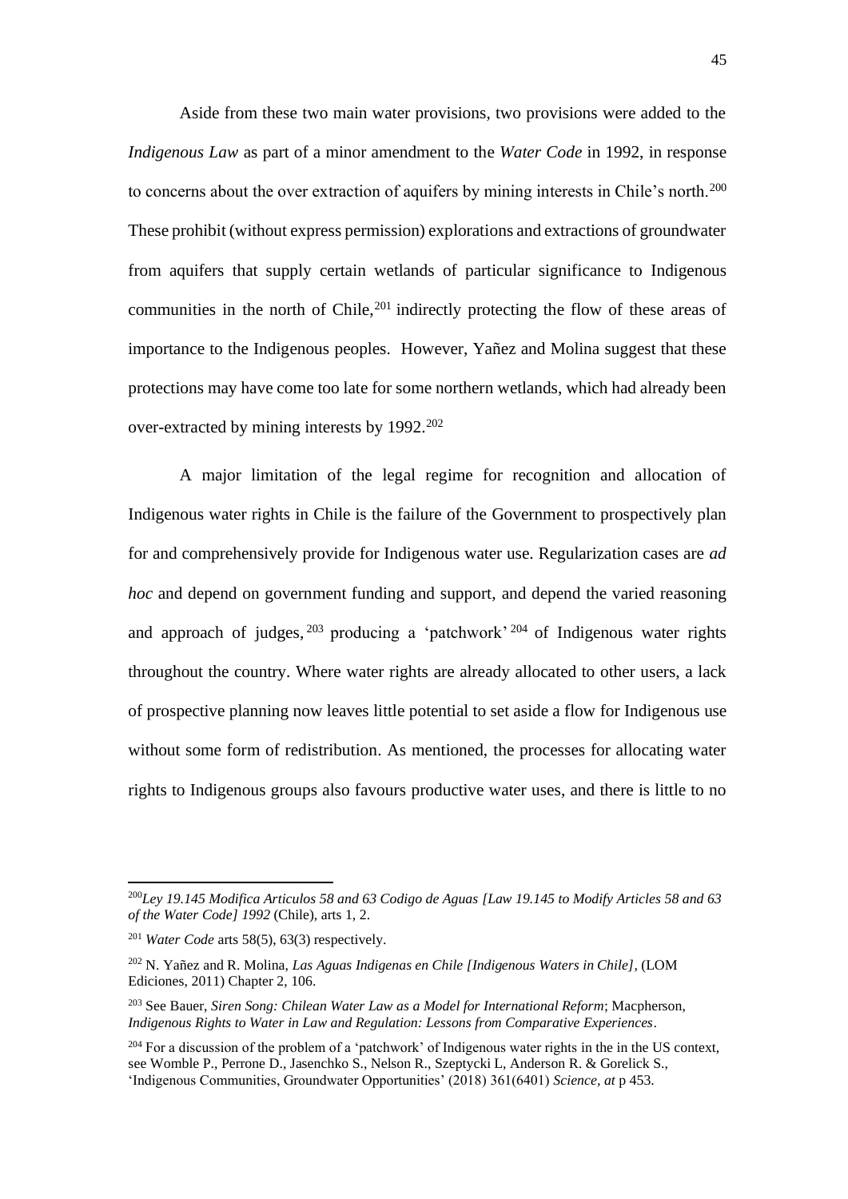Aside from these two main water provisions, two provisions were added to the *Indigenous Law* as part of a minor amendment to the *Water Code* in 1992, in response to concerns about the over extraction of aquifers by mining interests in Chile's north.[200] These prohibit (without express permission) explorations and extractions of groundwater from aquifers that supply certain wetlands of particular significance to Indigenous communities in the north of Chile,[201] indirectly protecting the flow of these areas of importance to the Indigenous peoples. However, Yañez and Molina suggest that these protections may have come too late for some northern wetlands, which had already been over-extracted by mining interests by 1992.[202]

A major limitation of the legal regime for recognition and allocation of Indigenous water rights in Chile is the failure of the Government to prospectively plan for and comprehensively provide for Indigenous water use. Regularization cases are *ad hoc* and depend on government funding and support, and depend the varied reasoning and approach of judges,[203] producing a 'patchwork'[204] of Indigenous water rights throughout the country. Where water rights are already allocated to other users, a lack of prospective planning now leaves little potential to set aside a flow for Indigenous use without some form of redistribution. As mentioned, the processes for allocating water rights to Indigenous groups also favours productive water uses, and there is little to no

---

[200] *Ley 19.145 Modifica Articulos 58 and 63 Codigo de Aguas [Law 19.145 to Modify Articles 58 and 63 of the Water Code] 1992* (Chile), arts 1, 2.

[201] *Water Code* arts 58(5), 63(3) respectively.

[202] N. Yañez and R. Molina, *Las Aguas Indigenas en Chile [Indigenous Waters in Chile]*, (LOM Ediciones, 2011) Chapter 2, 106.

[203] See Bauer, *Siren Song: Chilean Water Law as a Model for International Reform*; Macpherson, *Indigenous Rights to Water in Law and Regulation: Lessons from Comparative Experiences*.

[204] For a discussion of the problem of a 'patchwork' of Indigenous water rights in the in the US context, see Womble P., Perrone D., Jasenchko S., Nelson R., Szeptycki L, Anderson R. & Gorelick S., 'Indigenous Communities, Groundwater Opportunities' (2018) 361(6401) *Science, at* p 453.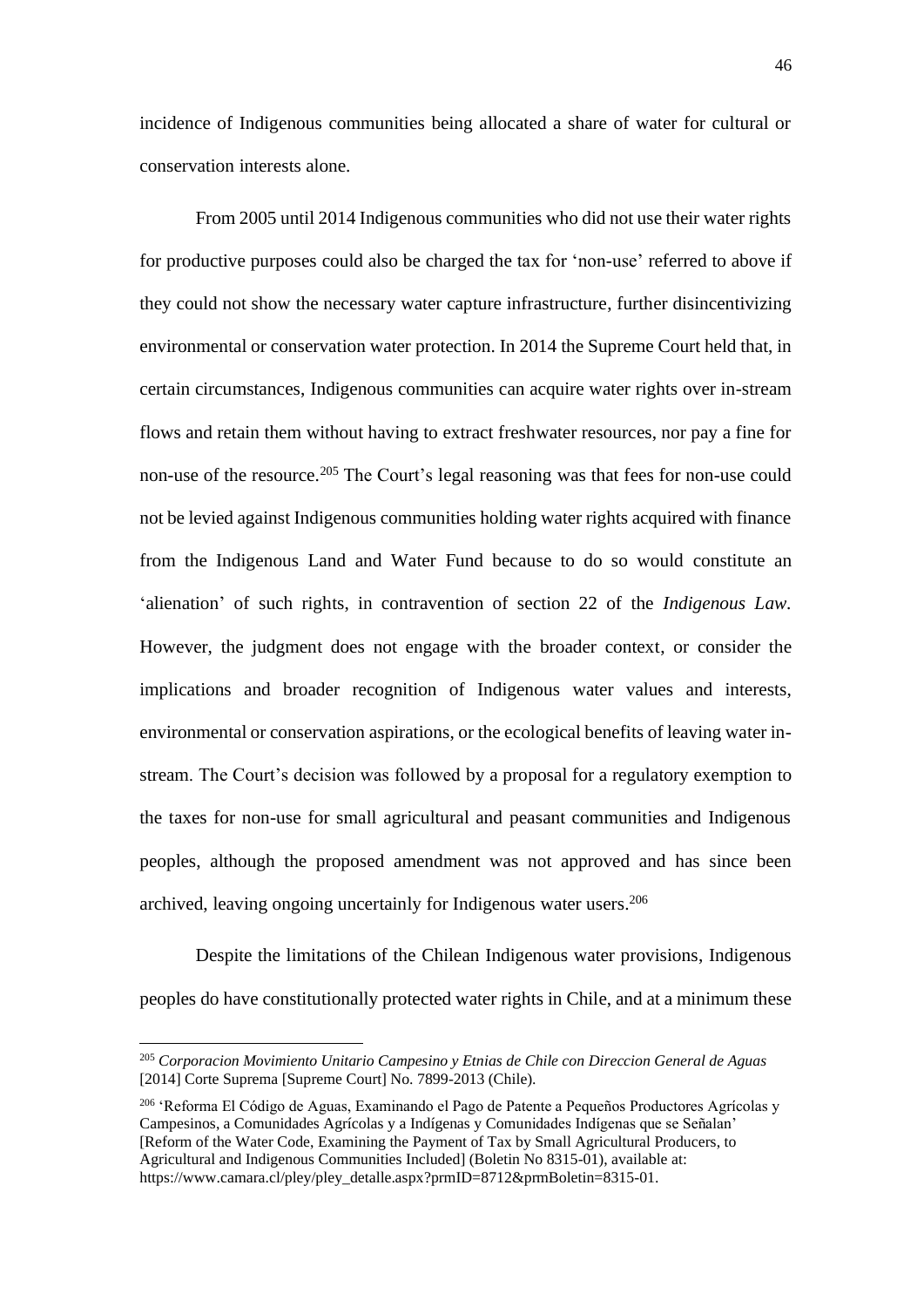incidence of Indigenous communities being allocated a share of water for cultural or conservation interests alone.

From 2005 until 2014 Indigenous communities who did not use their water rights for productive purposes could also be charged the tax for 'non-use' referred to above if they could not show the necessary water capture infrastructure, further disincentivizing environmental or conservation water protection. In 2014 the Supreme Court held that, in certain circumstances, Indigenous communities can acquire water rights over in-stream flows and retain them without having to extract freshwater resources, nor pay a fine for non-use of the resource.[205] The Court's legal reasoning was that fees for non-use could not be levied against Indigenous communities holding water rights acquired with finance from the Indigenous Land and Water Fund because to do so would constitute an 'alienation' of such rights, in contravention of section 22 of the *Indigenous Law*. However, the judgment does not engage with the broader context, or consider the implications and broader recognition of Indigenous water values and interests, environmental or conservation aspirations, or the ecological benefits of leaving water in-stream. The Court's decision was followed by a proposal for a regulatory exemption to the taxes for non-use for small agricultural and peasant communities and Indigenous peoples, although the proposed amendment was not approved and has since been archived, leaving ongoing uncertainly for Indigenous water users.[206]

Despite the limitations of the Chilean Indigenous water provisions, Indigenous peoples do have constitutionally protected water rights in Chile, and at a minimum these

---

[205] *Corporacion Movimiento Unitario Campesino y Etnias de Chile con Direccion General de Aguas* [2014] Corte Suprema [Supreme Court] No. 7899-2013 (Chile).

[206] 'Reforma El Código de Aguas, Examinando el Pago de Patente a Pequeños Productores Agrícolas y Campesinos, a Comunidades Agrícolas y a Indígenas y Comunidades Indígenas que se Señalan' [Reform of the Water Code, Examining the Payment of Tax by Small Agricultural Producers, to Agricultural and Indigenous Communities Included] (Boletin No 8315-01), available at: https://www.camara.cl/pley/pley_detalle.aspx?prmID=8712&prmBoletin=8315-01.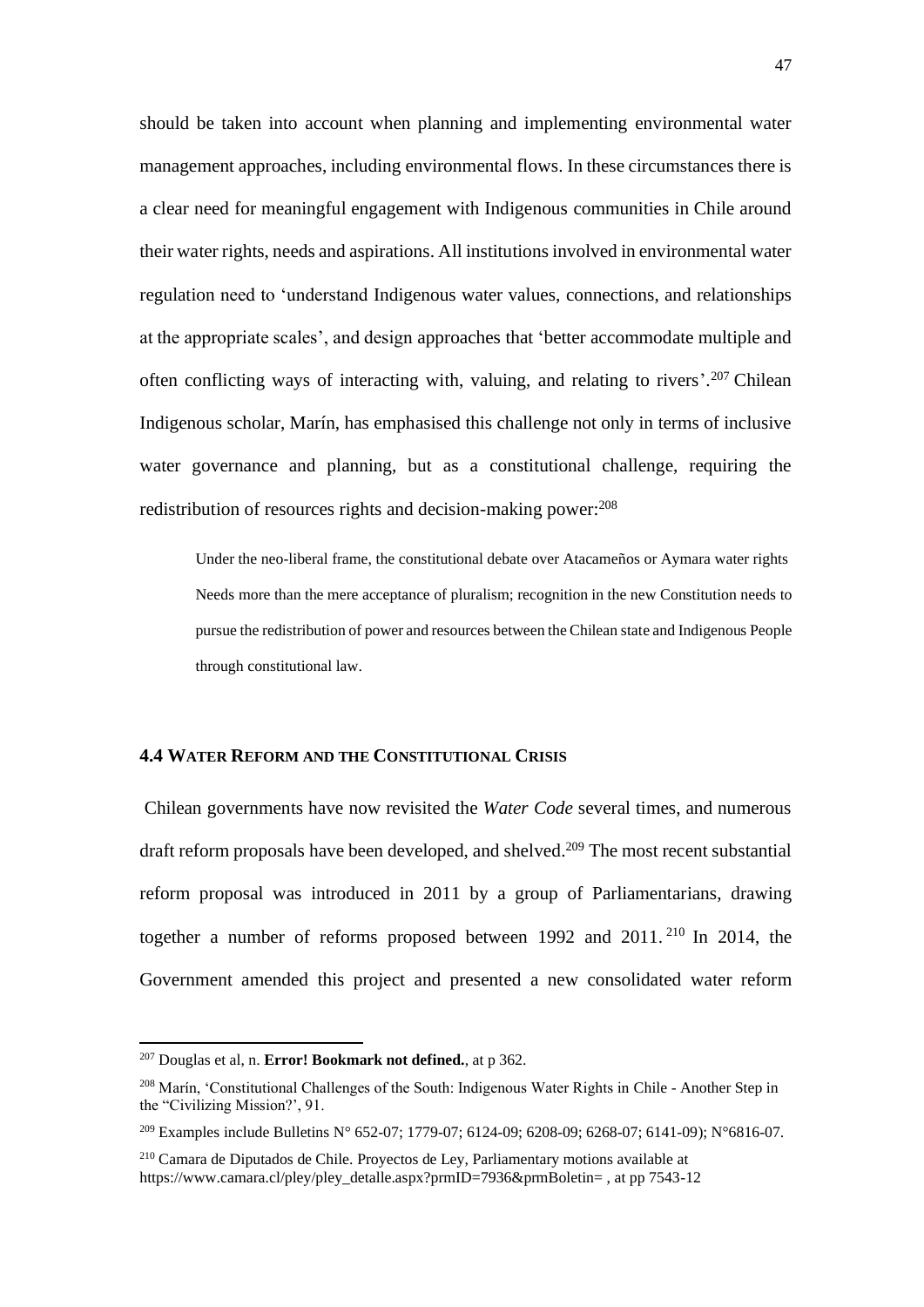should be taken into account when planning and implementing environmental water management approaches, including environmental flows. In these circumstances there is a clear need for meaningful engagement with Indigenous communities in Chile around their water rights, needs and aspirations. All institutions involved in environmental water regulation need to 'understand Indigenous water values, connections, and relationships at the appropriate scales', and design approaches that 'better accommodate multiple and often conflicting ways of interacting with, valuing, and relating to rivers'.[207] Chilean Indigenous scholar, Marín, has emphasised this challenge not only in terms of inclusive water governance and planning, but as a constitutional challenge, requiring the redistribution of resources rights and decision-making power:[208]

> Under the neo-liberal frame, the constitutional debate over Atacameños or Aymara water rights Needs more than the mere acceptance of pluralism; recognition in the new Constitution needs to pursue the redistribution of power and resources between the Chilean state and Indigenous People through constitutional law.

### 4.4 Water Reform and the Constitutional Crisis

Chilean governments have now revisited the *Water Code* several times, and numerous draft reform proposals have been developed, and shelved.[209] The most recent substantial reform proposal was introduced in 2011 by a group of Parliamentarians, drawing together a number of reforms proposed between 1992 and 2011.[210] In 2014, the Government amended this project and presented a new consolidated water reform

---

[207] Douglas et al, n. **Error! Bookmark not defined.**, at p 362.

[208] Marín, 'Constitutional Challenges of the South: Indigenous Water Rights in Chile - Another Step in the "Civilizing Mission?', 91.

[209] Examples include Bulletins N° 652-07; 1779-07; 6124-09; 6208-09; 6268-07; 6141-09); N°6816-07.

[210] Camara de Diputados de Chile. Proyectos de Ley, Parliamentary motions available at https://www.camara.cl/pley/pley_detalle.aspx?prmID=7936&prmBoletin= , at pp 7543-12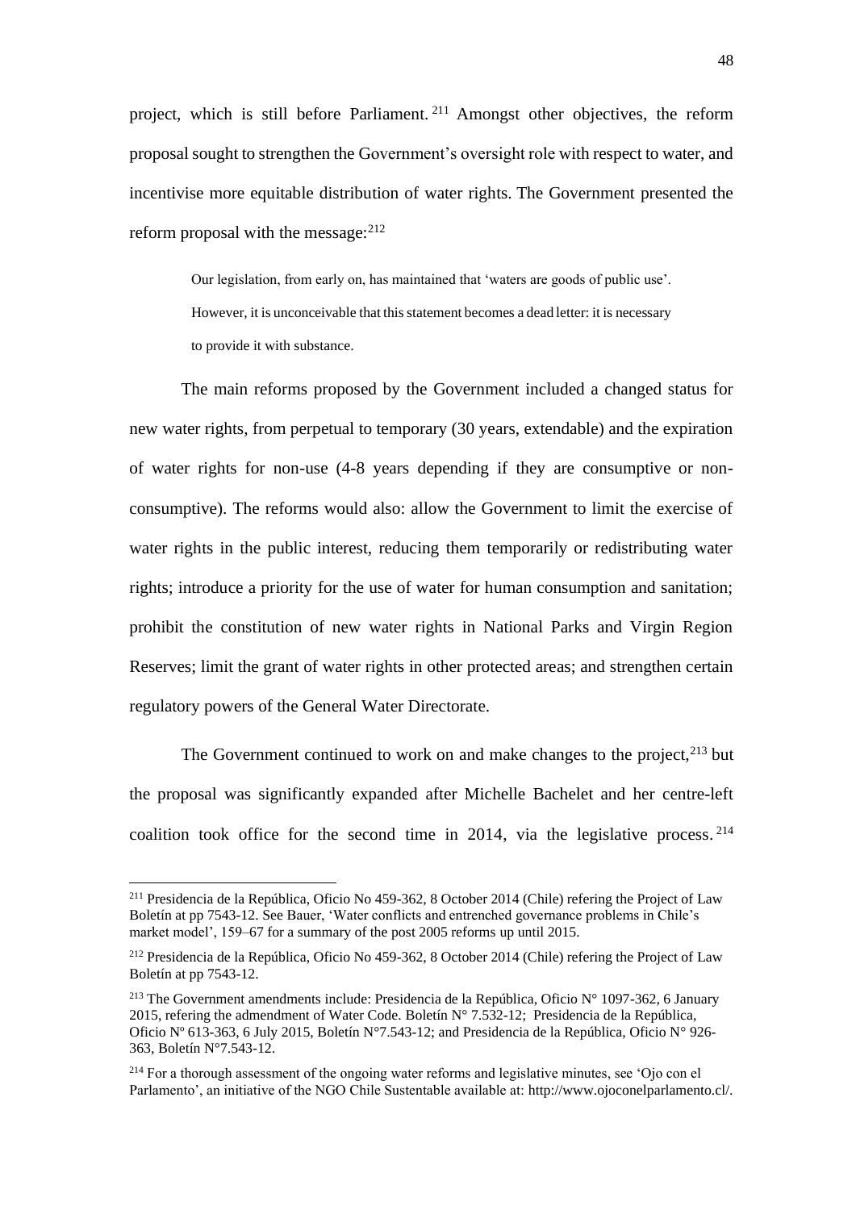project, which is still before Parliament.[211] Amongst other objectives, the reform proposal sought to strengthen the Government's oversight role with respect to water, and incentivise more equitable distribution of water rights. The Government presented the reform proposal with the message:[212]

> Our legislation, from early on, has maintained that 'waters are goods of public use'. However, it is unconceivable that this statement becomes a dead letter: it is necessary to provide it with substance.

The main reforms proposed by the Government included a changed status for new water rights, from perpetual to temporary (30 years, extendable) and the expiration of water rights for non-use (4-8 years depending if they are consumptive or non-consumptive). The reforms would also: allow the Government to limit the exercise of water rights in the public interest, reducing them temporarily or redistributing water rights; introduce a priority for the use of water for human consumption and sanitation; prohibit the constitution of new water rights in National Parks and Virgin Region Reserves; limit the grant of water rights in other protected areas; and strengthen certain regulatory powers of the General Water Directorate.

The Government continued to work on and make changes to the project,[213] but the proposal was significantly expanded after Michelle Bachelet and her centre-left coalition took office for the second time in 2014, via the legislative process.[214]

---

[211] Presidencia de la República, Oficio No 459-362, 8 October 2014 (Chile) refering the Project of Law Boletín at pp 7543-12. See Bauer, 'Water conflicts and entrenched governance problems in Chile's market model', 159–67 for a summary of the post 2005 reforms up until 2015.

[212] Presidencia de la República, Oficio No 459-362, 8 October 2014 (Chile) refering the Project of Law Boletín at pp 7543-12.

[213] The Government amendments include: Presidencia de la República, Oficio N° 1097-362, 6 January 2015, refering the admendment of Water Code. Boletín N° 7.532-12; Presidencia de la República, Oficio Nº 613-363, 6 July 2015, Boletín N°7.543-12; and Presidencia de la República, Oficio N° 926-363, Boletín N°7.543-12.

[214] For a thorough assessment of the ongoing water reforms and legislative minutes, see 'Ojo con el Parlamento', an initiative of the NGO Chile Sustentable available at: http://www.ojoconelparlamento.cl/.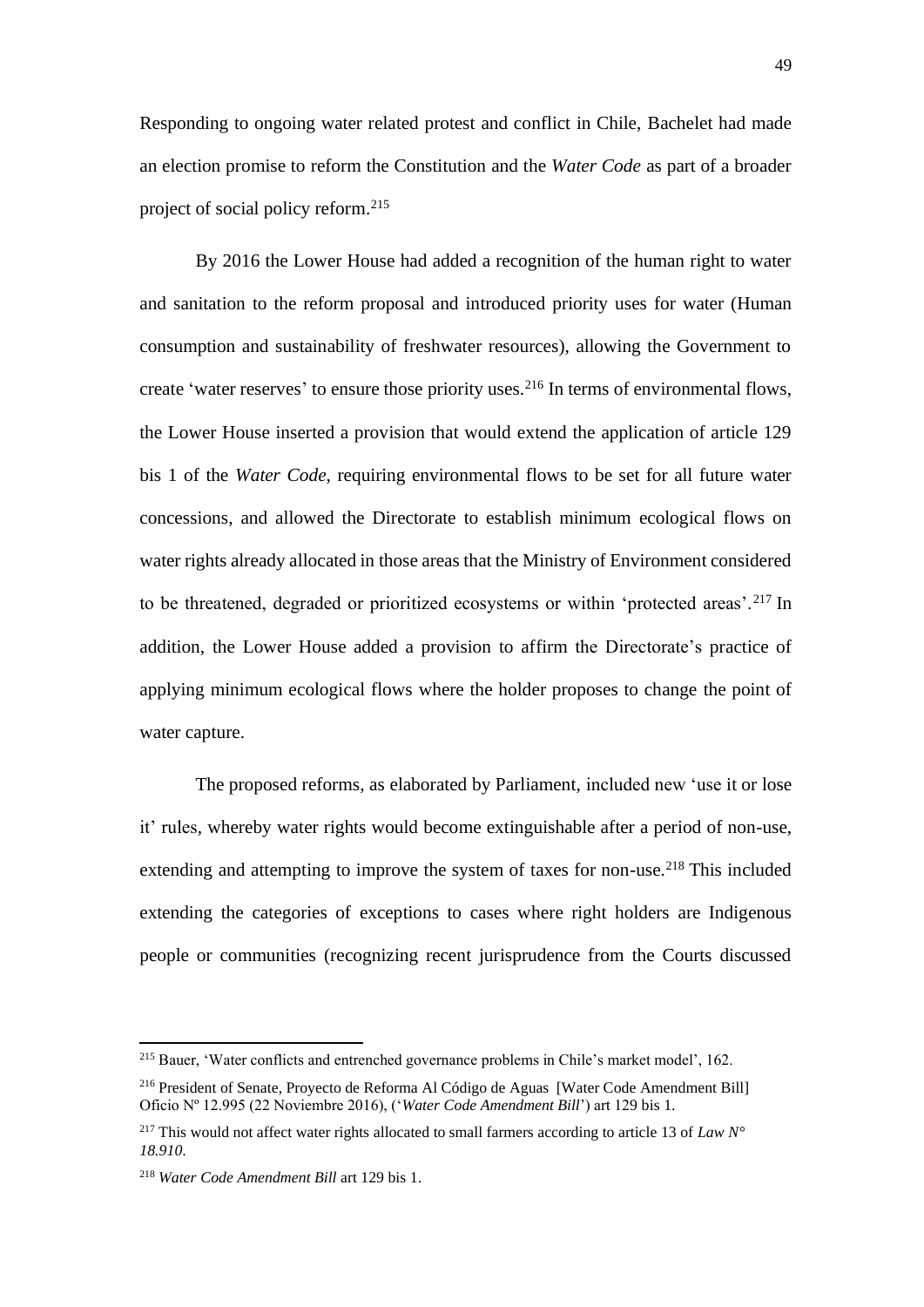Responding to ongoing water related protest and conflict in Chile, Bachelet had made an election promise to reform the Constitution and the *Water Code* as part of a broader project of social policy reform.[215]

By 2016 the Lower House had added a recognition of the human right to water and sanitation to the reform proposal and introduced priority uses for water (Human consumption and sustainability of freshwater resources), allowing the Government to create 'water reserves' to ensure those priority uses.[216] In terms of environmental flows, the Lower House inserted a provision that would extend the application of article 129 bis 1 of the *Water Code*, requiring environmental flows to be set for all future water concessions, and allowed the Directorate to establish minimum ecological flows on water rights already allocated in those areas that the Ministry of Environment considered to be threatened, degraded or prioritized ecosystems or within 'protected areas'.[217] In addition, the Lower House added a provision to affirm the Directorate's practice of applying minimum ecological flows where the holder proposes to change the point of water capture.

The proposed reforms, as elaborated by Parliament, included new 'use it or lose it' rules, whereby water rights would become extinguishable after a period of non-use, extending and attempting to improve the system of taxes for non-use.[218] This included extending the categories of exceptions to cases where right holders are Indigenous people or communities (recognizing recent jurisprudence from the Courts discussed

---

[215] Bauer, 'Water conflicts and entrenched governance problems in Chile's market model', 162.

[216] President of Senate, Proyecto de Reforma Al Código de Aguas [Water Code Amendment Bill] Oficio Nº 12.995 (22 Noviembre 2016), ('*Water Code Amendment Bill*') art 129 bis 1.

[217] This would not affect water rights allocated to small farmers according to article 13 of *Law N° 18.910*.

[218] *Water Code Amendment Bill* art 129 bis 1.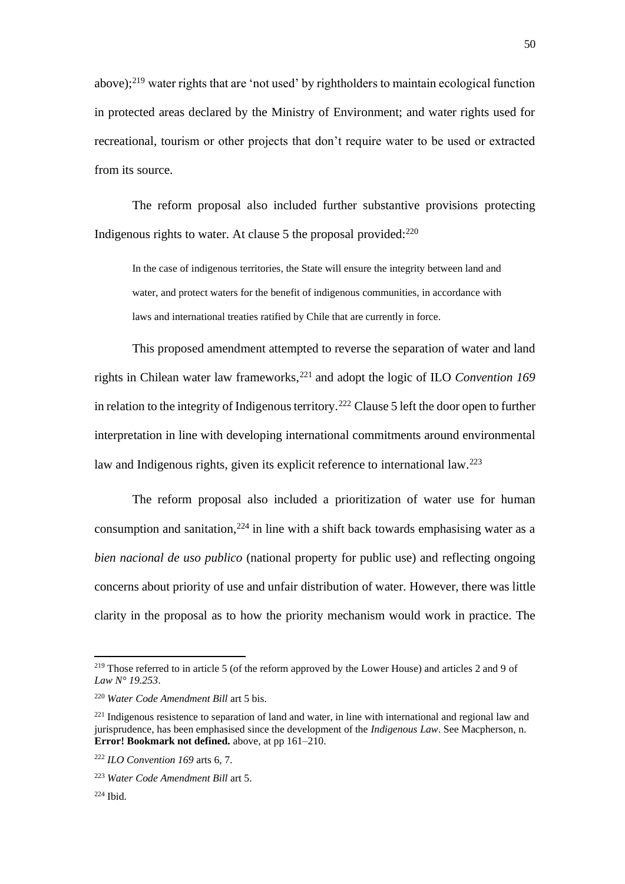above);[219] water rights that are 'not used' by rightholders to maintain ecological function in protected areas declared by the Ministry of Environment; and water rights used for recreational, tourism or other projects that don't require water to be used or extracted from its source.

The reform proposal also included further substantive provisions protecting Indigenous rights to water. At clause 5 the proposal provided:[220]

> In the case of indigenous territories, the State will ensure the integrity between land and water, and protect waters for the benefit of indigenous communities, in accordance with laws and international treaties ratified by Chile that are currently in force.

This proposed amendment attempted to reverse the separation of water and land rights in Chilean water law frameworks,[221] and adopt the logic of ILO *Convention 169* in relation to the integrity of Indigenous territory.[222] Clause 5 left the door open to further interpretation in line with developing international commitments around environmental law and Indigenous rights, given its explicit reference to international law.[223]

The reform proposal also included a prioritization of water use for human consumption and sanitation,[224] in line with a shift back towards emphasising water as a *bien nacional de uso publico* (national property for public use) and reflecting ongoing concerns about priority of use and unfair distribution of water. However, there was little clarity in the proposal as to how the priority mechanism would work in practice. The

---

[219] Those referred to in article 5 (of the reform approved by the Lower House) and articles 2 and 9 of *Law N° 19.253*.

[220] *Water Code Amendment Bill* art 5 bis.

[221] Indigenous resistence to separation of land and water, in line with international and regional law and jurisprudence, has been emphasised since the development of the *Indigenous Law*. See Macpherson, n. **Error! Bookmark not defined.** above, at pp 161–210.

[222] *ILO Convention 169* arts 6, 7.

[223] *Water Code Amendment Bill* art 5.

[224] Ibid.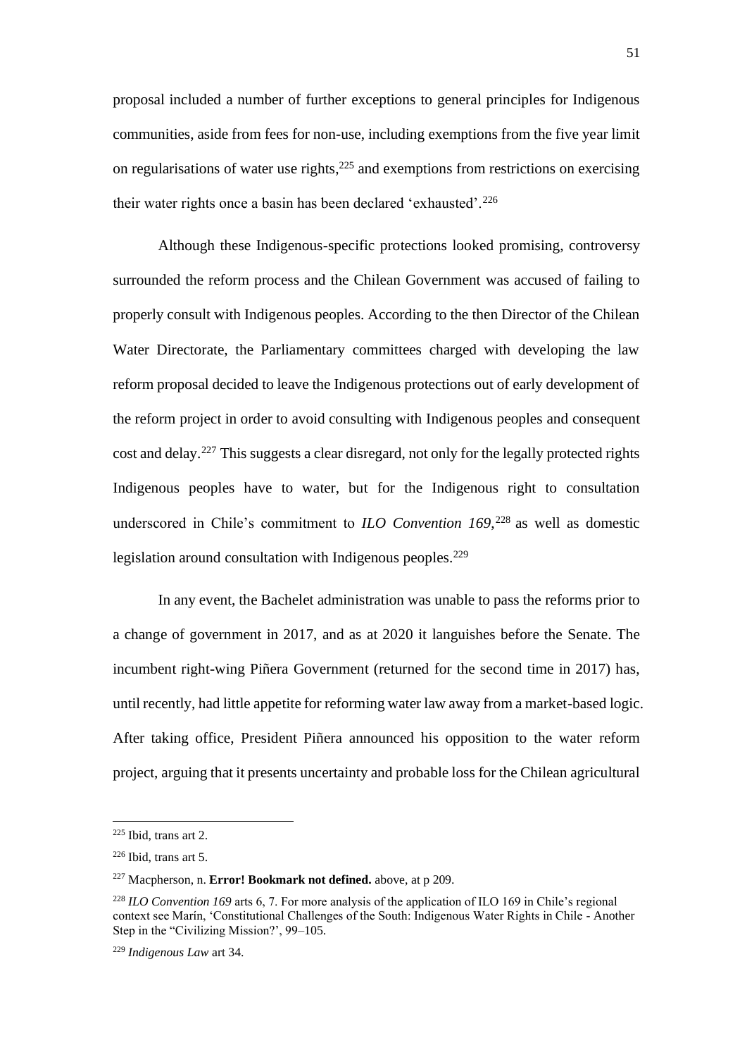proposal included a number of further exceptions to general principles for Indigenous communities, aside from fees for non-use, including exemptions from the five year limit on regularisations of water use rights,[225] and exemptions from restrictions on exercising their water rights once a basin has been declared 'exhausted'.[226]

Although these Indigenous-specific protections looked promising, controversy surrounded the reform process and the Chilean Government was accused of failing to properly consult with Indigenous peoples. According to the then Director of the Chilean Water Directorate, the Parliamentary committees charged with developing the law reform proposal decided to leave the Indigenous protections out of early development of the reform project in order to avoid consulting with Indigenous peoples and consequent cost and delay.[227] This suggests a clear disregard, not only for the legally protected rights Indigenous peoples have to water, but for the Indigenous right to consultation underscored in Chile's commitment to *ILO Convention 169*,[228] as well as domestic legislation around consultation with Indigenous peoples.[229]

In any event, the Bachelet administration was unable to pass the reforms prior to a change of government in 2017, and as at 2020 it languishes before the Senate. The incumbent right-wing Piñera Government (returned for the second time in 2017) has, until recently, had little appetite for reforming water law away from a market-based logic. After taking office, President Piñera announced his opposition to the water reform project, arguing that it presents uncertainty and probable loss for the Chilean agricultural

---

[225] Ibid, trans art 2.

[226] Ibid, trans art 5.

[227] Macpherson, n. **Error! Bookmark not defined.** above, at p 209.

[228] *ILO Convention 169* arts 6, 7. For more analysis of the application of ILO 169 in Chile's regional context see Marín, 'Constitutional Challenges of the South: Indigenous Water Rights in Chile - Another Step in the "Civilizing Mission?', 99–105.

[229] *Indigenous Law* art 34.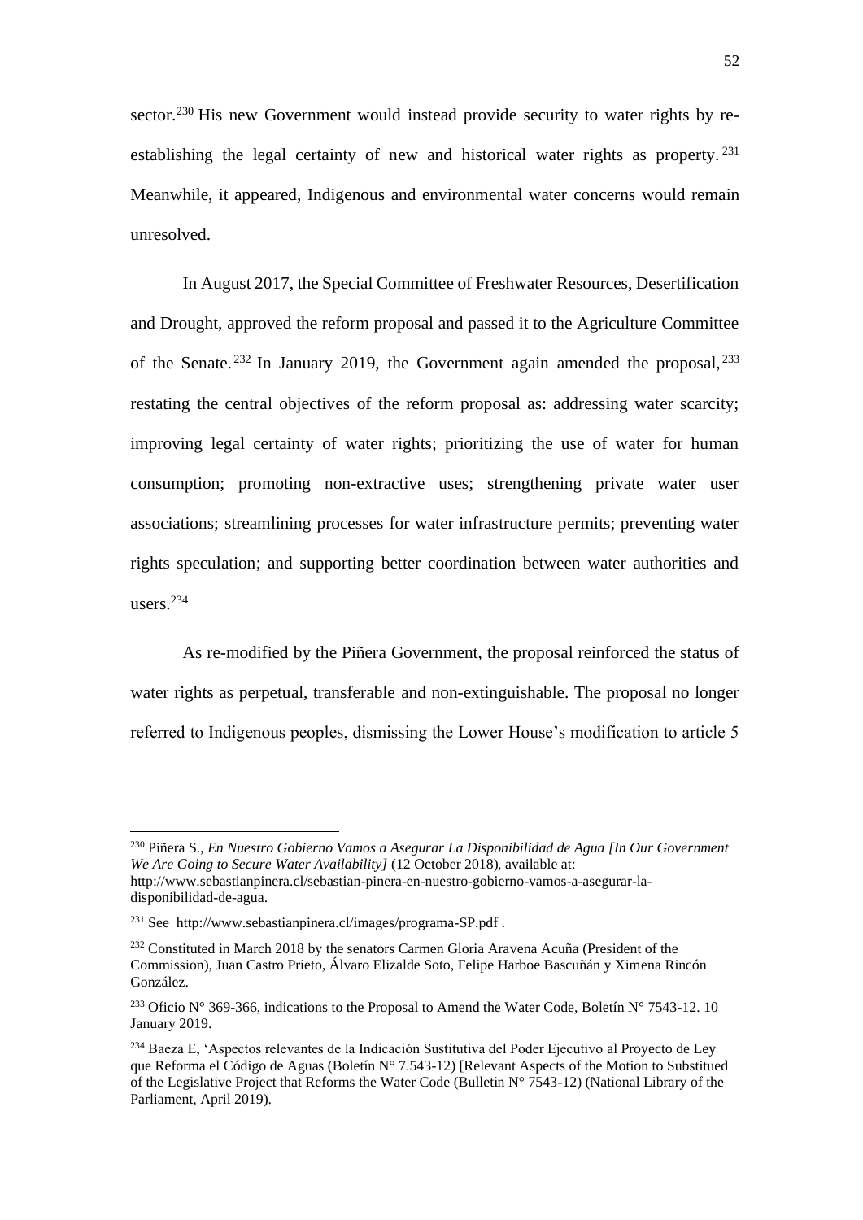sector.[230] His new Government would instead provide security to water rights by re-establishing the legal certainty of new and historical water rights as property.[231] Meanwhile, it appeared, Indigenous and environmental water concerns would remain unresolved.

In August 2017, the Special Committee of Freshwater Resources, Desertification and Drought, approved the reform proposal and passed it to the Agriculture Committee of the Senate.[232] In January 2019, the Government again amended the proposal,[233] restating the central objectives of the reform proposal as: addressing water scarcity; improving legal certainty of water rights; prioritizing the use of water for human consumption; promoting non-extractive uses; strengthening private water user associations; streamlining processes for water infrastructure permits; preventing water rights speculation; and supporting better coordination between water authorities and users.[234]

As re-modified by the Piñera Government, the proposal reinforced the status of water rights as perpetual, transferable and non-extinguishable. The proposal no longer referred to Indigenous peoples, dismissing the Lower House's modification to article 5

---

[230] Piñera S., *En Nuestro Gobierno Vamos a Asegurar La Disponibilidad de Agua [In Our Government We Are Going to Secure Water Availability]* (12 October 2018), available at: http://www.sebastianpinera.cl/sebastian-pinera-en-nuestro-gobierno-vamos-a-asegurar-la-disponibilidad-de-agua.

[231] See http://www.sebastianpinera.cl/images/programa-SP.pdf .

[232] Constituted in March 2018 by the senators Carmen Gloria Aravena Acuña (President of the Commission), Juan Castro Prieto, Álvaro Elizalde Soto, Felipe Harboe Bascuñán y Ximena Rincón González.

[233] Oficio N° 369-366, indications to the Proposal to Amend the Water Code, Boletín N° 7543-12. 10 January 2019.

[234] Baeza E, 'Aspectos relevantes de la Indicación Sustitutiva del Poder Ejecutivo al Proyecto de Ley que Reforma el Código de Aguas (Boletín N° 7.543-12) [Relevant Aspects of the Motion to Substitued of the Legislative Project that Reforms the Water Code (Bulletin N° 7543-12) (National Library of the Parliament, April 2019).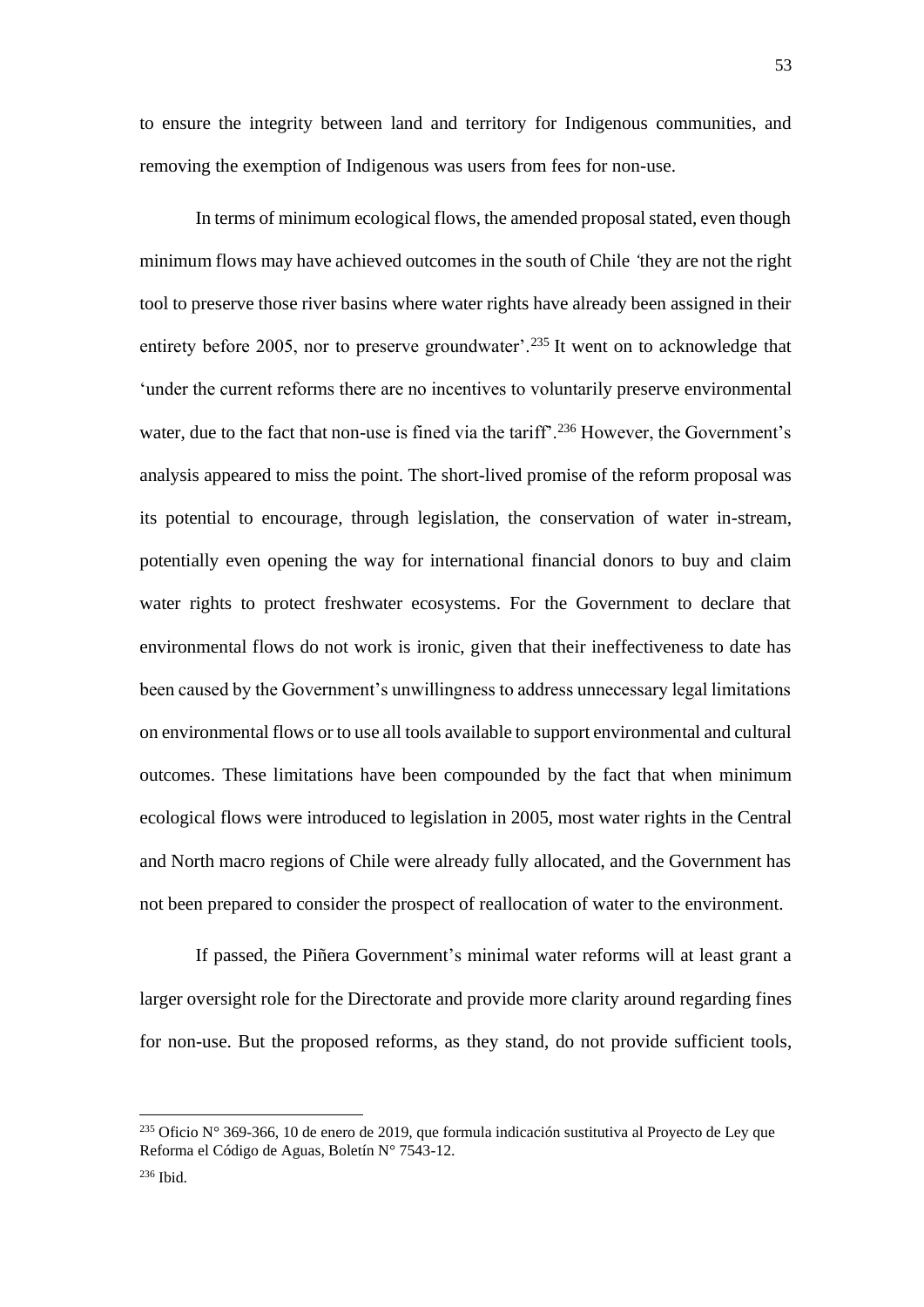to ensure the integrity between land and territory for Indigenous communities, and removing the exemption of Indigenous was users from fees for non-use.

In terms of minimum ecological flows, the amended proposal stated, even though minimum flows may have achieved outcomes in the south of Chile 'they are not the right tool to preserve those river basins where water rights have already been assigned in their entirety before 2005, nor to preserve groundwater'.[235] It went on to acknowledge that 'under the current reforms there are no incentives to voluntarily preserve environmental water, due to the fact that non-use is fined via the tariff'.[236] However, the Government's analysis appeared to miss the point. The short-lived promise of the reform proposal was its potential to encourage, through legislation, the conservation of water in-stream, potentially even opening the way for international financial donors to buy and claim water rights to protect freshwater ecosystems. For the Government to declare that environmental flows do not work is ironic, given that their ineffectiveness to date has been caused by the Government's unwillingness to address unnecessary legal limitations on environmental flows or to use all tools available to support environmental and cultural outcomes. These limitations have been compounded by the fact that when minimum ecological flows were introduced to legislation in 2005, most water rights in the Central and North macro regions of Chile were already fully allocated, and the Government has not been prepared to consider the prospect of reallocation of water to the environment.

If passed, the Piñera Government's minimal water reforms will at least grant a larger oversight role for the Directorate and provide more clarity around regarding fines for non-use. But the proposed reforms, as they stand, do not provide sufficient tools,

---

[235] Oficio N° 369-366, 10 de enero de 2019, que formula indicación sustitutiva al Proyecto de Ley que Reforma el Código de Aguas, Boletín N° 7543-12.

[236] Ibid.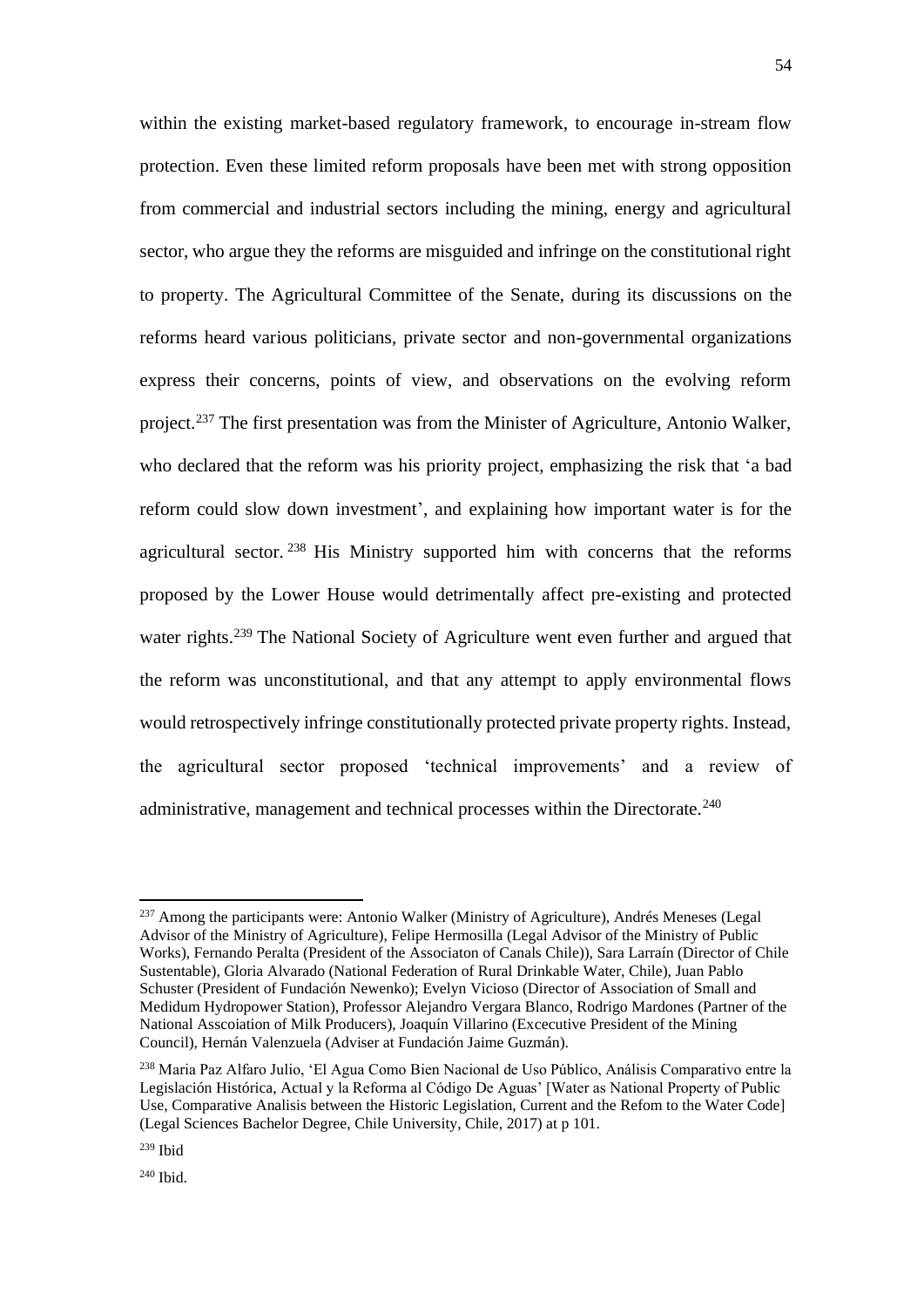within the existing market-based regulatory framework, to encourage in-stream flow protection. Even these limited reform proposals have been met with strong opposition from commercial and industrial sectors including the mining, energy and agricultural sector, who argue they the reforms are misguided and infringe on the constitutional right to property. The Agricultural Committee of the Senate, during its discussions on the reforms heard various politicians, private sector and non-governmental organizations express their concerns, points of view, and observations on the evolving reform project.[237] The first presentation was from the Minister of Agriculture, Antonio Walker, who declared that the reform was his priority project, emphasizing the risk that 'a bad reform could slow down investment', and explaining how important water is for the agricultural sector.[238] His Ministry supported him with concerns that the reforms proposed by the Lower House would detrimentally affect pre-existing and protected water rights.[239] The National Society of Agriculture went even further and argued that the reform was unconstitutional, and that any attempt to apply environmental flows would retrospectively infringe constitutionally protected private property rights. Instead, the agricultural sector proposed 'technical improvements' and a review of administrative, management and technical processes within the Directorate.[240]

---

[237] Among the participants were: Antonio Walker (Ministry of Agriculture), Andrés Meneses (Legal Advisor of the Ministry of Agriculture), Felipe Hermosilla (Legal Advisor of the Ministry of Public Works), Fernando Peralta (President of the Associaton of Canals Chile)), Sara Larraín (Director of Chile Sustentable), Gloria Alvarado (National Federation of Rural Drinkable Water, Chile), Juan Pablo Schuster (President of Fundación Newenko); Evelyn Vicioso (Director of Association of Small and Medidum Hydropower Station), Professor Alejandro Vergara Blanco, Rodrigo Mardones (Partner of the National Asscoiation of Milk Producers), Joaquín Villarino (Excecutive President of the Mining Council), Hernán Valenzuela (Adviser at Fundación Jaime Guzmán).

[238] Maria Paz Alfaro Julio, 'El Agua Como Bien Nacional de Uso Público, Análisis Comparativo entre la Legislación Histórica, Actual y la Reforma al Código De Aguas' [Water as National Property of Public Use, Comparative Analisis between the Historic Legislation, Current and the Refom to the Water Code] (Legal Sciences Bachelor Degree, Chile University, Chile, 2017) at p 101.

[239] Ibid

[240] Ibid.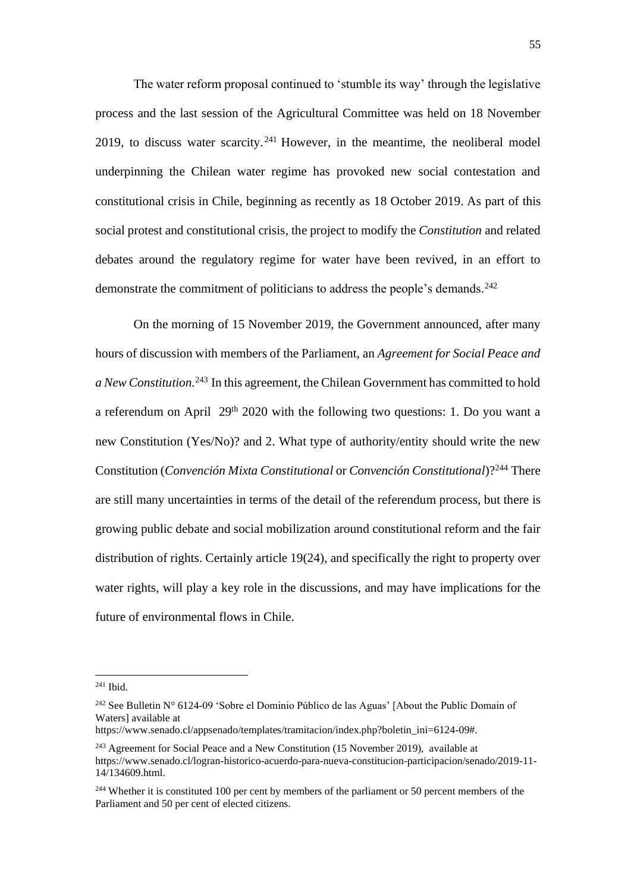The water reform proposal continued to 'stumble its way' through the legislative process and the last session of the Agricultural Committee was held on 18 November 2019, to discuss water scarcity.[241] However, in the meantime, the neoliberal model underpinning the Chilean water regime has provoked new social contestation and constitutional crisis in Chile, beginning as recently as 18 October 2019. As part of this social protest and constitutional crisis, the project to modify the *Constitution* and related debates around the regulatory regime for water have been revived, in an effort to demonstrate the commitment of politicians to address the people's demands.[242]

On the morning of 15 November 2019, the Government announced, after many hours of discussion with members of the Parliament, an *Agreement for Social Peace and a New Constitution.*[243] In this agreement, the Chilean Government has committed to hold a referendum on April 29th 2020 with the following two questions: 1. Do you want a new Constitution (Yes/No)? and 2. What type of authority/entity should write the new Constitution (*Convención Mixta Constitutional* or *Convención Constitutional*)?[244] There are still many uncertainties in terms of the detail of the referendum process, but there is growing public debate and social mobilization around constitutional reform and the fair distribution of rights. Certainly article 19(24), and specifically the right to property over water rights, will play a key role in the discussions, and may have implications for the future of environmental flows in Chile.

---

[241] Ibid.

[242] See Bulletin N° 6124-09 'Sobre el Dominio Público de las Aguas' [About the Public Domain of Waters] available at https://www.senado.cl/appsenado/templates/tramitacion/index.php?boletin_ini=6124-09#.

[243] Agreement for Social Peace and a New Constitution (15 November 2019), available at https://www.senado.cl/logran-historico-acuerdo-para-nueva-constitucion-participacion/senado/2019-11-14/134609.html.

[244] Whether it is constituted 100 per cent by members of the parliament or 50 percent members of the Parliament and 50 per cent of elected citizens.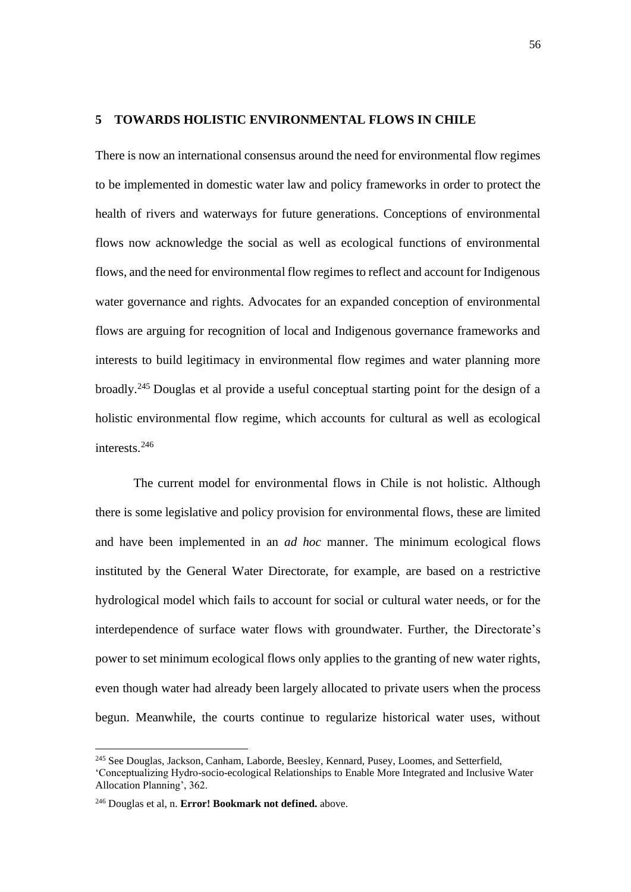## 5 TOWARDS HOLISTIC ENVIRONMENTAL FLOWS IN CHILE

There is now an international consensus around the need for environmental flow regimes to be implemented in domestic water law and policy frameworks in order to protect the health of rivers and waterways for future generations. Conceptions of environmental flows now acknowledge the social as well as ecological functions of environmental flows, and the need for environmental flow regimes to reflect and account for Indigenous water governance and rights. Advocates for an expanded conception of environmental flows are arguing for recognition of local and Indigenous governance frameworks and interests to build legitimacy in environmental flow regimes and water planning more broadly.[245] Douglas et al provide a useful conceptual starting point for the design of a holistic environmental flow regime, which accounts for cultural as well as ecological interests.[246]

The current model for environmental flows in Chile is not holistic. Although there is some legislative and policy provision for environmental flows, these are limited and have been implemented in an *ad hoc* manner. The minimum ecological flows instituted by the General Water Directorate, for example, are based on a restrictive hydrological model which fails to account for social or cultural water needs, or for the interdependence of surface water flows with groundwater. Further, the Directorate's power to set minimum ecological flows only applies to the granting of new water rights, even though water had already been largely allocated to private users when the process begun. Meanwhile, the courts continue to regularize historical water uses, without

---

[245] See Douglas, Jackson, Canham, Laborde, Beesley, Kennard, Pusey, Loomes, and Setterfield, 'Conceptualizing Hydro-socio-ecological Relationships to Enable More Integrated and Inclusive Water Allocation Planning', 362.

[246] Douglas et al, n. **Error! Bookmark not defined.** above.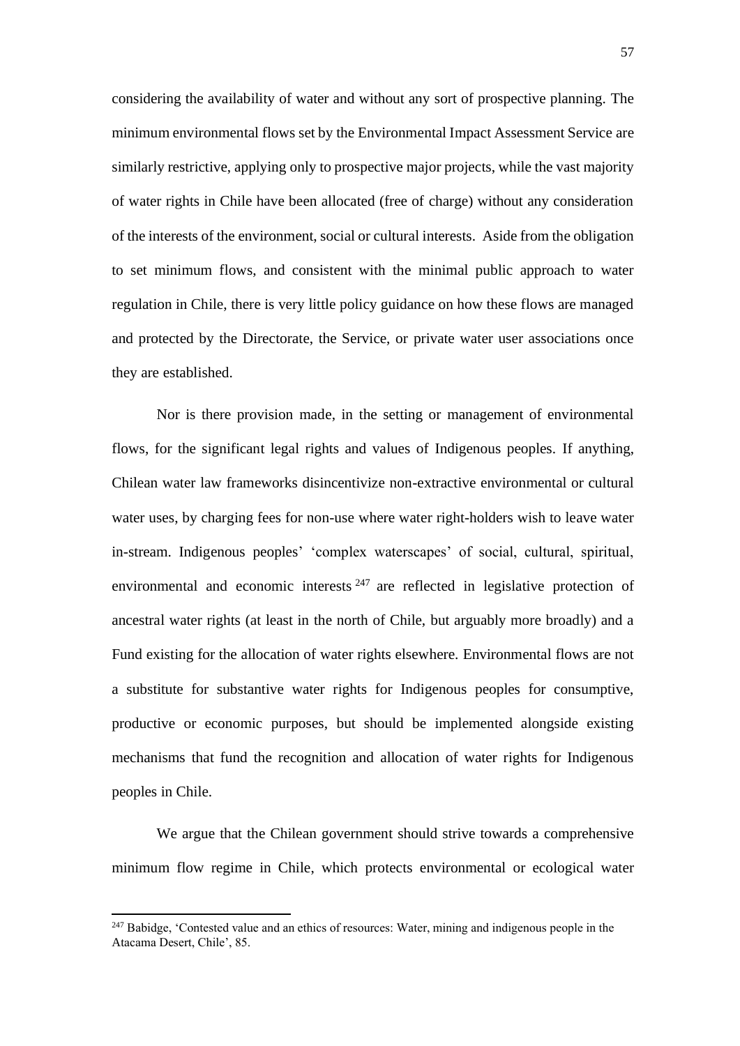considering the availability of water and without any sort of prospective planning. The minimum environmental flows set by the Environmental Impact Assessment Service are similarly restrictive, applying only to prospective major projects, while the vast majority of water rights in Chile have been allocated (free of charge) without any consideration of the interests of the environment, social or cultural interests. Aside from the obligation to set minimum flows, and consistent with the minimal public approach to water regulation in Chile, there is very little policy guidance on how these flows are managed and protected by the Directorate, the Service, or private water user associations once they are established.

Nor is there provision made, in the setting or management of environmental flows, for the significant legal rights and values of Indigenous peoples. If anything, Chilean water law frameworks disincentivize non-extractive environmental or cultural water uses, by charging fees for non-use where water right-holders wish to leave water in-stream. Indigenous peoples' 'complex waterscapes' of social, cultural, spiritual, environmental and economic interests[247] are reflected in legislative protection of ancestral water rights (at least in the north of Chile, but arguably more broadly) and a Fund existing for the allocation of water rights elsewhere. Environmental flows are not a substitute for substantive water rights for Indigenous peoples for consumptive, productive or economic purposes, but should be implemented alongside existing mechanisms that fund the recognition and allocation of water rights for Indigenous peoples in Chile.

We argue that the Chilean government should strive towards a comprehensive minimum flow regime in Chile, which protects environmental or ecological water

[247] Babidge, 'Contested value and an ethics of resources: Water, mining and indigenous people in the Atacama Desert, Chile', 85.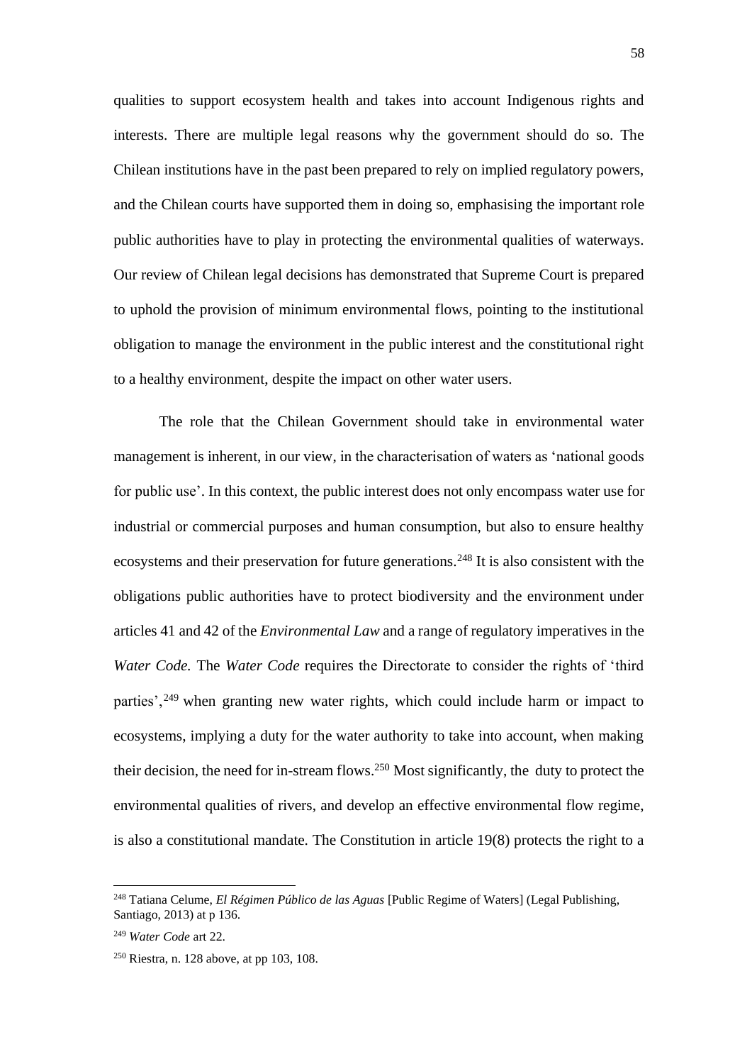qualities to support ecosystem health and takes into account Indigenous rights and interests. There are multiple legal reasons why the government should do so. The Chilean institutions have in the past been prepared to rely on implied regulatory powers, and the Chilean courts have supported them in doing so, emphasising the important role public authorities have to play in protecting the environmental qualities of waterways. Our review of Chilean legal decisions has demonstrated that Supreme Court is prepared to uphold the provision of minimum environmental flows, pointing to the institutional obligation to manage the environment in the public interest and the constitutional right to a healthy environment, despite the impact on other water users.

The role that the Chilean Government should take in environmental water management is inherent, in our view, in the characterisation of waters as 'national goods for public use'. In this context, the public interest does not only encompass water use for industrial or commercial purposes and human consumption, but also to ensure healthy ecosystems and their preservation for future generations.[248] It is also consistent with the obligations public authorities have to protect biodiversity and the environment under articles 41 and 42 of the *Environmental Law* and a range of regulatory imperatives in the *Water Code.* The *Water Code* requires the Directorate to consider the rights of 'third parties',[249] when granting new water rights, which could include harm or impact to ecosystems, implying a duty for the water authority to take into account, when making their decision, the need for in-stream flows.[250] Most significantly, the duty to protect the environmental qualities of rivers, and develop an effective environmental flow regime, is also a constitutional mandate. The Constitution in article 19(8) protects the right to a

---

[248] Tatiana Celume, *El Régimen Público de las Aguas* [Public Regime of Waters] (Legal Publishing, Santiago, 2013) at p 136.

[249] *Water Code* art 22.

[250] Riestra, n. 128 above, at pp 103, 108.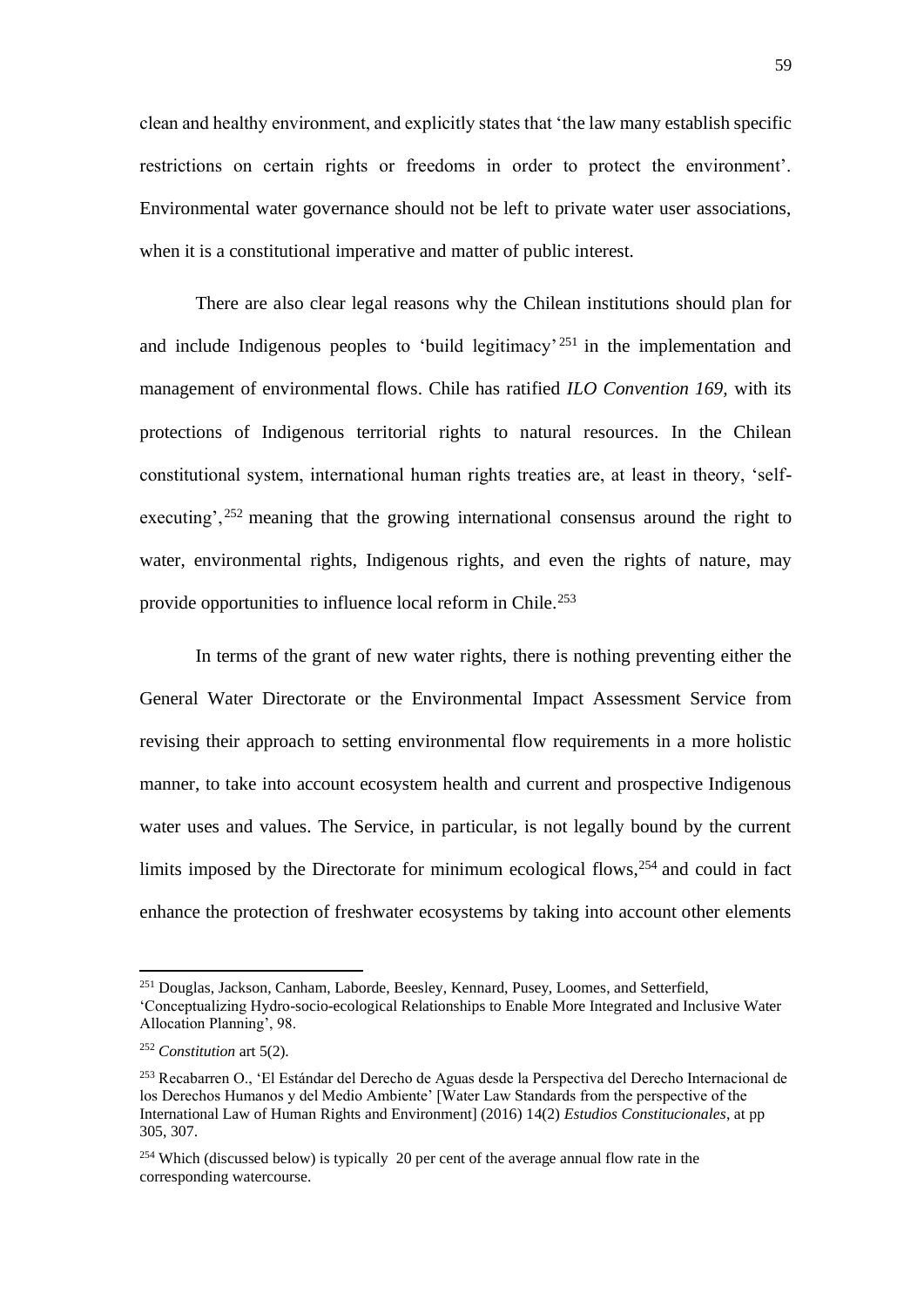clean and healthy environment, and explicitly states that 'the law many establish specific restrictions on certain rights or freedoms in order to protect the environment'. Environmental water governance should not be left to private water user associations, when it is a constitutional imperative and matter of public interest.

There are also clear legal reasons why the Chilean institutions should plan for and include Indigenous peoples to 'build legitimacy'[251] in the implementation and management of environmental flows. Chile has ratified *ILO Convention 169,* with its protections of Indigenous territorial rights to natural resources. In the Chilean constitutional system, international human rights treaties are, at least in theory, 'self-executing',[252] meaning that the growing international consensus around the right to water, environmental rights, Indigenous rights, and even the rights of nature, may provide opportunities to influence local reform in Chile.[253]

In terms of the grant of new water rights, there is nothing preventing either the General Water Directorate or the Environmental Impact Assessment Service from revising their approach to setting environmental flow requirements in a more holistic manner, to take into account ecosystem health and current and prospective Indigenous water uses and values. The Service, in particular, is not legally bound by the current limits imposed by the Directorate for minimum ecological flows,[254] and could in fact enhance the protection of freshwater ecosystems by taking into account other elements

---

[251] Douglas, Jackson, Canham, Laborde, Beesley, Kennard, Pusey, Loomes, and Setterfield, 'Conceptualizing Hydro-socio-ecological Relationships to Enable More Integrated and Inclusive Water Allocation Planning', 98.

[252] *Constitution* art 5(2).

[253] Recabarren O., 'El Estándar del Derecho de Aguas desde la Perspectiva del Derecho Internacional de los Derechos Humanos y del Medio Ambiente' [Water Law Standards from the perspective of the International Law of Human Rights and Environment] (2016) 14(2) *Estudios Constitucionales*, at pp 305, 307.

[254] Which (discussed below) is typically 20 per cent of the average annual flow rate in the corresponding watercourse.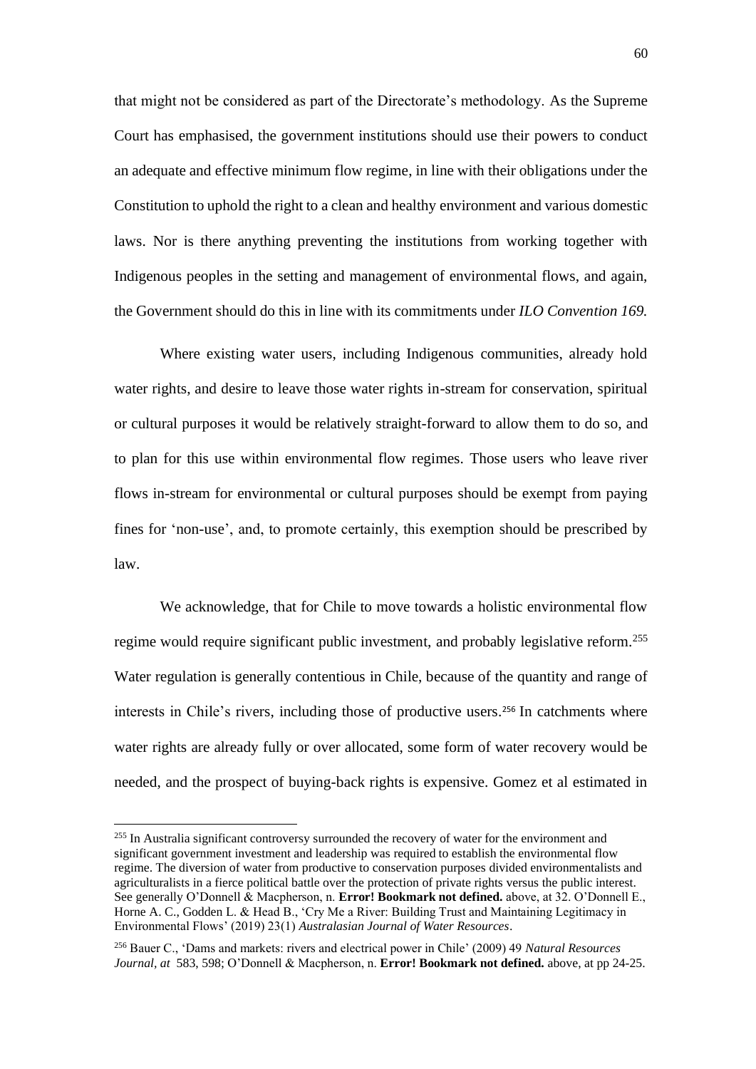that might not be considered as part of the Directorate's methodology. As the Supreme Court has emphasised, the government institutions should use their powers to conduct an adequate and effective minimum flow regime, in line with their obligations under the Constitution to uphold the right to a clean and healthy environment and various domestic laws. Nor is there anything preventing the institutions from working together with Indigenous peoples in the setting and management of environmental flows, and again, the Government should do this in line with its commitments under *ILO Convention 169.*

Where existing water users, including Indigenous communities, already hold water rights, and desire to leave those water rights in-stream for conservation, spiritual or cultural purposes it would be relatively straight-forward to allow them to do so, and to plan for this use within environmental flow regimes. Those users who leave river flows in-stream for environmental or cultural purposes should be exempt from paying fines for 'non-use', and, to promote certainly, this exemption should be prescribed by law.

We acknowledge, that for Chile to move towards a holistic environmental flow regime would require significant public investment, and probably legislative reform.[255] Water regulation is generally contentious in Chile, because of the quantity and range of interests in Chile's rivers, including those of productive users.[256] In catchments where water rights are already fully or over allocated, some form of water recovery would be needed, and the prospect of buying-back rights is expensive. Gomez et al estimated in

---

[255] In Australia significant controversy surrounded the recovery of water for the environment and significant government investment and leadership was required to establish the environmental flow regime. The diversion of water from productive to conservation purposes divided environmentalists and agriculturalists in a fierce political battle over the protection of private rights versus the public interest. See generally O'Donnell & Macpherson, n. **Error! Bookmark not defined.** above, at 32. O'Donnell E., Horne A. C., Godden L. & Head B., 'Cry Me a River: Building Trust and Maintaining Legitimacy in Environmental Flows' (2019) 23(1) *Australasian Journal of Water Resources*.

[256] Bauer C., 'Dams and markets: rivers and electrical power in Chile' (2009) 49 *Natural Resources Journal*, *at* 583, 598; O'Donnell & Macpherson, n. **Error! Bookmark not defined.** above, at pp 24-25.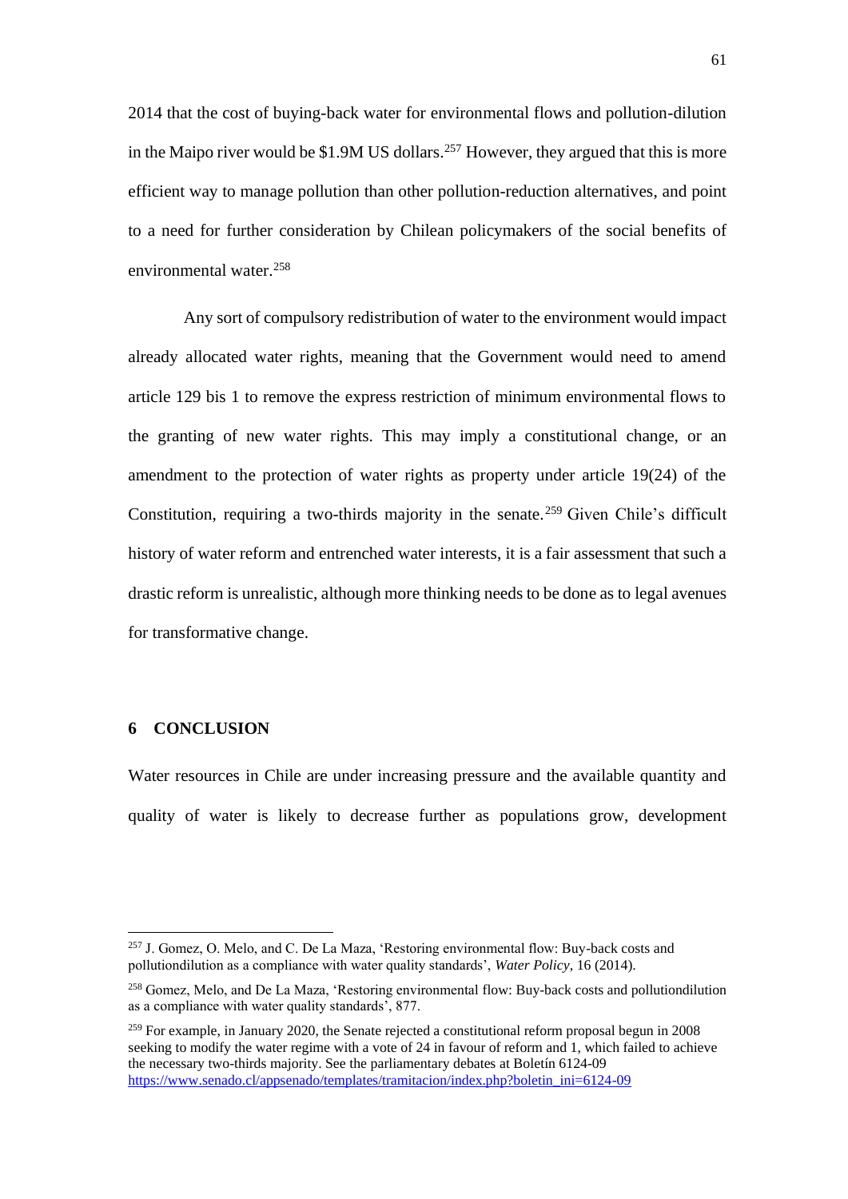2014 that the cost of buying-back water for environmental flows and pollution-dilution in the Maipo river would be $1.9M US dollars.[257] However, they argued that this is more efficient way to manage pollution than other pollution-reduction alternatives, and point to a need for further consideration by Chilean policymakers of the social benefits of environmental water.[258]

Any sort of compulsory redistribution of water to the environment would impact already allocated water rights, meaning that the Government would need to amend article 129 bis 1 to remove the express restriction of minimum environmental flows to the granting of new water rights. This may imply a constitutional change, or an amendment to the protection of water rights as property under article 19(24) of the Constitution, requiring a two-thirds majority in the senate.[259] Given Chile's difficult history of water reform and entrenched water interests, it is a fair assessment that such a drastic reform is unrealistic, although more thinking needs to be done as to legal avenues for transformative change.

## 6 CONCLUSION

Water resources in Chile are under increasing pressure and the available quantity and quality of water is likely to decrease further as populations grow, development

---

[257] J. Gomez, O. Melo, and C. De La Maza, 'Restoring environmental flow: Buy-back costs and pollutiondilution as a compliance with water quality standards', *Water Policy*, 16 (2014).

[258] Gomez, Melo, and De La Maza, 'Restoring environmental flow: Buy-back costs and pollutiondilution as a compliance with water quality standards', 877.

[259] For example, in January 2020, the Senate rejected a constitutional reform proposal begun in 2008 seeking to modify the water regime with a vote of 24 in favour of reform and 1, which failed to achieve the necessary two-thirds majority. See the parliamentary debates at Boletín 6124-09 https://www.senado.cl/appsenado/templates/tramitacion/index.php?boletin_ini=6124-09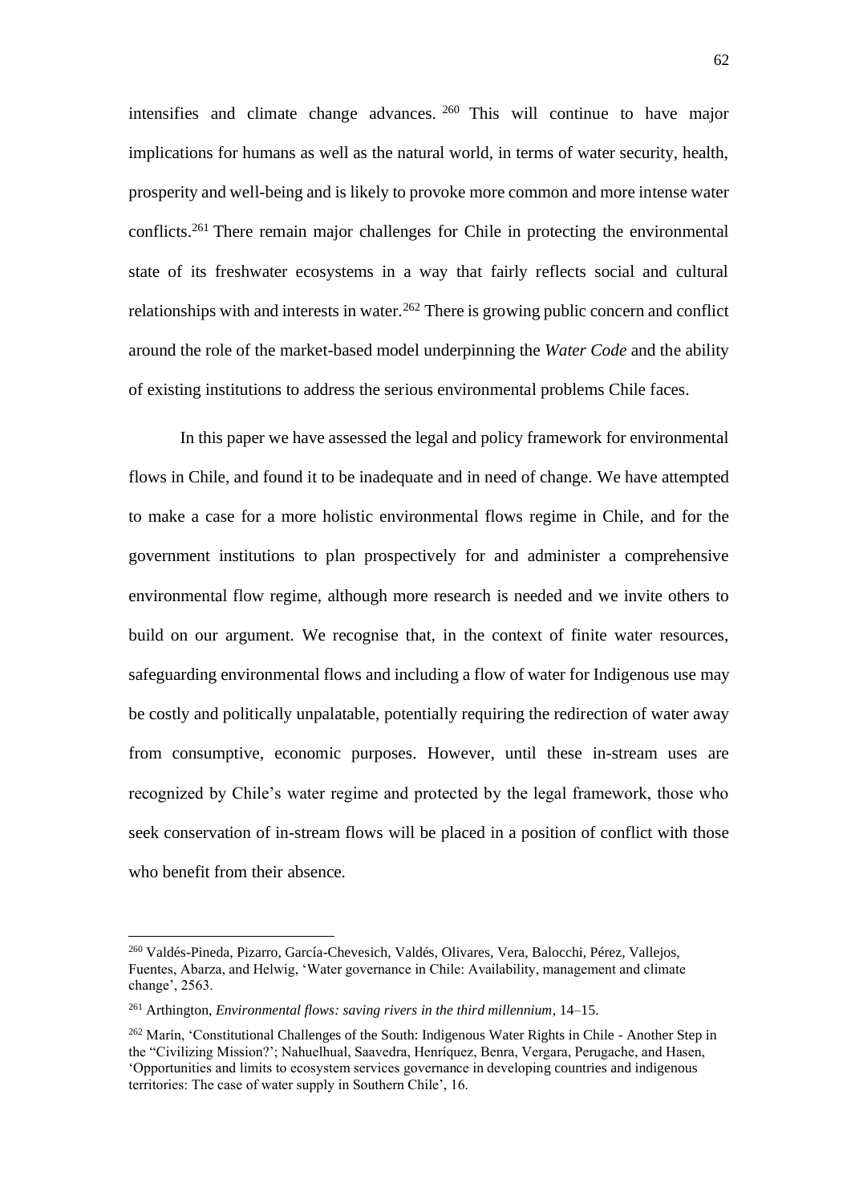intensifies and climate change advances.[260] This will continue to have major implications for humans as well as the natural world, in terms of water security, health, prosperity and well-being and is likely to provoke more common and more intense water conflicts.[261] There remain major challenges for Chile in protecting the environmental state of its freshwater ecosystems in a way that fairly reflects social and cultural relationships with and interests in water.[262] There is growing public concern and conflict around the role of the market-based model underpinning the *Water Code* and the ability of existing institutions to address the serious environmental problems Chile faces.

In this paper we have assessed the legal and policy framework for environmental flows in Chile, and found it to be inadequate and in need of change. We have attempted to make a case for a more holistic environmental flows regime in Chile, and for the government institutions to plan prospectively for and administer a comprehensive environmental flow regime, although more research is needed and we invite others to build on our argument. We recognise that, in the context of finite water resources, safeguarding environmental flows and including a flow of water for Indigenous use may be costly and politically unpalatable, potentially requiring the redirection of water away from consumptive, economic purposes. However, until these in-stream uses are recognized by Chile's water regime and protected by the legal framework, those who seek conservation of in-stream flows will be placed in a position of conflict with those who benefit from their absence.

---

[260] Valdés-Pineda, Pizarro, García-Chevesich, Valdés, Olivares, Vera, Balocchi, Pérez, Vallejos, Fuentes, Abarza, and Helwig, 'Water governance in Chile: Availability, management and climate change', 2563.

[261] Arthington, *Environmental flows: saving rivers in the third millennium*, 14–15.

[262] Marín, 'Constitutional Challenges of the South: Indigenous Water Rights in Chile - Another Step in the "Civilizing Mission?'; Nahuelhual, Saavedra, Henríquez, Benra, Vergara, Perugache, and Hasen, 'Opportunities and limits to ecosystem services governance in developing countries and indigenous territories: The case of water supply in Southern Chile', 16.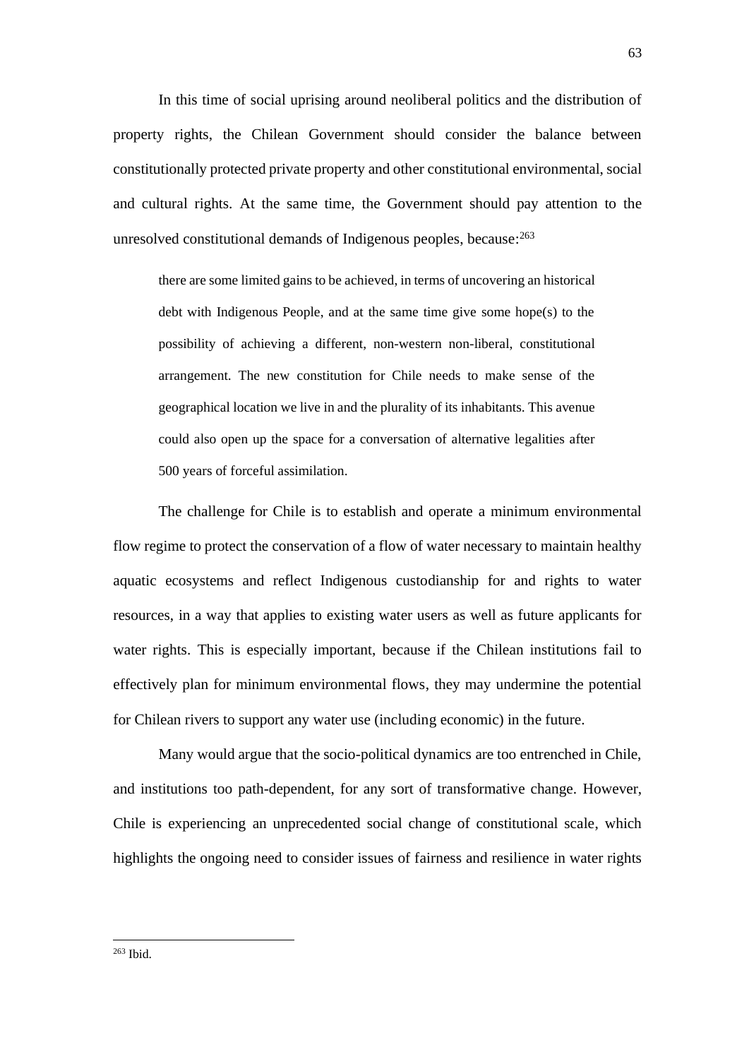In this time of social uprising around neoliberal politics and the distribution of property rights, the Chilean Government should consider the balance between constitutionally protected private property and other constitutional environmental, social and cultural rights. At the same time, the Government should pay attention to the unresolved constitutional demands of Indigenous peoples, because:[263]

> there are some limited gains to be achieved, in terms of uncovering an historical debt with Indigenous People, and at the same time give some hope(s) to the possibility of achieving a different, non-western non-liberal, constitutional arrangement. The new constitution for Chile needs to make sense of the geographical location we live in and the plurality of its inhabitants. This avenue could also open up the space for a conversation of alternative legalities after 500 years of forceful assimilation.

The challenge for Chile is to establish and operate a minimum environmental flow regime to protect the conservation of a flow of water necessary to maintain healthy aquatic ecosystems and reflect Indigenous custodianship for and rights to water resources, in a way that applies to existing water users as well as future applicants for water rights. This is especially important, because if the Chilean institutions fail to effectively plan for minimum environmental flows, they may undermine the potential for Chilean rivers to support any water use (including economic) in the future.

Many would argue that the socio-political dynamics are too entrenched in Chile, and institutions too path-dependent, for any sort of transformative change. However, Chile is experiencing an unprecedented social change of constitutional scale, which highlights the ongoing need to consider issues of fairness and resilience in water rights

---

[263] Ibid.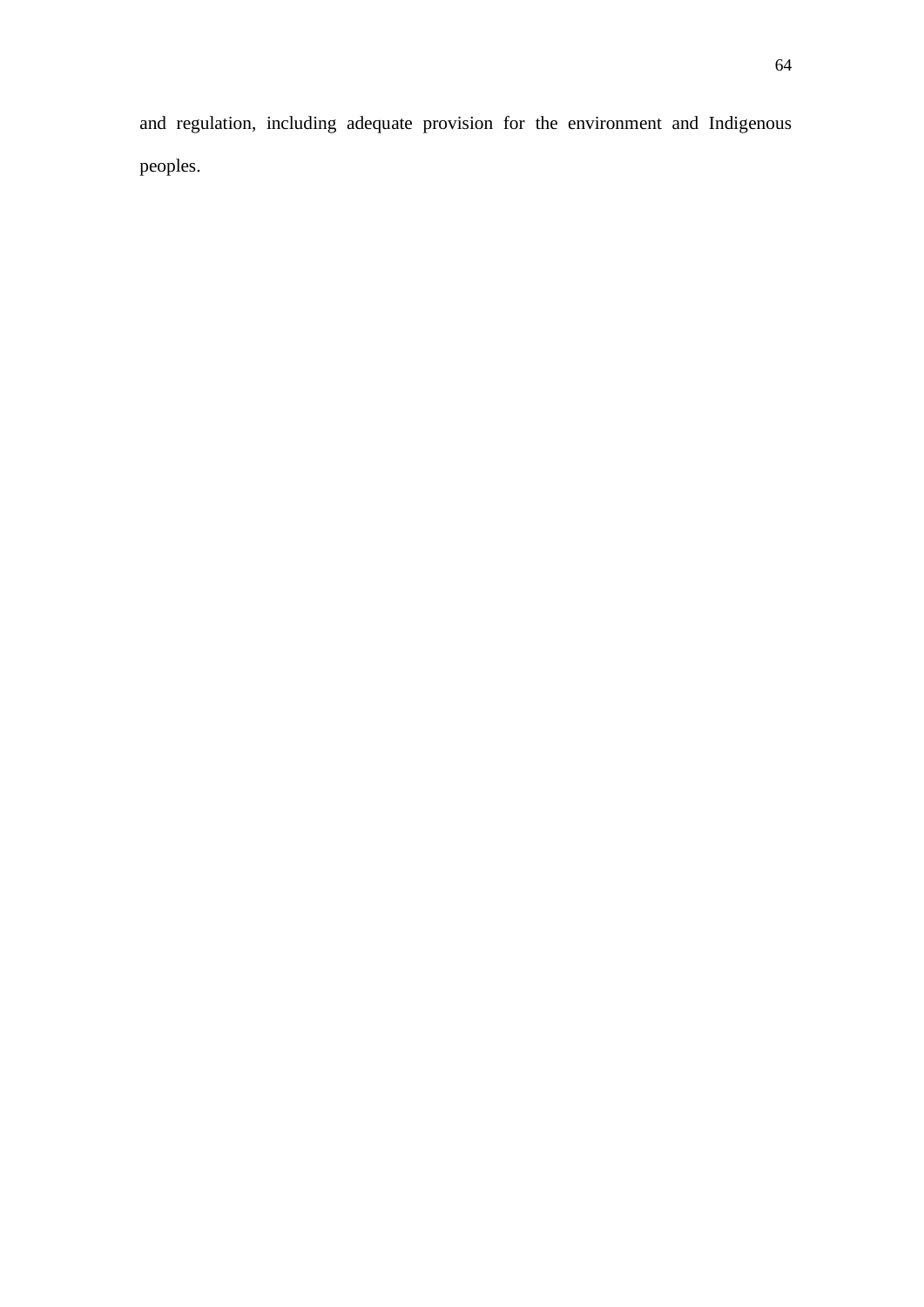and regulation, including adequate provision for the environment and Indigenous peoples.